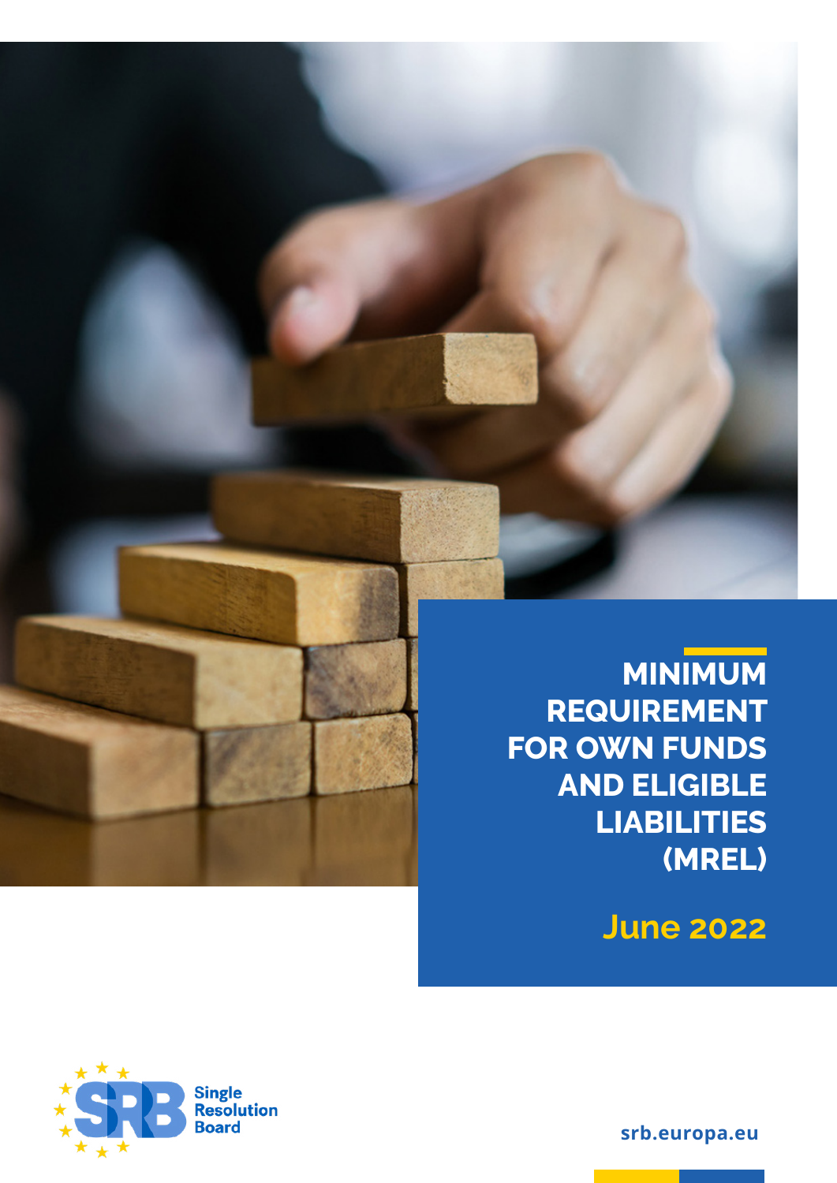# MINIMUM REQUIREMENT FOR OWN FUNDS AND ELIGIBLE LIABILITIES (MREL)

June 2022

Single Resolution Board

srb.europa.eu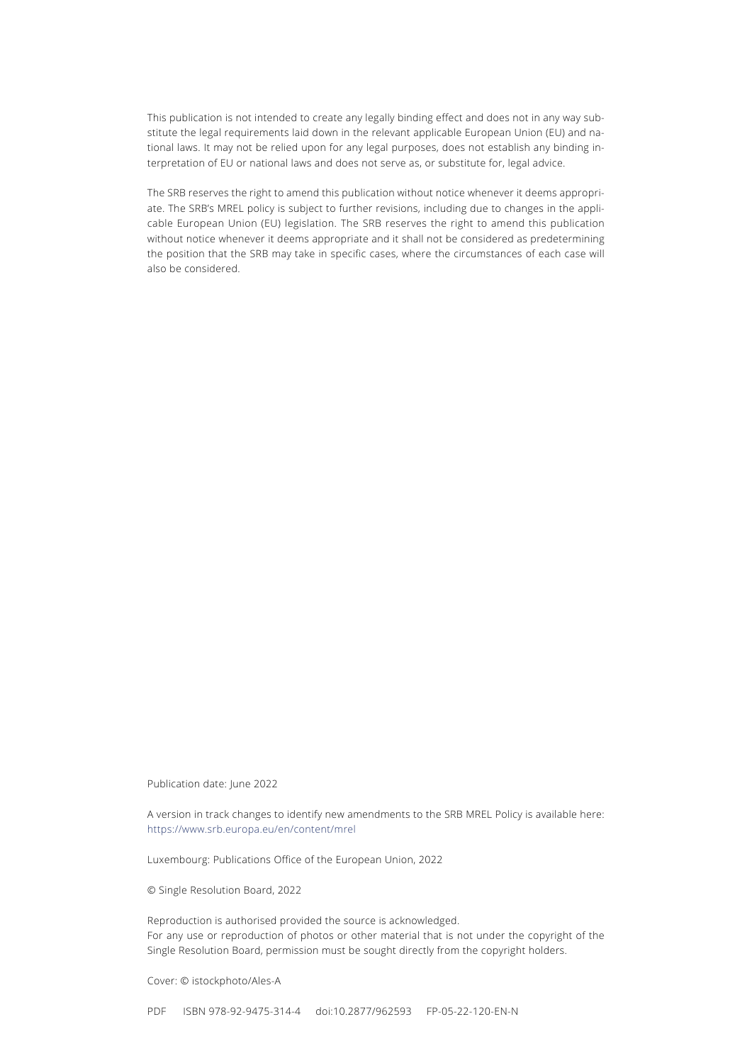This publication is not intended to create any legally binding effect and does not in any way substitute the legal requirements laid down in the relevant applicable European Union (EU) and national laws. It may not be relied upon for any legal purposes, does not establish any binding interpretation of EU or national laws and does not serve as, or substitute for, legal advice.

The SRB reserves the right to amend this publication without notice whenever it deems appropriate. The SRB's MREL policy is subject to further revisions, including due to changes in the applicable European Union (EU) legislation. The SRB reserves the right to amend this publication without notice whenever it deems appropriate and it shall not be considered as predetermining the position that the SRB may take in specific cases, where the circumstances of each case will also be considered.

Publication date: June 2022

A version in track changes to identify new amendments to the SRB MREL Policy is available here: https://www.srb.europa.eu/en/content/mrel

Luxembourg: Publications Office of the European Union, 2022

© Single Resolution Board, 2022

Reproduction is authorised provided the source is acknowledged.
For any use or reproduction of photos or other material that is not under the copyright of the Single Resolution Board, permission must be sought directly from the copyright holders.

Cover: © istockphoto/Ales-A

PDF ISBN 978-92-9475-314-4 doi:10.2877/962593 FP-05-22-120-EN-N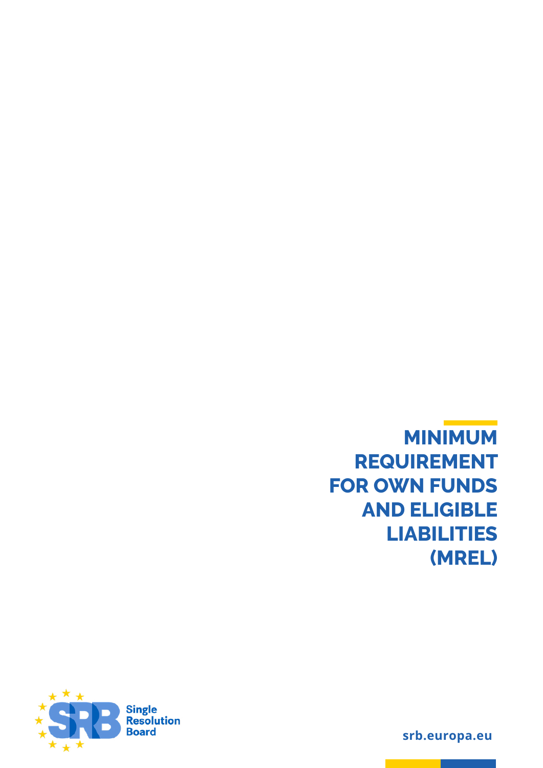# MINIMUM REQUIREMENT FOR OWN FUNDS AND ELIGIBLE LIABILITIES (MREL)

Single Resolution Board

srb.europa.eu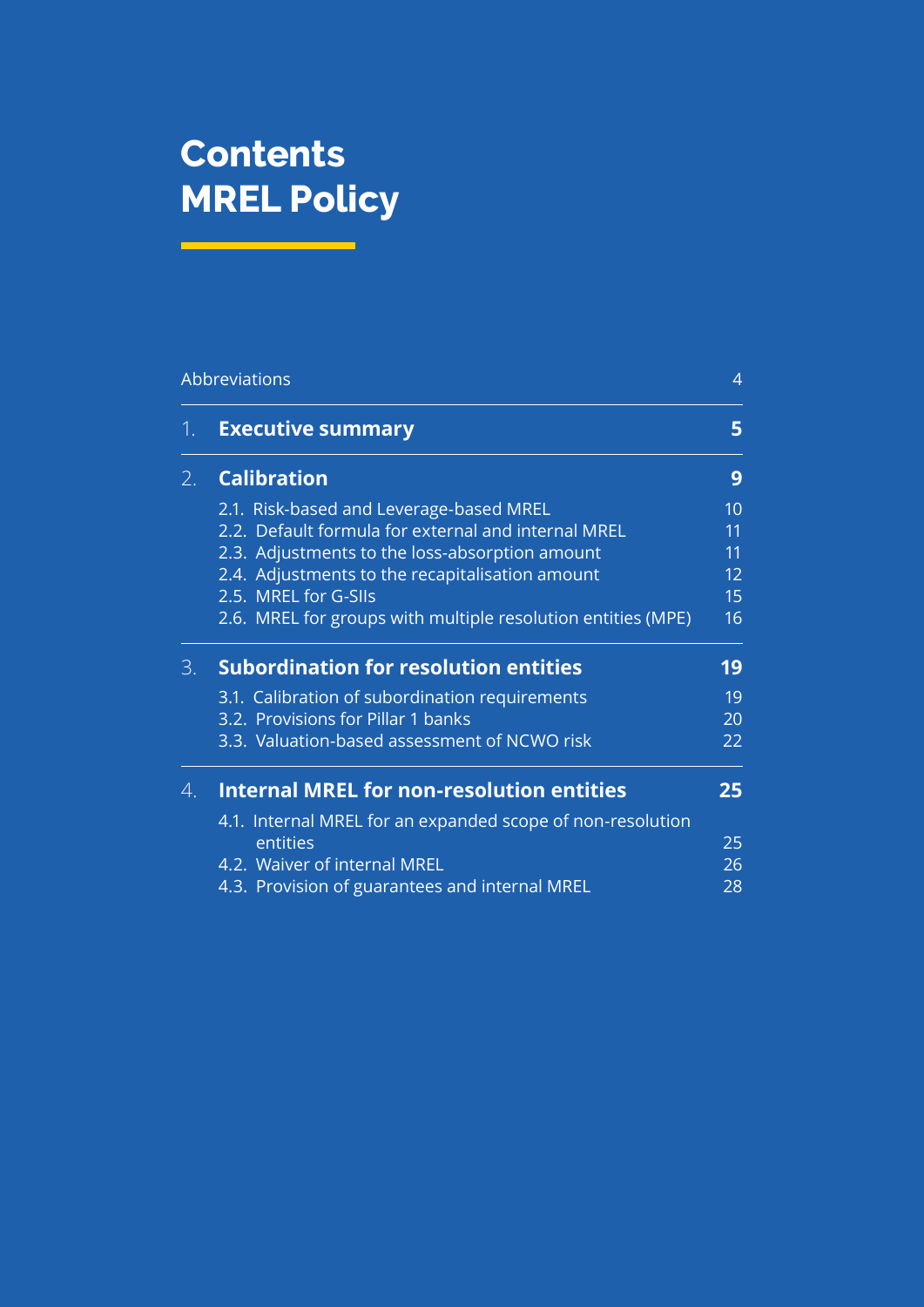# Contents
# MREL Policy

| | | |
|---|---|---|
| Abbreviations | | 4 |
| 1. | **Executive summary** | **5** |
| 2. | **Calibration** | **9** |
| | 2.1. Risk-based and Leverage-based MREL | 10 |
| | 2.2. Default formula for external and internal MREL | 11 |
| | 2.3. Adjustments to the loss-absorption amount | 11 |
| | 2.4. Adjustments to the recapitalisation amount | 12 |
| | 2.5. MREL for G-SIIs | 15 |
| | 2.6. MREL for groups with multiple resolution entities (MPE) | 16 |
| 3. | **Subordination for resolution entities** | **19** |
| | 3.1. Calibration of subordination requirements | 19 |
| | 3.2. Provisions for Pillar 1 banks | 20 |
| | 3.3. Valuation-based assessment of NCWO risk | 22 |
| 4. | **Internal MREL for non-resolution entities** | **25** |
| | 4.1. Internal MREL for an expanded scope of non-resolution entities | 25 |
| | 4.2. Waiver of internal MREL | 26 |
| | 4.3. Provision of guarantees and internal MREL | 28 |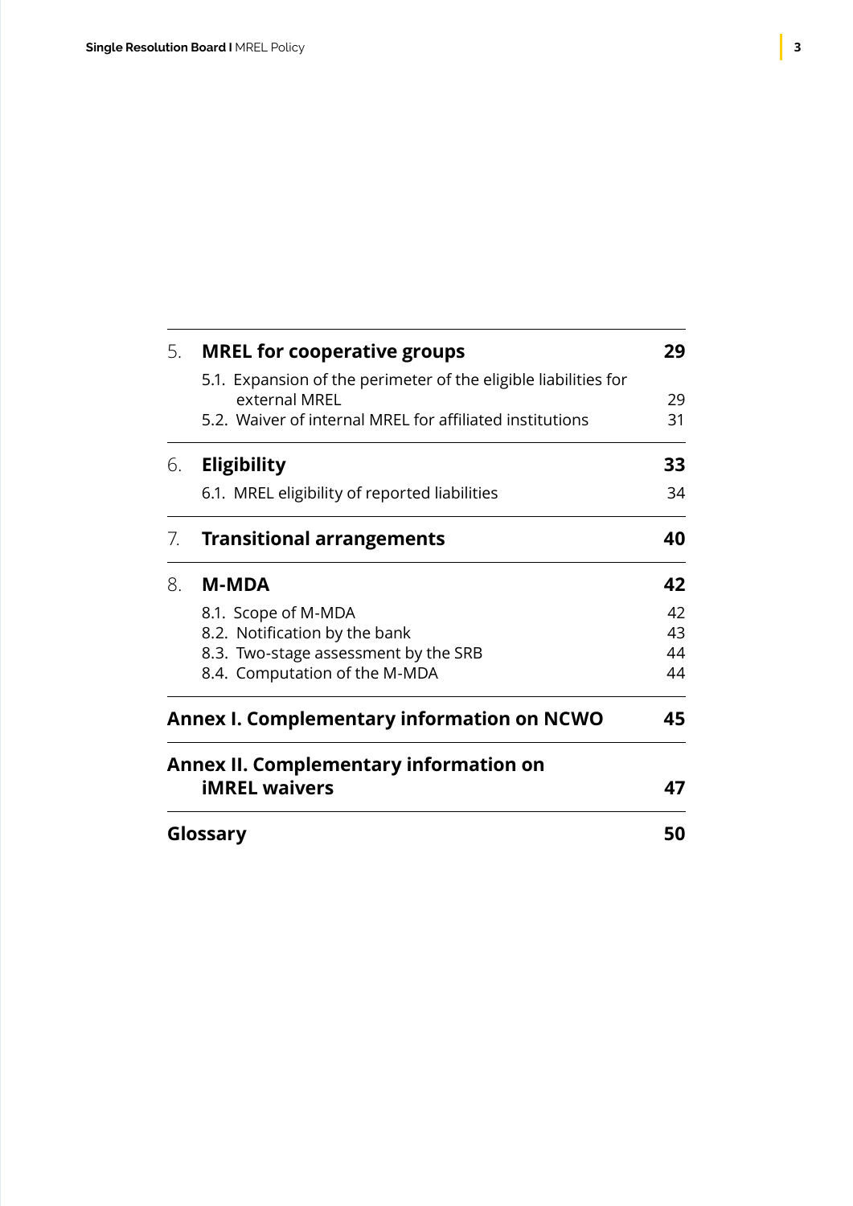| | | |
|---|---|---|
| 5. | **MREL for cooperative groups** | **29** |
| | 5.1. Expansion of the perimeter of the eligible liabilities for external MREL | 29 |
| | 5.2. Waiver of internal MREL for affiliated institutions | 31 |
| 6. | **Eligibility** | **33** |
| | 6.1. MREL eligibility of reported liabilities | 34 |
| 7. | **Transitional arrangements** | **40** |
| 8. | **M-MDA** | **42** |
| | 8.1. Scope of M-MDA | 42 |
| | 8.2. Notification by the bank | 43 |
| | 8.3. Two-stage assessment by the SRB | 44 |
| | 8.4. Computation of the M-MDA | 44 |
| **Annex I. Complementary information on NCWO** | | **45** |
| **Annex II. Complementary information on iMREL waivers** | | **47** |
| **Glossary** | | **50** |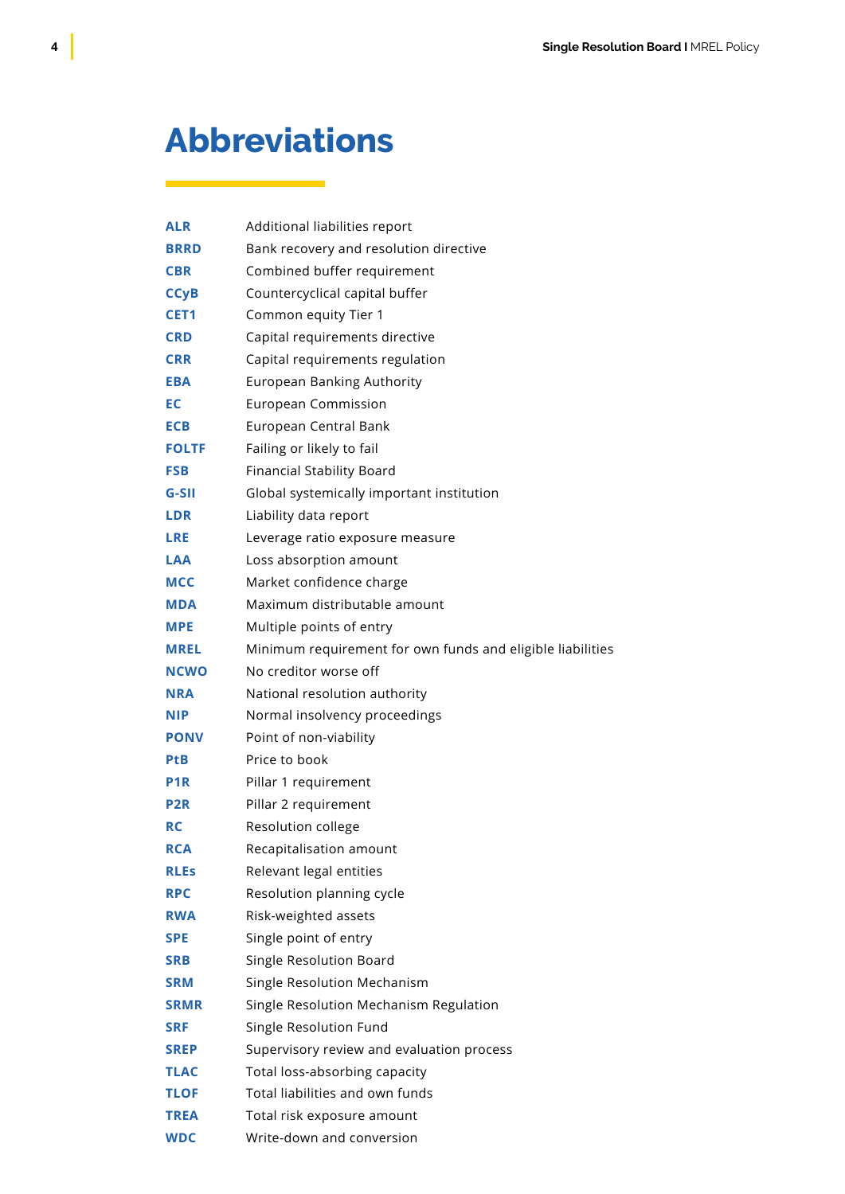# Abbreviations

| | |
|---|---|
| **ALR** | Additional liabilities report |
| **BRRD** | Bank recovery and resolution directive |
| **CBR** | Combined buffer requirement |
| **CCyB** | Countercyclical capital buffer |
| **CET1** | Common equity Tier 1 |
| **CRD** | Capital requirements directive |
| **CRR** | Capital requirements regulation |
| **EBA** | European Banking Authority |
| **EC** | European Commission |
| **ECB** | European Central Bank |
| **FOLTF** | Failing or likely to fail |
| **FSB** | Financial Stability Board |
| **G-SII** | Global systemically important institution |
| **LDR** | Liability data report |
| **LRE** | Leverage ratio exposure measure |
| **LAA** | Loss absorption amount |
| **MCC** | Market confidence charge |
| **MDA** | Maximum distributable amount |
| **MPE** | Multiple points of entry |
| **MREL** | Minimum requirement for own funds and eligible liabilities |
| **NCWO** | No creditor worse off |
| **NRA** | National resolution authority |
| **NIP** | Normal insolvency proceedings |
| **PONV** | Point of non-viability |
| **PtB** | Price to book |
| **P1R** | Pillar 1 requirement |
| **P2R** | Pillar 2 requirement |
| **RC** | Resolution college |
| **RCA** | Recapitalisation amount |
| **RLEs** | Relevant legal entities |
| **RPC** | Resolution planning cycle |
| **RWA** | Risk-weighted assets |
| **SPE** | Single point of entry |
| **SRB** | Single Resolution Board |
| **SRM** | Single Resolution Mechanism |
| **SRMR** | Single Resolution Mechanism Regulation |
| **SRF** | Single Resolution Fund |
| **SREP** | Supervisory review and evaluation process |
| **TLAC** | Total loss-absorbing capacity |
| **TLOF** | Total liabilities and own funds |
| **TREA** | Total risk exposure amount |
| **WDC** | Write-down and conversion |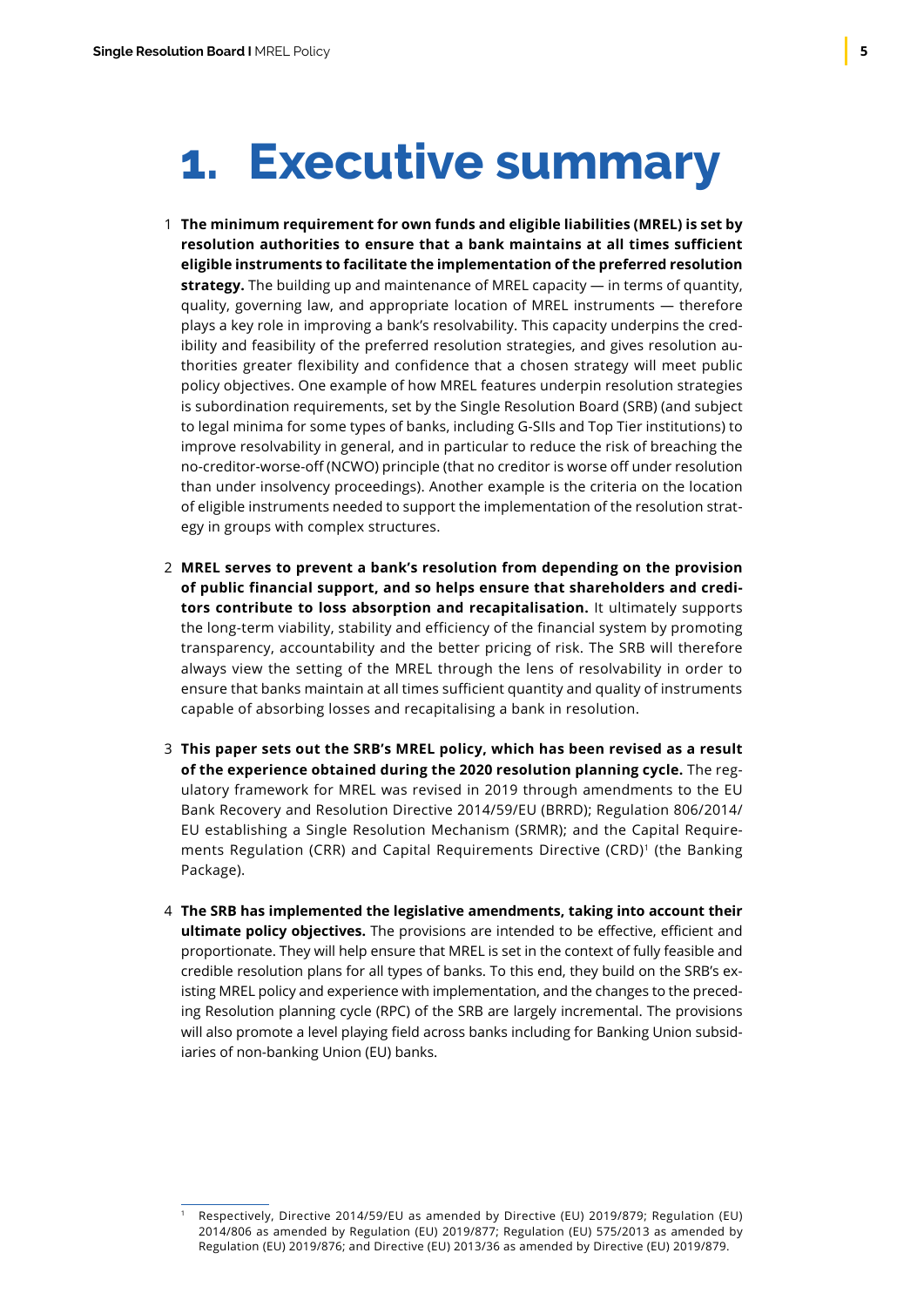# 1. Executive summary

1 **The minimum requirement for own funds and eligible liabilities (MREL) is set by resolution authorities to ensure that a bank maintains at all times sufficient eligible instruments to facilitate the implementation of the preferred resolution strategy.** The building up and maintenance of MREL capacity — in terms of quantity, quality, governing law, and appropriate location of MREL instruments — therefore plays a key role in improving a bank's resolvability. This capacity underpins the credibility and feasibility of the preferred resolution strategies, and gives resolution authorities greater flexibility and confidence that a chosen strategy will meet public policy objectives. One example of how MREL features underpin resolution strategies is subordination requirements, set by the Single Resolution Board (SRB) (and subject to legal minima for some types of banks, including G-SIIs and Top Tier institutions) to improve resolvability in general, and in particular to reduce the risk of breaching the no-creditor-worse-off (NCWO) principle (that no creditor is worse off under resolution than under insolvency proceedings). Another example is the criteria on the location of eligible instruments needed to support the implementation of the resolution strategy in groups with complex structures.

2 **MREL serves to prevent a bank's resolution from depending on the provision of public financial support, and so helps ensure that shareholders and creditors contribute to loss absorption and recapitalisation.** It ultimately supports the long-term viability, stability and efficiency of the financial system by promoting transparency, accountability and the better pricing of risk. The SRB will therefore always view the setting of the MREL through the lens of resolvability in order to ensure that banks maintain at all times sufficient quantity and quality of instruments capable of absorbing losses and recapitalising a bank in resolution.

3 **This paper sets out the SRB's MREL policy, which has been revised as a result of the experience obtained during the 2020 resolution planning cycle.** The regulatory framework for MREL was revised in 2019 through amendments to the EU Bank Recovery and Resolution Directive 2014/59/EU (BRRD); Regulation 806/2014/EU establishing a Single Resolution Mechanism (SRMR); and the Capital Requirements Regulation (CRR) and Capital Requirements Directive (CRD)[1] (the Banking Package).

4 **The SRB has implemented the legislative amendments, taking into account their ultimate policy objectives.** The provisions are intended to be effective, efficient and proportionate. They will help ensure that MREL is set in the context of fully feasible and credible resolution plans for all types of banks. To this end, they build on the SRB's existing MREL policy and experience with implementation, and the changes to the preceding Resolution planning cycle (RPC) of the SRB are largely incremental. The provisions will also promote a level playing field across banks including for Banking Union subsidiaries of non-banking Union (EU) banks.

---

[1] Respectively, Directive 2014/59/EU as amended by Directive (EU) 2019/879; Regulation (EU) 2014/806 as amended by Regulation (EU) 2019/877; Regulation (EU) 575/2013 as amended by Regulation (EU) 2019/876; and Directive (EU) 2013/36 as amended by Directive (EU) 2019/879.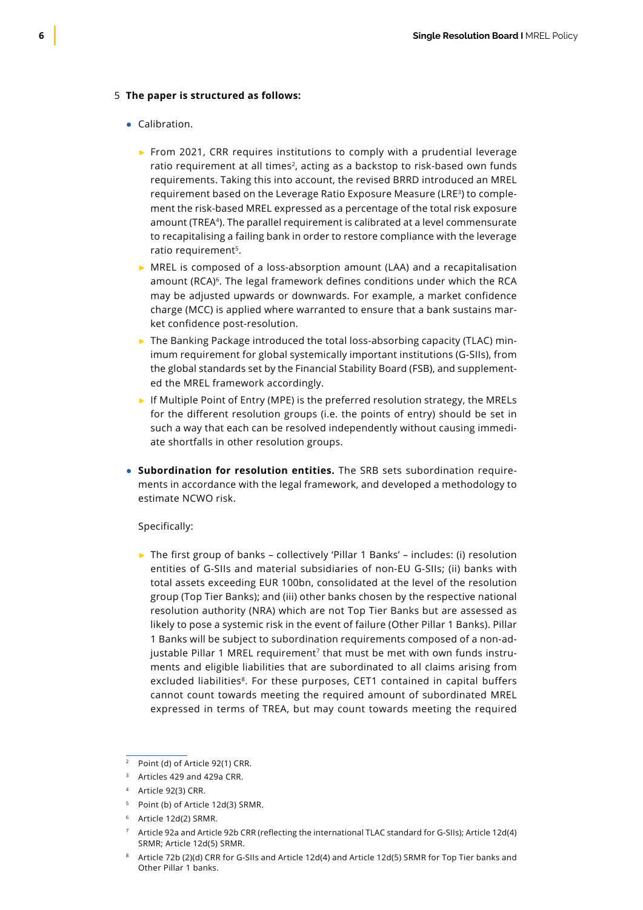5 **The paper is structured as follows:**

- Calibration.
  - From 2021, CRR requires institutions to comply with a prudential leverage ratio requirement at all times[2], acting as a backstop to risk-based own funds requirements. Taking this into account, the revised BRRD introduced an MREL requirement based on the Leverage Ratio Exposure Measure (LRE[3]) to complement the risk-based MREL expressed as a percentage of the total risk exposure amount (TREA[4]). The parallel requirement is calibrated at a level commensurate to recapitalising a failing bank in order to restore compliance with the leverage ratio requirement[5].
  - MREL is composed of a loss-absorption amount (LAA) and a recapitalisation amount (RCA)[6]. The legal framework defines conditions under which the RCA may be adjusted upwards or downwards. For example, a market confidence charge (MCC) is applied where warranted to ensure that a bank sustains market confidence post-resolution.
  - The Banking Package introduced the total loss-absorbing capacity (TLAC) minimum requirement for global systemically important institutions (G-SIIs), from the global standards set by the Financial Stability Board (FSB), and supplemented the MREL framework accordingly.
  - If Multiple Point of Entry (MPE) is the preferred resolution strategy, the MRELs for the different resolution groups (i.e. the points of entry) should be set in such a way that each can be resolved independently without causing immediate shortfalls in other resolution groups.

- **Subordination for resolution entities.** The SRB sets subordination requirements in accordance with the legal framework, and developed a methodology to estimate NCWO risk.

  Specifically:

  - The first group of banks – collectively 'Pillar 1 Banks' – includes: (i) resolution entities of G-SIIs and material subsidiaries of non-EU G-SIIs; (ii) banks with total assets exceeding EUR 100bn, consolidated at the level of the resolution group (Top Tier Banks); and (iii) other banks chosen by the respective national resolution authority (NRA) which are not Top Tier Banks but are assessed as likely to pose a systemic risk in the event of failure (Other Pillar 1 Banks). Pillar 1 Banks will be subject to subordination requirements composed of a non-adjustable Pillar 1 MREL requirement[7] that must be met with own funds instruments and eligible liabilities that are subordinated to all claims arising from excluded liabilities[8]. For these purposes, CET1 contained in capital buffers cannot count towards meeting the required amount of subordinated MREL expressed in terms of TREA, but may count towards meeting the required

---

[2] Point (d) of Article 92(1) CRR.

[3] Articles 429 and 429a CRR.

[4] Article 92(3) CRR.

[5] Point (b) of Article 12d(3) SRMR.

[6] Article 12d(2) SRMR.

[7] Article 92a and Article 92b CRR (reflecting the international TLAC standard for G-SIIs); Article 12d(4) SRMR; Article 12d(5) SRMR.

[8] Article 72b (2)(d) CRR for G-SIIs and Article 12d(4) and Article 12d(5) SRMR for Top Tier banks and Other Pillar 1 banks.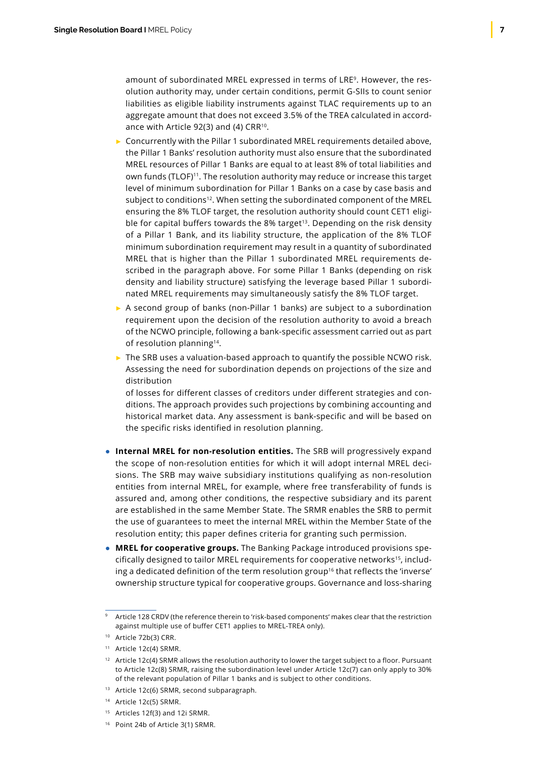amount of subordinated MREL expressed in terms of LRE[9]. However, the resolution authority may, under certain conditions, permit G-SIIs to count senior liabilities as eligible liability instruments against TLAC requirements up to an aggregate amount that does not exceed 3.5% of the TREA calculated in accordance with Article 92(3) and (4) CRR[10].

- Concurrently with the Pillar 1 subordinated MREL requirements detailed above, the Pillar 1 Banks' resolution authority must also ensure that the subordinated MREL resources of Pillar 1 Banks are equal to at least 8% of total liabilities and own funds (TLOF)[11]. The resolution authority may reduce or increase this target level of minimum subordination for Pillar 1 Banks on a case by case basis and subject to conditions[12]. When setting the subordinated component of the MREL ensuring the 8% TLOF target, the resolution authority should count CET1 eligible for capital buffers towards the 8% target[13]. Depending on the risk density of a Pillar 1 Bank, and its liability structure, the application of the 8% TLOF minimum subordination requirement may result in a quantity of subordinated MREL that is higher than the Pillar 1 subordinated MREL requirements described in the paragraph above. For some Pillar 1 Banks (depending on risk density and liability structure) satisfying the leverage based Pillar 1 subordinated MREL requirements may simultaneously satisfy the 8% TLOF target.
- A second group of banks (non-Pillar 1 banks) are subject to a subordination requirement upon the decision of the resolution authority to avoid a breach of the NCWO principle, following a bank-specific assessment carried out as part of resolution planning[14].
- The SRB uses a valuation-based approach to quantify the possible NCWO risk. Assessing the need for subordination depends on projections of the size and distribution

  of losses for different classes of creditors under different strategies and conditions. The approach provides such projections by combining accounting and historical market data. Any assessment is bank-specific and will be based on the specific risks identified in resolution planning.

- **Internal MREL for non-resolution entities.** The SRB will progressively expand the scope of non-resolution entities for which it will adopt internal MREL decisions. The SRB may waive subsidiary institutions qualifying as non-resolution entities from internal MREL, for example, where free transferability of funds is assured and, among other conditions, the respective subsidiary and its parent are established in the same Member State. The SRMR enables the SRB to permit the use of guarantees to meet the internal MREL within the Member State of the resolution entity; this paper defines criteria for granting such permission.
- **MREL for cooperative groups.** The Banking Package introduced provisions specifically designed to tailor MREL requirements for cooperative networks[15], including a dedicated definition of the term resolution group[16] that reflects the 'inverse' ownership structure typical for cooperative groups. Governance and loss-sharing

---

[9] Article 128 CRDV (the reference therein to 'risk-based components' makes clear that the restriction against multiple use of buffer CET1 applies to MREL-TREA only).

[10] Article 72b(3) CRR.

[11] Article 12c(4) SRMR.

[12] Article 12c(4) SRMR allows the resolution authority to lower the target subject to a floor. Pursuant to Article 12c(8) SRMR, raising the subordination level under Article 12c(7) can only apply to 30% of the relevant population of Pillar 1 banks and is subject to other conditions.

[13] Article 12c(6) SRMR, second subparagraph.

[14] Article 12c(5) SRMR.

[15] Articles 12f(3) and 12i SRMR.

[16] Point 24b of Article 3(1) SRMR.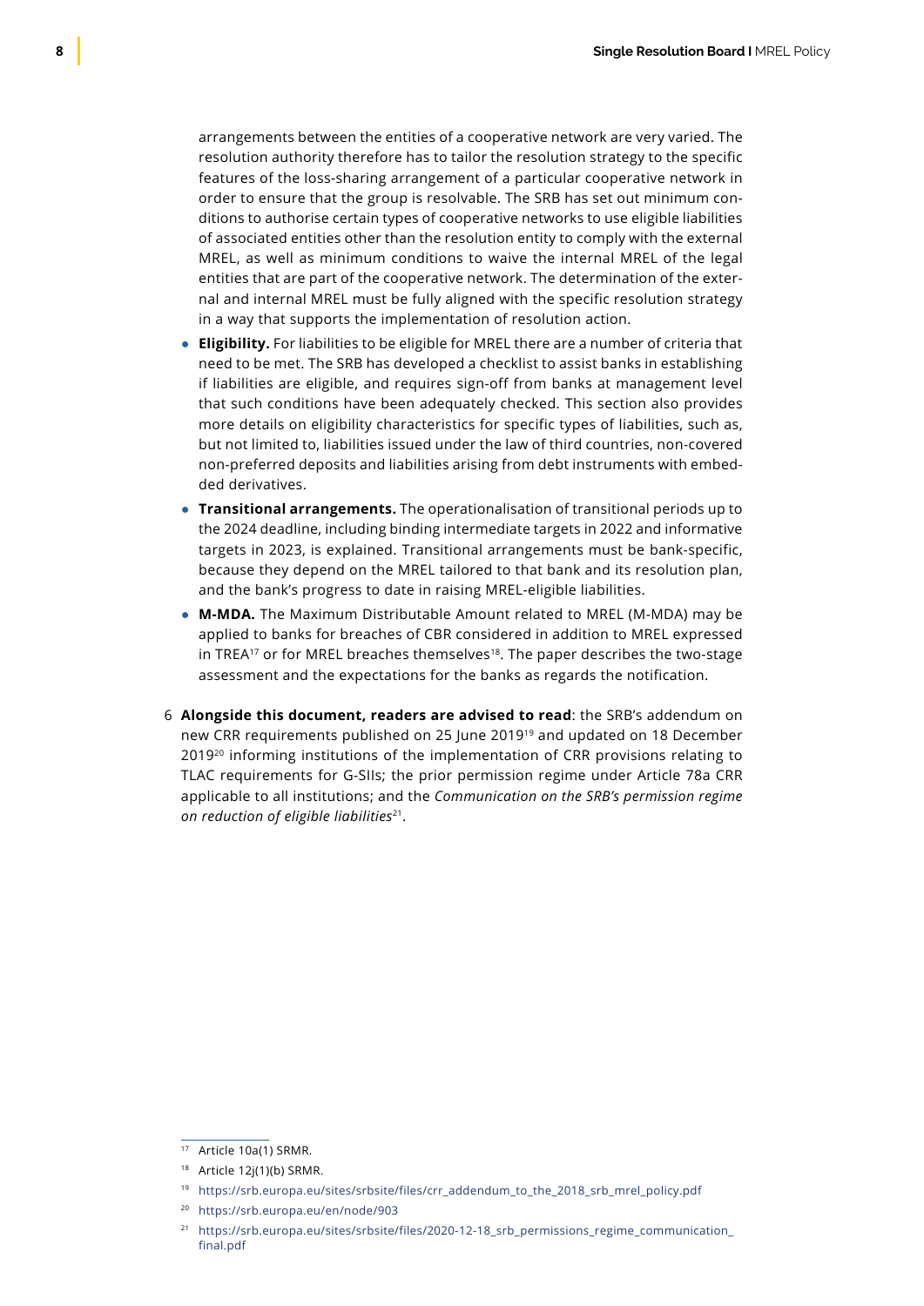arrangements between the entities of a cooperative network are very varied. The resolution authority therefore has to tailor the resolution strategy to the specific features of the loss-sharing arrangement of a particular cooperative network in order to ensure that the group is resolvable. The SRB has set out minimum conditions to authorise certain types of cooperative networks to use eligible liabilities of associated entities other than the resolution entity to comply with the external MREL, as well as minimum conditions to waive the internal MREL of the legal entities that are part of the cooperative network. The determination of the external and internal MREL must be fully aligned with the specific resolution strategy in a way that supports the implementation of resolution action.

- **Eligibility.** For liabilities to be eligible for MREL there are a number of criteria that need to be met. The SRB has developed a checklist to assist banks in establishing if liabilities are eligible, and requires sign-off from banks at management level that such conditions have been adequately checked. This section also provides more details on eligibility characteristics for specific types of liabilities, such as, but not limited to, liabilities issued under the law of third countries, non-covered non-preferred deposits and liabilities arising from debt instruments with embedded derivatives.
- **Transitional arrangements.** The operationalisation of transitional periods up to the 2024 deadline, including binding intermediate targets in 2022 and informative targets in 2023, is explained. Transitional arrangements must be bank-specific, because they depend on the MREL tailored to that bank and its resolution plan, and the bank's progress to date in raising MREL-eligible liabilities.
- **M-MDA.** The Maximum Distributable Amount related to MREL (M-MDA) may be applied to banks for breaches of CBR considered in addition to MREL expressed in TREA[17] or for MREL breaches themselves[18]. The paper describes the two-stage assessment and the expectations for the banks as regards the notification.

6 **Alongside this document, readers are advised to read**: the SRB's addendum on new CRR requirements published on 25 June 2019[19] and updated on 18 December 2019[20] informing institutions of the implementation of CRR provisions relating to TLAC requirements for G-SIIs; the prior permission regime under Article 78a CRR applicable to all institutions; and the *Communication on the SRB's permission regime on reduction of eligible liabilities*[21].

---

[17] Article 10a(1) SRMR.

[18] Article 12j(1)(b) SRMR.

[19] https://srb.europa.eu/sites/srbsite/files/crr_addendum_to_the_2018_srb_mrel_policy.pdf

[20] https://srb.europa.eu/en/node/903

[21] https://srb.europa.eu/sites/srbsite/files/2020-12-18_srb_permissions_regime_communication_final.pdf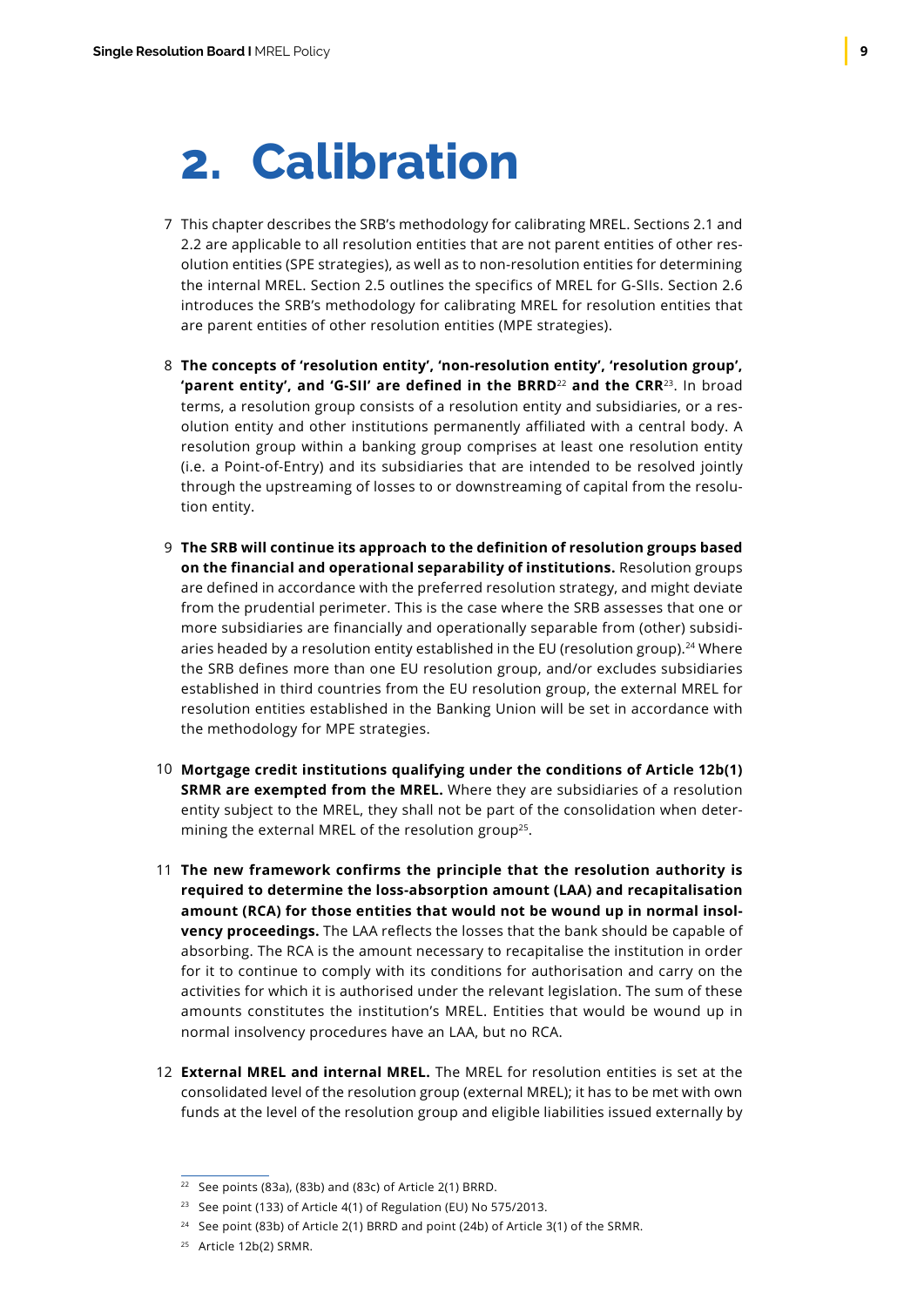# 2. Calibration

7 This chapter describes the SRB's methodology for calibrating MREL. Sections 2.1 and 2.2 are applicable to all resolution entities that are not parent entities of other resolution entities (SPE strategies), as well as to non-resolution entities for determining the internal MREL. Section 2.5 outlines the specifics of MREL for G-SIIs. Section 2.6 introduces the SRB's methodology for calibrating MREL for resolution entities that are parent entities of other resolution entities (MPE strategies).

8 **The concepts of 'resolution entity', 'non-resolution entity', 'resolution group', 'parent entity', and 'G-SII' are defined in the BRRD**[22] **and the CRR**[23]. In broad terms, a resolution group consists of a resolution entity and subsidiaries, or a resolution entity and other institutions permanently affiliated with a central body. A resolution group within a banking group comprises at least one resolution entity (i.e. a Point-of-Entry) and its subsidiaries that are intended to be resolved jointly through the upstreaming of losses to or downstreaming of capital from the resolution entity.

9 **The SRB will continue its approach to the definition of resolution groups based on the financial and operational separability of institutions.** Resolution groups are defined in accordance with the preferred resolution strategy, and might deviate from the prudential perimeter. This is the case where the SRB assesses that one or more subsidiaries are financially and operationally separable from (other) subsidiaries headed by a resolution entity established in the EU (resolution group).[24] Where the SRB defines more than one EU resolution group, and/or excludes subsidiaries established in third countries from the EU resolution group, the external MREL for resolution entities established in the Banking Union will be set in accordance with the methodology for MPE strategies.

10 **Mortgage credit institutions qualifying under the conditions of Article 12b(1) SRMR are exempted from the MREL.** Where they are subsidiaries of a resolution entity subject to the MREL, they shall not be part of the consolidation when determining the external MREL of the resolution group[25].

11 **The new framework confirms the principle that the resolution authority is required to determine the loss-absorption amount (LAA) and recapitalisation amount (RCA) for those entities that would not be wound up in normal insolvency proceedings.** The LAA reflects the losses that the bank should be capable of absorbing. The RCA is the amount necessary to recapitalise the institution in order for it to continue to comply with its conditions for authorisation and carry on the activities for which it is authorised under the relevant legislation. The sum of these amounts constitutes the institution's MREL. Entities that would be wound up in normal insolvency procedures have an LAA, but no RCA.

12 **External MREL and internal MREL.** The MREL for resolution entities is set at the consolidated level of the resolution group (external MREL); it has to be met with own funds at the level of the resolution group and eligible liabilities issued externally by

---

[22] See points (83a), (83b) and (83c) of Article 2(1) BRRD.

[23] See point (133) of Article 4(1) of Regulation (EU) No 575/2013.

[24] See point (83b) of Article 2(1) BRRD and point (24b) of Article 3(1) of the SRMR.

[25] Article 12b(2) SRMR.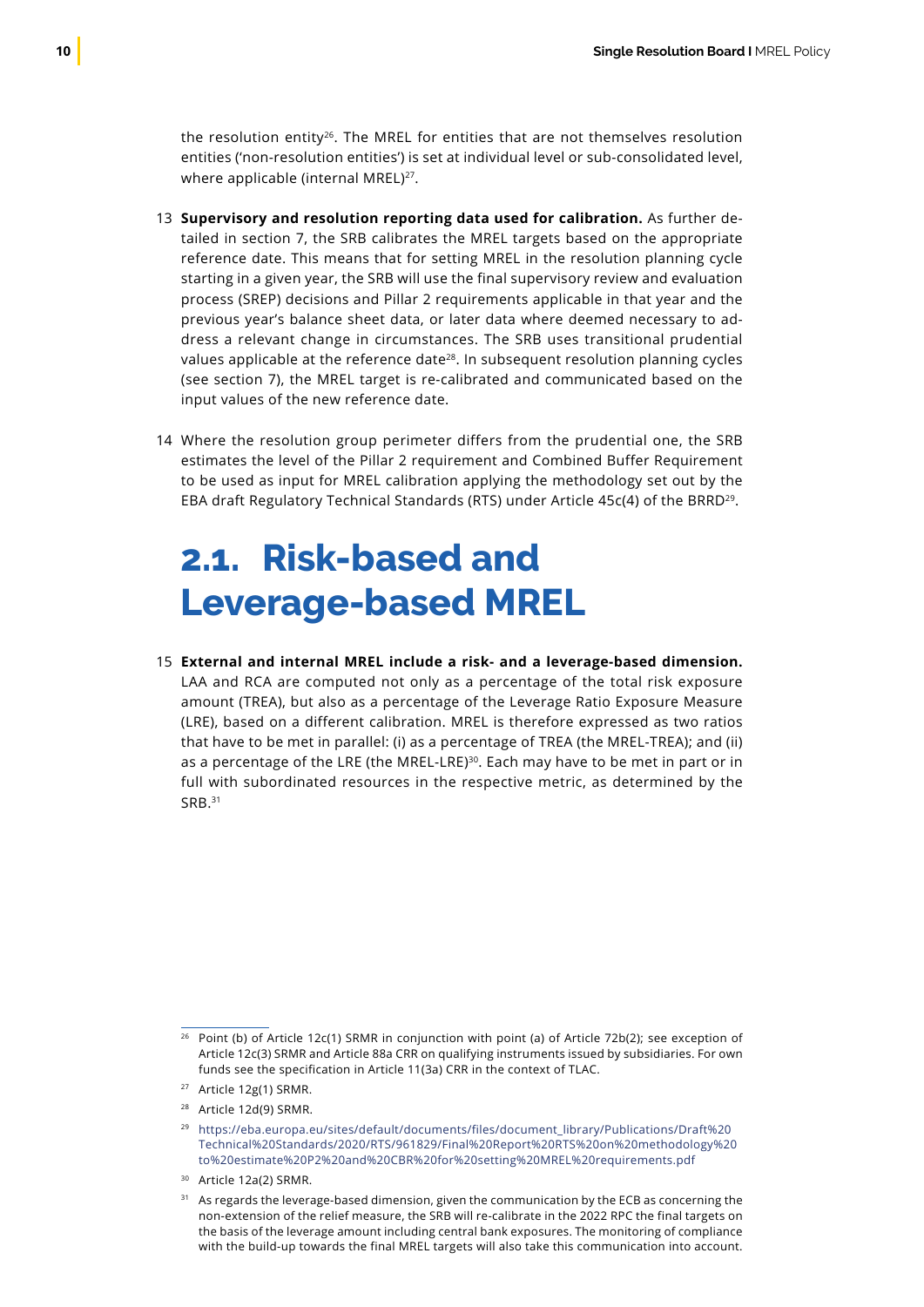the resolution entity[26]. The MREL for entities that are not themselves resolution entities ('non-resolution entities') is set at individual level or sub-consolidated level, where applicable (internal MREL)[27].

13 **Supervisory and resolution reporting data used for calibration.** As further detailed in section 7, the SRB calibrates the MREL targets based on the appropriate reference date. This means that for setting MREL in the resolution planning cycle starting in a given year, the SRB will use the final supervisory review and evaluation process (SREP) decisions and Pillar 2 requirements applicable in that year and the previous year's balance sheet data, or later data where deemed necessary to address a relevant change in circumstances. The SRB uses transitional prudential values applicable at the reference date[28]. In subsequent resolution planning cycles (see section 7), the MREL target is re-calibrated and communicated based on the input values of the new reference date.

14 Where the resolution group perimeter differs from the prudential one, the SRB estimates the level of the Pillar 2 requirement and Combined Buffer Requirement to be used as input for MREL calibration applying the methodology set out by the EBA draft Regulatory Technical Standards (RTS) under Article 45c(4) of the BRRD[29].

## 2.1. Risk-based and Leverage-based MREL

15 **External and internal MREL include a risk- and a leverage-based dimension.** LAA and RCA are computed not only as a percentage of the total risk exposure amount (TREA), but also as a percentage of the Leverage Ratio Exposure Measure (LRE), based on a different calibration. MREL is therefore expressed as two ratios that have to be met in parallel: (i) as a percentage of TREA (the MREL-TREA); and (ii) as a percentage of the LRE (the MREL-LRE)[30]. Each may have to be met in part or in full with subordinated resources in the respective metric, as determined by the SRB.[31]

---

[26] Point (b) of Article 12c(1) SRMR in conjunction with point (a) of Article 72b(2); see exception of Article 12c(3) SRMR and Article 88a CRR on qualifying instruments issued by subsidiaries. For own funds see the specification in Article 11(3a) CRR in the context of TLAC.

[27] Article 12g(1) SRMR.

[28] Article 12d(9) SRMR.

[29] https://eba.europa.eu/sites/default/documents/files/document_library/Publications/Draft%20Technical%20Standards/2020/RTS/961829/Final%20Report%20RTS%20on%20methodology%20to%20estimate%20P2%20and%20CBR%20for%20setting%20MREL%20requirements.pdf

[30] Article 12a(2) SRMR.

[31] As regards the leverage-based dimension, given the communication by the ECB as concerning the non-extension of the relief measure, the SRB will re-calibrate in the 2022 RPC the final targets on the basis of the leverage amount including central bank exposures. The monitoring of compliance with the build-up towards the final MREL targets will also take this communication into account.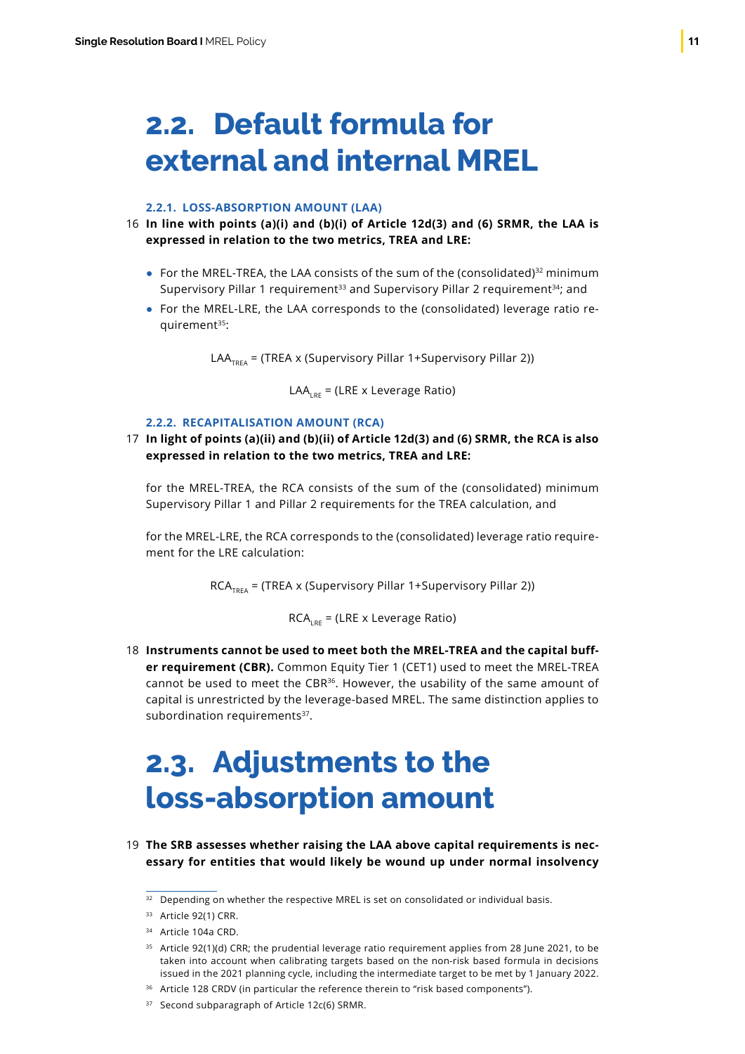# 2.2. Default formula for external and internal MREL

### 2.2.1. LOSS-ABSORPTION AMOUNT (LAA)

16 **In line with points (a)(i) and (b)(i) of Article 12d(3) and (6) SRMR, the LAA is expressed in relation to the two metrics, TREA and LRE:**

- For the MREL-TREA, the LAA consists of the sum of the (consolidated)[32] minimum Supervisory Pillar 1 requirement[33] and Supervisory Pillar 2 requirement[34]; and
- For the MREL-LRE, the LAA corresponds to the (consolidated) leverage ratio requirement[35]:

$$LAA_{TREA} = (TREA \text{ x } (\text{Supervisory Pillar 1+Supervisory Pillar 2}))$$

$$LAA_{LRE} = (LRE \text{ x Leverage Ratio})$$

### 2.2.2. RECAPITALISATION AMOUNT (RCA)

17 **In light of points (a)(ii) and (b)(ii) of Article 12d(3) and (6) SRMR, the RCA is also expressed in relation to the two metrics, TREA and LRE:**

for the MREL-TREA, the RCA consists of the sum of the (consolidated) minimum Supervisory Pillar 1 and Pillar 2 requirements for the TREA calculation, and

for the MREL-LRE, the RCA corresponds to the (consolidated) leverage ratio requirement for the LRE calculation:

$$RCA_{TREA} = (TREA \text{ x } (\text{Supervisory Pillar 1+Supervisory Pillar 2}))$$

$$RCA_{LRE} = (LRE \text{ x Leverage Ratio})$$

18 **Instruments cannot be used to meet both the MREL-TREA and the capital buffer requirement (CBR).** Common Equity Tier 1 (CET1) used to meet the MREL-TREA cannot be used to meet the CBR[36]. However, the usability of the same amount of capital is unrestricted by the leverage-based MREL. The same distinction applies to subordination requirements[37].

# 2.3. Adjustments to the loss-absorption amount

19 **The SRB assesses whether raising the LAA above capital requirements is necessary for entities that would likely be wound up under normal insolvency**

---

[32] Depending on whether the respective MREL is set on consolidated or individual basis.

[33] Article 92(1) CRR.

[34] Article 104a CRD.

[35] Article 92(1)(d) CRR; the prudential leverage ratio requirement applies from 28 June 2021, to be taken into account when calibrating targets based on the non-risk based formula in decisions issued in the 2021 planning cycle, including the intermediate target to be met by 1 January 2022.

[36] Article 128 CRDV (in particular the reference therein to "risk based components").

[37] Second subparagraph of Article 12c(6) SRMR.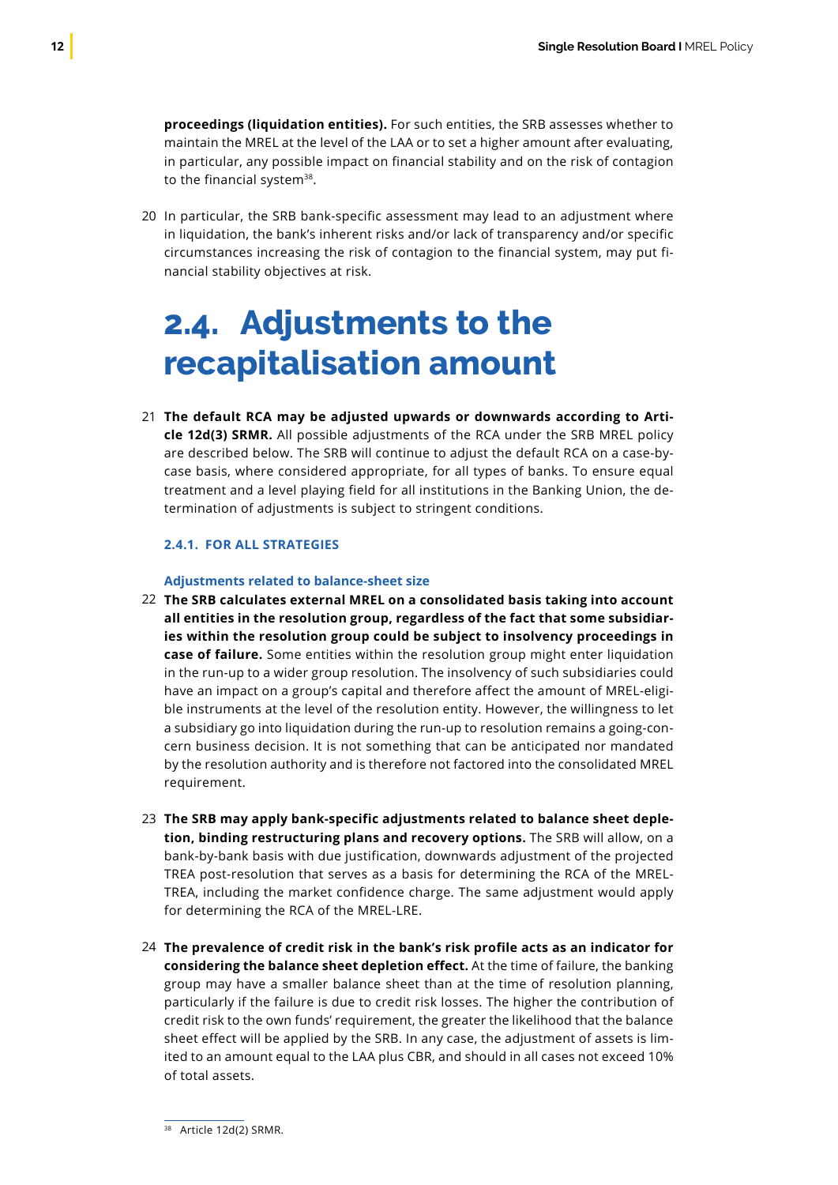**proceedings (liquidation entities).** For such entities, the SRB assesses whether to maintain the MREL at the level of the LAA or to set a higher amount after evaluating, in particular, any possible impact on financial stability and on the risk of contagion to the financial system[38].

20 In particular, the SRB bank-specific assessment may lead to an adjustment where in liquidation, the bank's inherent risks and/or lack of transparency and/or specific circumstances increasing the risk of contagion to the financial system, may put financial stability objectives at risk.

## 2.4. Adjustments to the recapitalisation amount

21 **The default RCA may be adjusted upwards or downwards according to Article 12d(3) SRMR.** All possible adjustments of the RCA under the SRB MREL policy are described below. The SRB will continue to adjust the default RCA on a case-by-case basis, where considered appropriate, for all types of banks. To ensure equal treatment and a level playing field for all institutions in the Banking Union, the determination of adjustments is subject to stringent conditions.

### 2.4.1. FOR ALL STRATEGIES

#### Adjustments related to balance-sheet size

22 **The SRB calculates external MREL on a consolidated basis taking into account all entities in the resolution group, regardless of the fact that some subsidiaries within the resolution group could be subject to insolvency proceedings in case of failure.** Some entities within the resolution group might enter liquidation in the run-up to a wider group resolution. The insolvency of such subsidiaries could have an impact on a group's capital and therefore affect the amount of MREL-eligible instruments at the level of the resolution entity. However, the willingness to let a subsidiary go into liquidation during the run-up to resolution remains a going-concern business decision. It is not something that can be anticipated nor mandated by the resolution authority and is therefore not factored into the consolidated MREL requirement.

23 **The SRB may apply bank-specific adjustments related to balance sheet depletion, binding restructuring plans and recovery options.** The SRB will allow, on a bank-by-bank basis with due justification, downwards adjustment of the projected TREA post-resolution that serves as a basis for determining the RCA of the MREL-TREA, including the market confidence charge. The same adjustment would apply for determining the RCA of the MREL-LRE.

24 **The prevalence of credit risk in the bank's risk profile acts as an indicator for considering the balance sheet depletion effect.** At the time of failure, the banking group may have a smaller balance sheet than at the time of resolution planning, particularly if the failure is due to credit risk losses. The higher the contribution of credit risk to the own funds' requirement, the greater the likelihood that the balance sheet effect will be applied by the SRB. In any case, the adjustment of assets is limited to an amount equal to the LAA plus CBR, and should in all cases not exceed 10% of total assets.

[38] Article 12d(2) SRMR.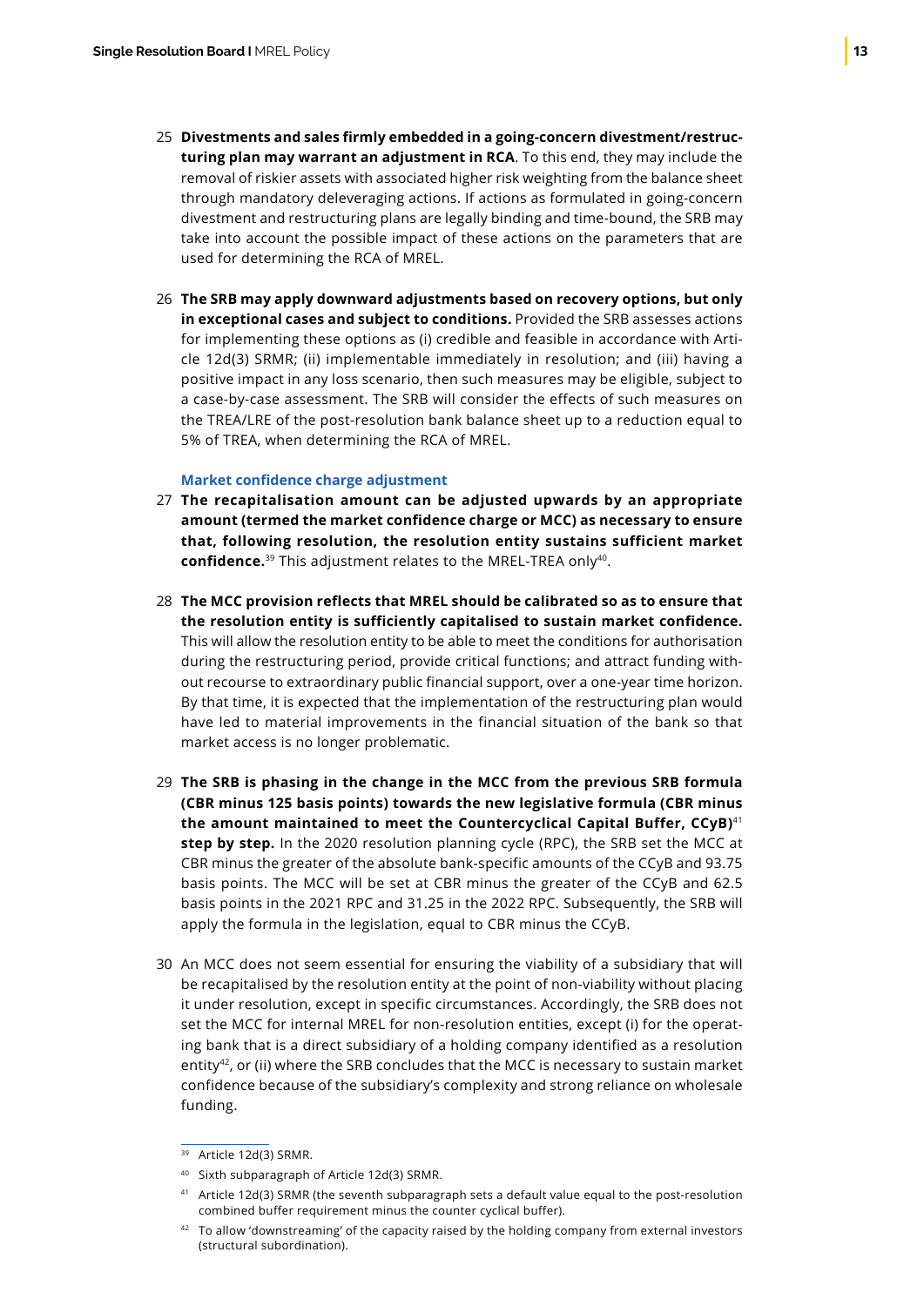25 **Divestments and sales firmly embedded in a going-concern divestment/restructuring plan may warrant an adjustment in RCA**. To this end, they may include the removal of riskier assets with associated higher risk weighting from the balance sheet through mandatory deleveraging actions. If actions as formulated in going-concern divestment and restructuring plans are legally binding and time-bound, the SRB may take into account the possible impact of these actions on the parameters that are used for determining the RCA of MREL.

26 **The SRB may apply downward adjustments based on recovery options, but only in exceptional cases and subject to conditions.** Provided the SRB assesses actions for implementing these options as (i) credible and feasible in accordance with Article 12d(3) SRMR; (ii) implementable immediately in resolution; and (iii) having a positive impact in any loss scenario, then such measures may be eligible, subject to a case-by-case assessment. The SRB will consider the effects of such measures on the TREA/LRE of the post-resolution bank balance sheet up to a reduction equal to 5% of TREA, when determining the RCA of MREL.

### Market confidence charge adjustment

27 **The recapitalisation amount can be adjusted upwards by an appropriate amount (termed the market confidence charge or MCC) as necessary to ensure that, following resolution, the resolution entity sustains sufficient market confidence.**[39] This adjustment relates to the MREL-TREA only[40].

28 **The MCC provision reflects that MREL should be calibrated so as to ensure that the resolution entity is sufficiently capitalised to sustain market confidence.** This will allow the resolution entity to be able to meet the conditions for authorisation during the restructuring period, provide critical functions; and attract funding without recourse to extraordinary public financial support, over a one-year time horizon. By that time, it is expected that the implementation of the restructuring plan would have led to material improvements in the financial situation of the bank so that market access is no longer problematic.

29 **The SRB is phasing in the change in the MCC from the previous SRB formula (CBR minus 125 basis points) towards the new legislative formula (CBR minus the amount maintained to meet the Countercyclical Capital Buffer, CCyB)**[41] **step by step.** In the 2020 resolution planning cycle (RPC), the SRB set the MCC at CBR minus the greater of the absolute bank-specific amounts of the CCyB and 93.75 basis points. The MCC will be set at CBR minus the greater of the CCyB and 62.5 basis points in the 2021 RPC and 31.25 in the 2022 RPC. Subsequently, the SRB will apply the formula in the legislation, equal to CBR minus the CCyB.

30 An MCC does not seem essential for ensuring the viability of a subsidiary that will be recapitalised by the resolution entity at the point of non-viability without placing it under resolution, except in specific circumstances. Accordingly, the SRB does not set the MCC for internal MREL for non-resolution entities, except (i) for the operating bank that is a direct subsidiary of a holding company identified as a resolution entity[42], or (ii) where the SRB concludes that the MCC is necessary to sustain market confidence because of the subsidiary's complexity and strong reliance on wholesale funding.

---

[39] Article 12d(3) SRMR.

[40] Sixth subparagraph of Article 12d(3) SRMR.

[41] Article 12d(3) SRMR (the seventh subparagraph sets a default value equal to the post-resolution combined buffer requirement minus the counter cyclical buffer).

[42] To allow 'downstreaming' of the capacity raised by the holding company from external investors (structural subordination).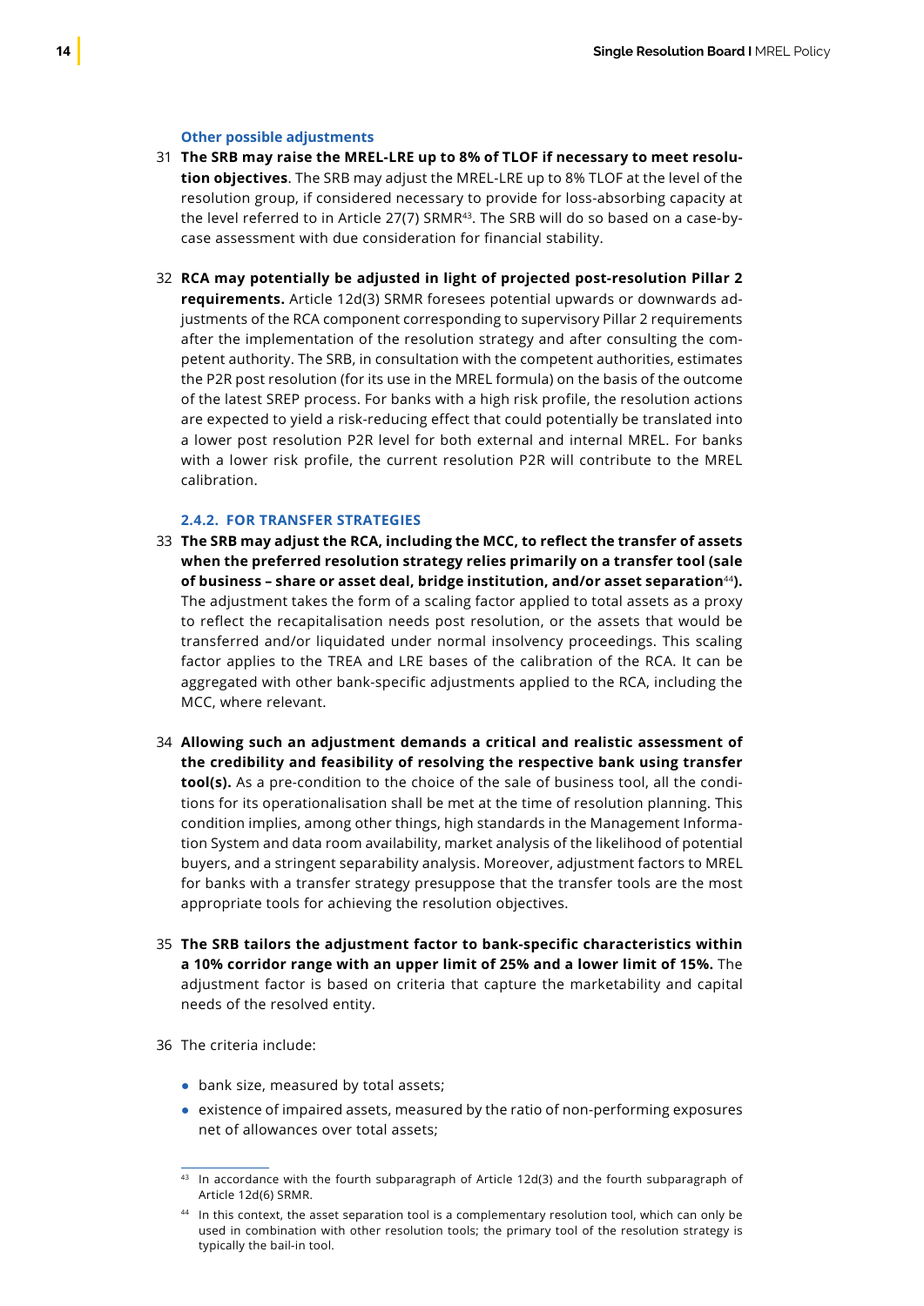#### Other possible adjustments

31 **The SRB may raise the MREL-LRE up to 8% of TLOF if necessary to meet resolution objectives**. The SRB may adjust the MREL-LRE up to 8% TLOF at the level of the resolution group, if considered necessary to provide for loss-absorbing capacity at the level referred to in Article 27(7) SRMR[43]. The SRB will do so based on a case-by-case assessment with due consideration for financial stability.

32 **RCA may potentially be adjusted in light of projected post-resolution Pillar 2 requirements.** Article 12d(3) SRMR foresees potential upwards or downwards adjustments of the RCA component corresponding to supervisory Pillar 2 requirements after the implementation of the resolution strategy and after consulting the competent authority. The SRB, in consultation with the competent authorities, estimates the P2R post resolution (for its use in the MREL formula) on the basis of the outcome of the latest SREP process. For banks with a high risk profile, the resolution actions are expected to yield a risk-reducing effect that could potentially be translated into a lower post resolution P2R level for both external and internal MREL. For banks with a lower risk profile, the current resolution P2R will contribute to the MREL calibration.

### 2.4.2. FOR TRANSFER STRATEGIES

33 **The SRB may adjust the RCA, including the MCC, to reflect the transfer of assets when the preferred resolution strategy relies primarily on a transfer tool (sale of business – share or asset deal, bridge institution, and/or asset separation[44]).** The adjustment takes the form of a scaling factor applied to total assets as a proxy to reflect the recapitalisation needs post resolution, or the assets that would be transferred and/or liquidated under normal insolvency proceedings. This scaling factor applies to the TREA and LRE bases of the calibration of the RCA. It can be aggregated with other bank-specific adjustments applied to the RCA, including the MCC, where relevant.

34 **Allowing such an adjustment demands a critical and realistic assessment of the credibility and feasibility of resolving the respective bank using transfer tool(s).** As a pre-condition to the choice of the sale of business tool, all the conditions for its operationalisation shall be met at the time of resolution planning. This condition implies, among other things, high standards in the Management Information System and data room availability, market analysis of the likelihood of potential buyers, and a stringent separability analysis. Moreover, adjustment factors to MREL for banks with a transfer strategy presuppose that the transfer tools are the most appropriate tools for achieving the resolution objectives.

35 **The SRB tailors the adjustment factor to bank-specific characteristics within a 10% corridor range with an upper limit of 25% and a lower limit of 15%.** The adjustment factor is based on criteria that capture the marketability and capital needs of the resolved entity.

36 The criteria include:

- bank size, measured by total assets;
- existence of impaired assets, measured by the ratio of non-performing exposures net of allowances over total assets;

---

[43] In accordance with the fourth subparagraph of Article 12d(3) and the fourth subparagraph of Article 12d(6) SRMR.

[44] In this context, the asset separation tool is a complementary resolution tool, which can only be used in combination with other resolution tools; the primary tool of the resolution strategy is typically the bail-in tool.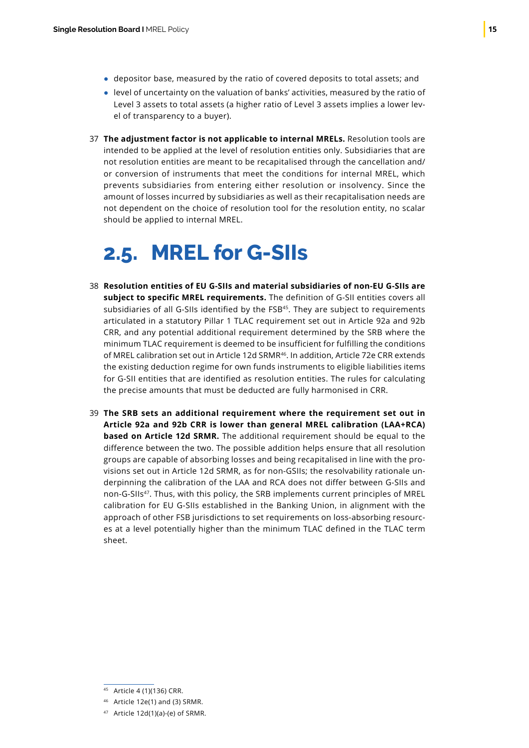- depositor base, measured by the ratio of covered deposits to total assets; and
- level of uncertainty on the valuation of banks' activities, measured by the ratio of Level 3 assets to total assets (a higher ratio of Level 3 assets implies a lower level of transparency to a buyer).

37 **The adjustment factor is not applicable to internal MRELs.** Resolution tools are intended to be applied at the level of resolution entities only. Subsidiaries that are not resolution entities are meant to be recapitalised through the cancellation and/or conversion of instruments that meet the conditions for internal MREL, which prevents subsidiaries from entering either resolution or insolvency. Since the amount of losses incurred by subsidiaries as well as their recapitalisation needs are not dependent on the choice of resolution tool for the resolution entity, no scalar should be applied to internal MREL.

## 2.5. MREL for G-SIIs

38 **Resolution entities of EU G-SIIs and material subsidiaries of non-EU G-SIIs are subject to specific MREL requirements.** The definition of G-SII entities covers all subsidiaries of all G-SIIs identified by the FSB[45]. They are subject to requirements articulated in a statutory Pillar 1 TLAC requirement set out in Article 92a and 92b CRR, and any potential additional requirement determined by the SRB where the minimum TLAC requirement is deemed to be insufficient for fulfilling the conditions of MREL calibration set out in Article 12d SRMR[46]. In addition, Article 72e CRR extends the existing deduction regime for own funds instruments to eligible liabilities items for G-SII entities that are identified as resolution entities. The rules for calculating the precise amounts that must be deducted are fully harmonised in CRR.

39 **The SRB sets an additional requirement where the requirement set out in Article 92a and 92b CRR is lower than general MREL calibration (LAA+RCA) based on Article 12d SRMR.** The additional requirement should be equal to the difference between the two. The possible addition helps ensure that all resolution groups are capable of absorbing losses and being recapitalised in line with the provisions set out in Article 12d SRMR, as for non-GSIIs; the resolvability rationale underpinning the calibration of the LAA and RCA does not differ between G-SIIs and non-G-SIIs[47]. Thus, with this policy, the SRB implements current principles of MREL calibration for EU G-SIIs established in the Banking Union, in alignment with the approach of other FSB jurisdictions to set requirements on loss-absorbing resources at a level potentially higher than the minimum TLAC defined in the TLAC term sheet.

[45] Article 4 (1)(136) CRR.

[46] Article 12e(1) and (3) SRMR.

[47] Article 12d(1)(a)-(e) of SRMR.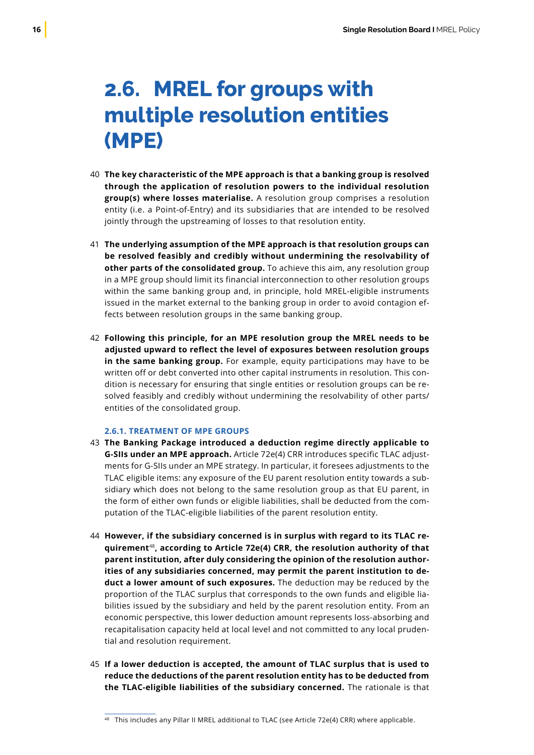# 2.6. MREL for groups with multiple resolution entities (MPE)

40 **The key characteristic of the MPE approach is that a banking group is resolved through the application of resolution powers to the individual resolution group(s) where losses materialise.** A resolution group comprises a resolution entity (i.e. a Point-of-Entry) and its subsidiaries that are intended to be resolved jointly through the upstreaming of losses to that resolution entity.

41 **The underlying assumption of the MPE approach is that resolution groups can be resolved feasibly and credibly without undermining the resolvability of other parts of the consolidated group.** To achieve this aim, any resolution group in a MPE group should limit its financial interconnection to other resolution groups within the same banking group and, in principle, hold MREL-eligible instruments issued in the market external to the banking group in order to avoid contagion effects between resolution groups in the same banking group.

42 **Following this principle, for an MPE resolution group the MREL needs to be adjusted upward to reflect the level of exposures between resolution groups in the same banking group.** For example, equity participations may have to be written off or debt converted into other capital instruments in resolution. This condition is necessary for ensuring that single entities or resolution groups can be resolved feasibly and credibly without undermining the resolvability of other parts/entities of the consolidated group.

### 2.6.1. TREATMENT OF MPE GROUPS

43 **The Banking Package introduced a deduction regime directly applicable to G-SIIs under an MPE approach.** Article 72e(4) CRR introduces specific TLAC adjustments for G-SIIs under an MPE strategy. In particular, it foresees adjustments to the TLAC eligible items: any exposure of the EU parent resolution entity towards a subsidiary which does not belong to the same resolution group as that EU parent, in the form of either own funds or eligible liabilities, shall be deducted from the computation of the TLAC-eligible liabilities of the parent resolution entity.

44 **However, if the subsidiary concerned is in surplus with regard to its TLAC requirement[48], according to Article 72e(4) CRR, the resolution authority of that parent institution, after duly considering the opinion of the resolution authorities of any subsidiaries concerned, may permit the parent institution to deduct a lower amount of such exposures.** The deduction may be reduced by the proportion of the TLAC surplus that corresponds to the own funds and eligible liabilities issued by the subsidiary and held by the parent resolution entity. From an economic perspective, this lower deduction amount represents loss-absorbing and recapitalisation capacity held at local level and not committed to any local prudential and resolution requirement.

45 **If a lower deduction is accepted, the amount of TLAC surplus that is used to reduce the deductions of the parent resolution entity has to be deducted from the TLAC-eligible liabilities of the subsidiary concerned.** The rationale is that

[48] This includes any Pillar II MREL additional to TLAC (see Article 72e(4) CRR) where applicable.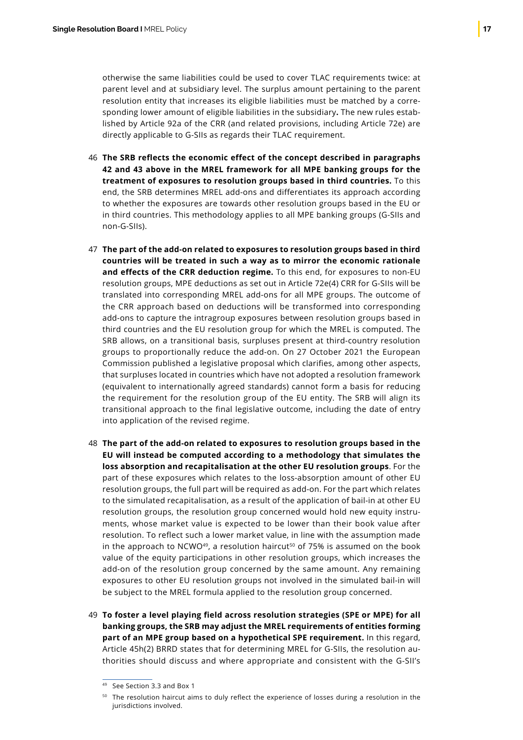otherwise the same liabilities could be used to cover TLAC requirements twice: at parent level and at subsidiary level. The surplus amount pertaining to the parent resolution entity that increases its eligible liabilities must be matched by a corresponding lower amount of eligible liabilities in the subsidiary**.** The new rules established by Article 92a of the CRR (and related provisions, including Article 72e) are directly applicable to G-SIIs as regards their TLAC requirement.

46 **The SRB reflects the economic effect of the concept described in paragraphs 42 and 43 above in the MREL framework for all MPE banking groups for the treatment of exposures to resolution groups based in third countries.** To this end, the SRB determines MREL add-ons and differentiates its approach according to whether the exposures are towards other resolution groups based in the EU or in third countries. This methodology applies to all MPE banking groups (G-SIIs and non-G-SIIs).

47 **The part of the add-on related to exposures to resolution groups based in third countries will be treated in such a way as to mirror the economic rationale and effects of the CRR deduction regime.** To this end, for exposures to non-EU resolution groups, MPE deductions as set out in Article 72e(4) CRR for G-SIIs will be translated into corresponding MREL add-ons for all MPE groups. The outcome of the CRR approach based on deductions will be transformed into corresponding add-ons to capture the intragroup exposures between resolution groups based in third countries and the EU resolution group for which the MREL is computed. The SRB allows, on a transitional basis, surpluses present at third-country resolution groups to proportionally reduce the add-on. On 27 October 2021 the European Commission published a legislative proposal which clarifies, among other aspects, that surpluses located in countries which have not adopted a resolution framework (equivalent to internationally agreed standards) cannot form a basis for reducing the requirement for the resolution group of the EU entity. The SRB will align its transitional approach to the final legislative outcome, including the date of entry into application of the revised regime.

48 **The part of the add-on related to exposures to resolution groups based in the EU will instead be computed according to a methodology that simulates the loss absorption and recapitalisation at the other EU resolution groups**. For the part of these exposures which relates to the loss-absorption amount of other EU resolution groups, the full part will be required as add-on. For the part which relates to the simulated recapitalisation, as a result of the application of bail-in at other EU resolution groups, the resolution group concerned would hold new equity instruments, whose market value is expected to be lower than their book value after resolution. To reflect such a lower market value, in line with the assumption made in the approach to NCWO[49], a resolution haircut[50] of 75% is assumed on the book value of the equity participations in other resolution groups, which increases the add-on of the resolution group concerned by the same amount. Any remaining exposures to other EU resolution groups not involved in the simulated bail-in will be subject to the MREL formula applied to the resolution group concerned.

49 **To foster a level playing field across resolution strategies (SPE or MPE) for all banking groups, the SRB may adjust the MREL requirements of entities forming part of an MPE group based on a hypothetical SPE requirement.** In this regard, Article 45h(2) BRRD states that for determining MREL for G-SIIs, the resolution authorities should discuss and where appropriate and consistent with the G-SII's

---

[49] See Section 3.3 and Box 1

[50] The resolution haircut aims to duly reflect the experience of losses during a resolution in the jurisdictions involved.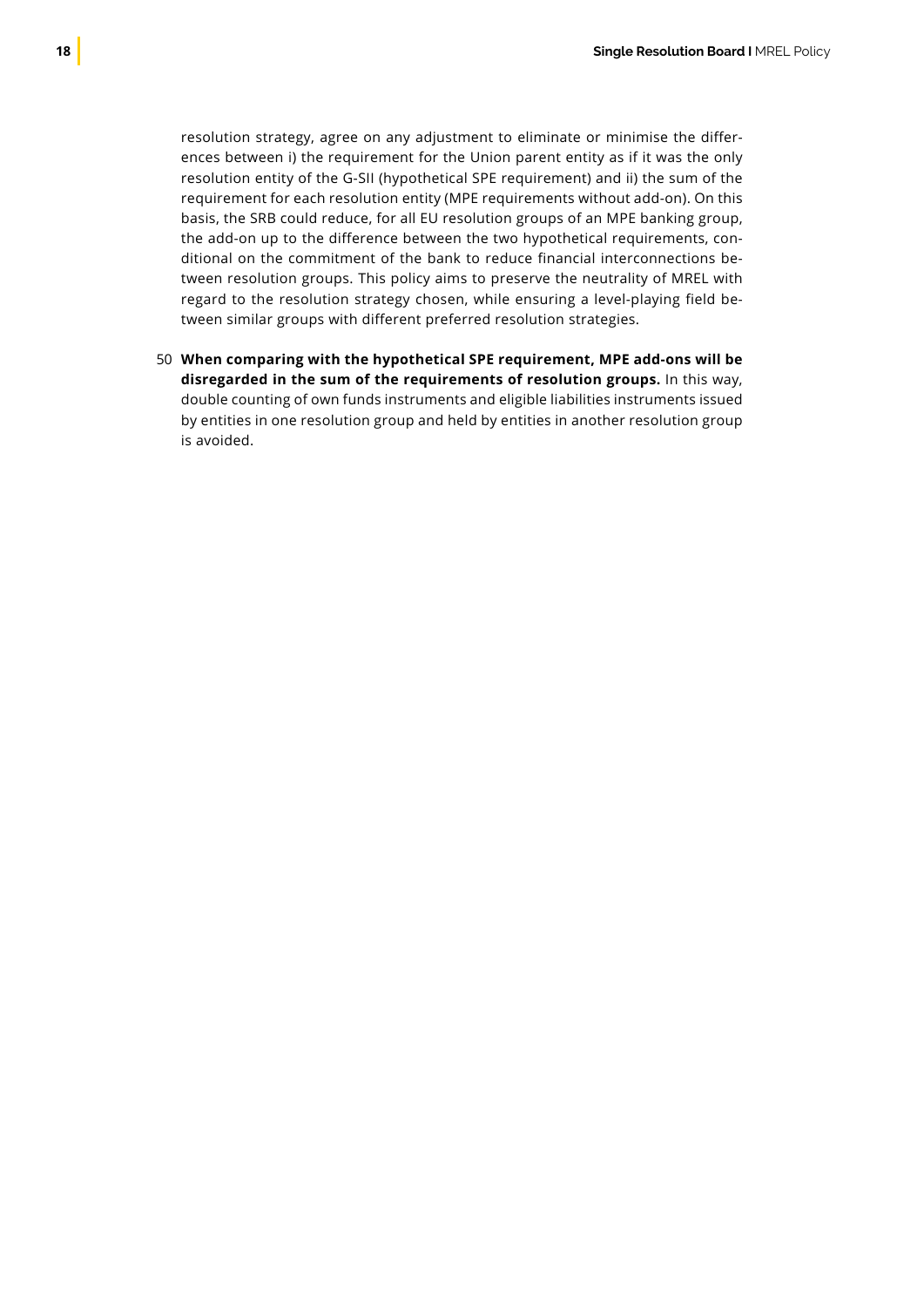resolution strategy, agree on any adjustment to eliminate or minimise the differences between i) the requirement for the Union parent entity as if it was the only resolution entity of the G-SII (hypothetical SPE requirement) and ii) the sum of the requirement for each resolution entity (MPE requirements without add-on). On this basis, the SRB could reduce, for all EU resolution groups of an MPE banking group, the add-on up to the difference between the two hypothetical requirements, conditional on the commitment of the bank to reduce financial interconnections between resolution groups. This policy aims to preserve the neutrality of MREL with regard to the resolution strategy chosen, while ensuring a level-playing field between similar groups with different preferred resolution strategies.

50 **When comparing with the hypothetical SPE requirement, MPE add-ons will be disregarded in the sum of the requirements of resolution groups.** In this way, double counting of own funds instruments and eligible liabilities instruments issued by entities in one resolution group and held by entities in another resolution group is avoided.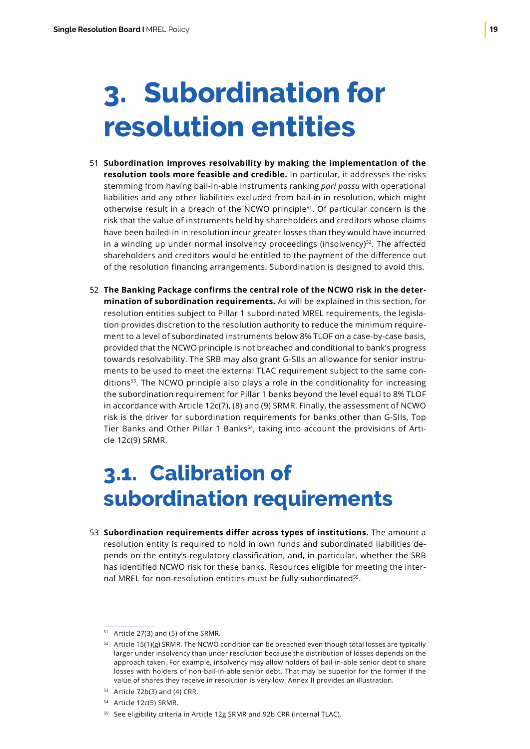# 3. Subordination for resolution entities

51 **Subordination improves resolvability by making the implementation of the resolution tools more feasible and credible.** In particular, it addresses the risks stemming from having bail-in-able instruments ranking *pari passu* with operational liabilities and any other liabilities excluded from bail-in in resolution, which might otherwise result in a breach of the NCWO principle[51]. Of particular concern is the risk that the value of instruments held by shareholders and creditors whose claims have been bailed-in in resolution incur greater losses than they would have incurred in a winding up under normal insolvency proceedings (insolvency)[52]. The affected shareholders and creditors would be entitled to the payment of the difference out of the resolution financing arrangements. Subordination is designed to avoid this.

52 **The Banking Package confirms the central role of the NCWO risk in the determination of subordination requirements.** As will be explained in this section, for resolution entities subject to Pillar 1 subordinated MREL requirements, the legislation provides discretion to the resolution authority to reduce the minimum requirement to a level of subordinated instruments below 8% TLOF on a case-by-case basis, provided that the NCWO principle is not breached and conditional to bank's progress towards resolvability. The SRB may also grant G-SIIs an allowance for senior instruments to be used to meet the external TLAC requirement subject to the same conditions[53]. The NCWO principle also plays a role in the conditionality for increasing the subordination requirement for Pillar 1 banks beyond the level equal to 8% TLOF in accordance with Article 12c(7), (8) and (9) SRMR. Finally, the assessment of NCWO risk is the driver for subordination requirements for banks other than G-SIIs, Top Tier Banks and Other Pillar 1 Banks[54], taking into account the provisions of Article 12c(9) SRMR.

## 3.1. Calibration of subordination requirements

53 **Subordination requirements differ across types of institutions.** The amount a resolution entity is required to hold in own funds and subordinated liabilities depends on the entity's regulatory classification, and, in particular, whether the SRB has identified NCWO risk for these banks. Resources eligible for meeting the internal MREL for non-resolution entities must be fully subordinated[55].

---

[51] Article 27(3) and (5) of the SRMR.

[52] Article 15(1)(g) SRMR. The NCWO condition can be breached even though total losses are typically larger under insolvency than under resolution because the distribution of losses depends on the approach taken. For example, insolvency may allow holders of bail-in-able senior debt to share losses with holders of non-bail-in-able senior debt. That may be superior for the former if the value of shares they receive in resolution is very low. Annex II provides an illustration.

[53] Article 72b(3) and (4) CRR.

[54] Article 12c(5) SRMR.

[55] See eligibility criteria in Article 12g SRMR and 92b CRR (internal TLAC).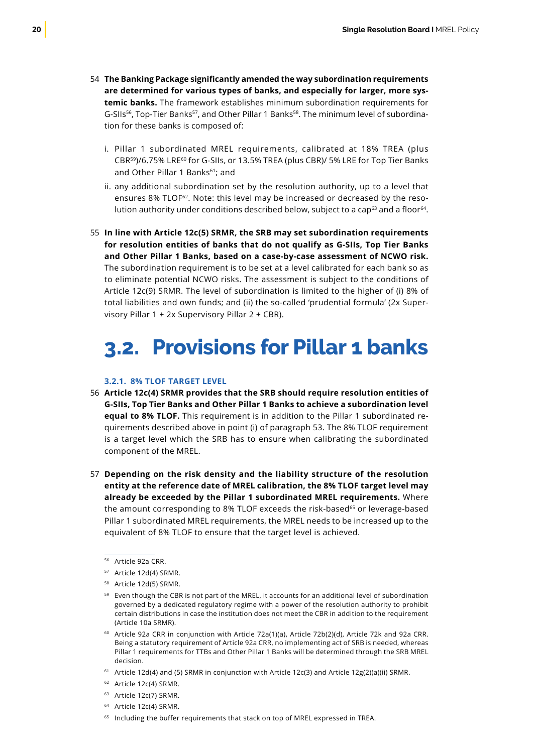54 **The Banking Package significantly amended the way subordination requirements are determined for various types of banks, and especially for larger, more systemic banks.** The framework establishes minimum subordination requirements for G-SIIs[56], Top-Tier Banks[57], and Other Pillar 1 Banks[58]. The minimum level of subordination for these banks is composed of:

i. Pillar 1 subordinated MREL requirements, calibrated at 18% TREA (plus CBR[59])/6.75% LRE[60] for G-SIIs, or 13.5% TREA (plus CBR)/ 5% LRE for Top Tier Banks and Other Pillar 1 Banks[61]; and

ii. any additional subordination set by the resolution authority, up to a level that ensures 8% TLOF[62]. Note: this level may be increased or decreased by the resolution authority under conditions described below, subject to a cap[63] and a floor[64].

55 **In line with Article 12c(5) SRMR, the SRB may set subordination requirements for resolution entities of banks that do not qualify as G-SIIs, Top Tier Banks and Other Pillar 1 Banks, based on a case-by-case assessment of NCWO risk.** The subordination requirement is to be set at a level calibrated for each bank so as to eliminate potential NCWO risks. The assessment is subject to the conditions of Article 12c(9) SRMR. The level of subordination is limited to the higher of (i) 8% of total liabilities and own funds; and (ii) the so-called 'prudential formula' (2x Supervisory Pillar 1 + 2x Supervisory Pillar 2 + CBR).

## 3.2. Provisions for Pillar 1 banks

### 3.2.1. 8% TLOF TARGET LEVEL

56 **Article 12c(4) SRMR provides that the SRB should require resolution entities of G-SIIs, Top Tier Banks and Other Pillar 1 Banks to achieve a subordination level equal to 8% TLOF.** This requirement is in addition to the Pillar 1 subordinated requirements described above in point (i) of paragraph 53. The 8% TLOF requirement is a target level which the SRB has to ensure when calibrating the subordinated component of the MREL.

57 **Depending on the risk density and the liability structure of the resolution entity at the reference date of MREL calibration, the 8% TLOF target level may already be exceeded by the Pillar 1 subordinated MREL requirements.** Where the amount corresponding to 8% TLOF exceeds the risk-based[65] or leverage-based Pillar 1 subordinated MREL requirements, the MREL needs to be increased up to the equivalent of 8% TLOF to ensure that the target level is achieved.

---

[56] Article 92a CRR.

[57] Article 12d(4) SRMR.

[58] Article 12d(5) SRMR.

[59] Even though the CBR is not part of the MREL, it accounts for an additional level of subordination governed by a dedicated regulatory regime with a power of the resolution authority to prohibit certain distributions in case the institution does not meet the CBR in addition to the requirement (Article 10a SRMR).

[60] Article 92a CRR in conjunction with Article 72a(1)(a), Article 72b(2)(d), Article 72k and 92a CRR. Being a statutory requirement of Article 92a CRR, no implementing act of SRB is needed, whereas Pillar 1 requirements for TTBs and Other Pillar 1 Banks will be determined through the SRB MREL decision.

[61] Article 12d(4) and (5) SRMR in conjunction with Article 12c(3) and Article 12g(2)(a)(ii) SRMR.

[62] Article 12c(4) SRMR.

[63] Article 12c(7) SRMR.

[64] Article 12c(4) SRMR.

[65] Including the buffer requirements that stack on top of MREL expressed in TREA.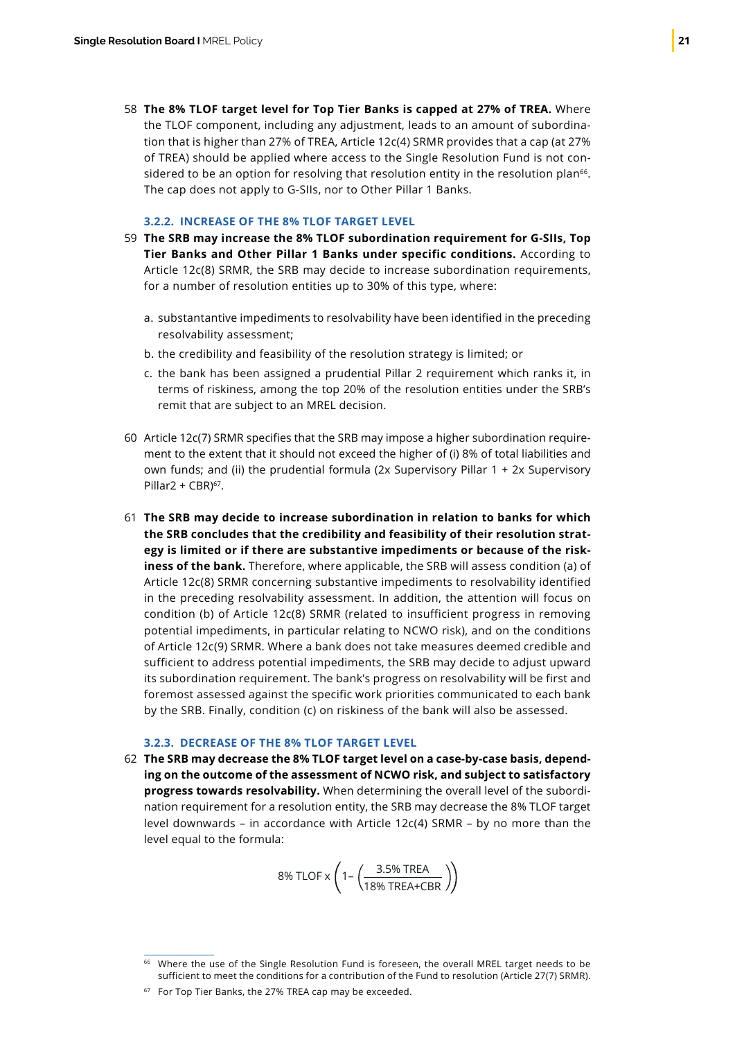58 **The 8% TLOF target level for Top Tier Banks is capped at 27% of TREA.** Where the TLOF component, including any adjustment, leads to an amount of subordination that is higher than 27% of TREA, Article 12c(4) SRMR provides that a cap (at 27% of TREA) should be applied where access to the Single Resolution Fund is not considered to be an option for resolving that resolution entity in the resolution plan[66]. The cap does not apply to G-SIIs, nor to Other Pillar 1 Banks.

### 3.2.2. INCREASE OF THE 8% TLOF TARGET LEVEL

59 **The SRB may increase the 8% TLOF subordination requirement for G-SIIs, Top Tier Banks and Other Pillar 1 Banks under specific conditions.** According to Article 12c(8) SRMR, the SRB may decide to increase subordination requirements, for a number of resolution entities up to 30% of this type, where:

a. substantantive impediments to resolvability have been identified in the preceding resolvability assessment;

b. the credibility and feasibility of the resolution strategy is limited; or

c. the bank has been assigned a prudential Pillar 2 requirement which ranks it, in terms of riskiness, among the top 20% of the resolution entities under the SRB's remit that are subject to an MREL decision.

60 Article 12c(7) SRMR specifies that the SRB may impose a higher subordination requirement to the extent that it should not exceed the higher of (i) 8% of total liabilities and own funds; and (ii) the prudential formula (2x Supervisory Pillar 1 + 2x Supervisory Pillar2 + CBR)[67].

61 **The SRB may decide to increase subordination in relation to banks for which the SRB concludes that the credibility and feasibility of their resolution strategy is limited or if there are substantive impediments or because of the riskiness of the bank.** Therefore, where applicable, the SRB will assess condition (a) of Article 12c(8) SRMR concerning substantive impediments to resolvability identified in the preceding resolvability assessment. In addition, the attention will focus on condition (b) of Article 12c(8) SRMR (related to insufficient progress in removing potential impediments, in particular relating to NCWO risk), and on the conditions of Article 12c(9) SRMR. Where a bank does not take measures deemed credible and sufficient to address potential impediments, the SRB may decide to adjust upward its subordination requirement. The bank's progress on resolvability will be first and foremost assessed against the specific work priorities communicated to each bank by the SRB. Finally, condition (c) on riskiness of the bank will also be assessed.

### 3.2.3. DECREASE OF THE 8% TLOF TARGET LEVEL

62 **The SRB may decrease the 8% TLOF target level on a case-by-case basis, depending on the outcome of the assessment of NCWO risk, and subject to satisfactory progress towards resolvability.** When determining the overall level of the subordination requirement for a resolution entity, the SRB may decrease the 8% TLOF target level downwards – in accordance with Article 12c(4) SRMR – by no more than the level equal to the formula:

$$8\%\ \text{TLOF} \times \left(1 - \left(\frac{3.5\%\ \text{TREA}}{18\%\ \text{TREA} + \text{CBR}}\right)\right)$$

---

[66] Where the use of the Single Resolution Fund is foreseen, the overall MREL target needs to be sufficient to meet the conditions for a contribution of the Fund to resolution (Article 27(7) SRMR).

[67] For Top Tier Banks, the 27% TREA cap may be exceeded.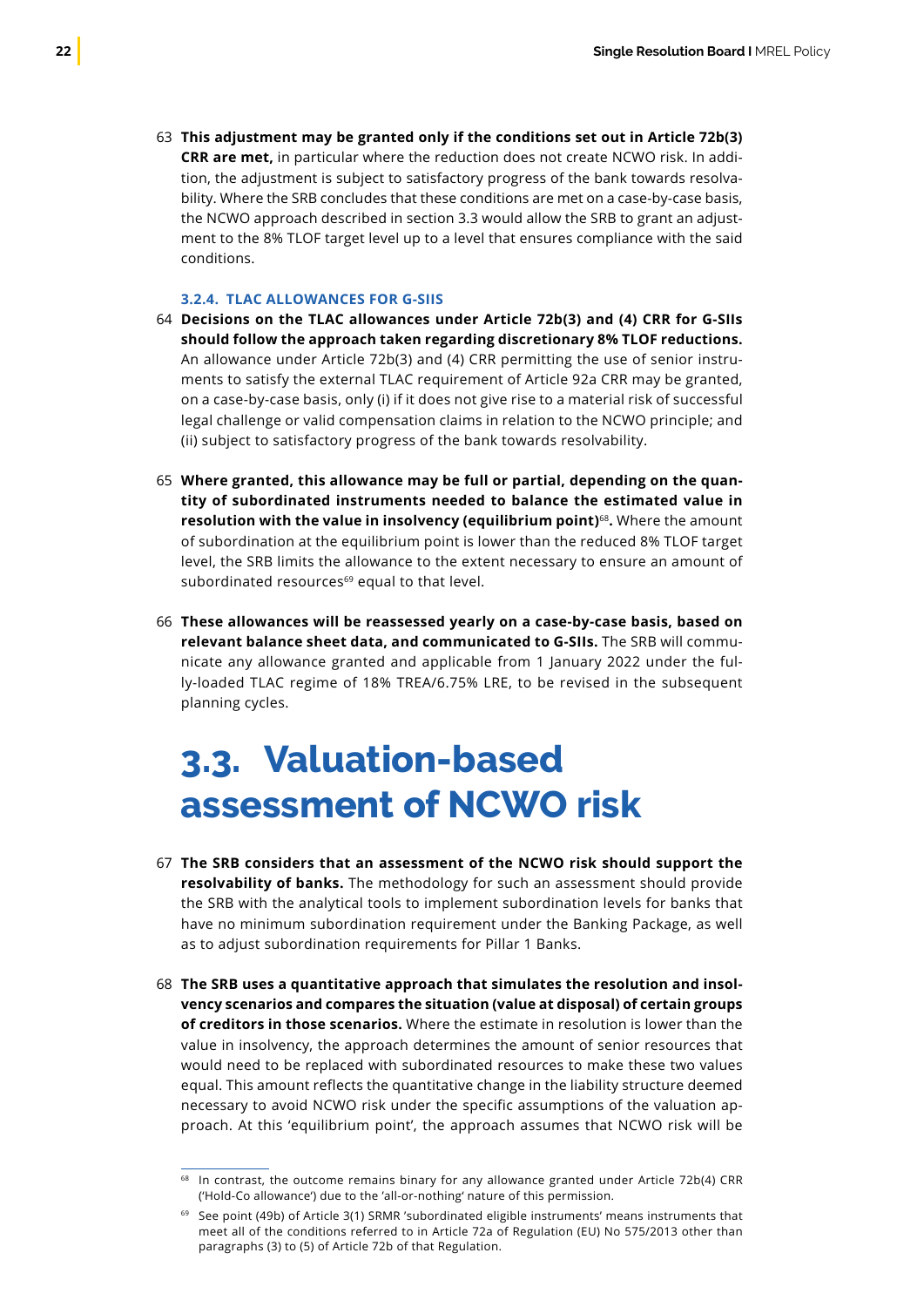63 **This adjustment may be granted only if the conditions set out in Article 72b(3) CRR are met,** in particular where the reduction does not create NCWO risk. In addition, the adjustment is subject to satisfactory progress of the bank towards resolvability. Where the SRB concludes that these conditions are met on a case-by-case basis, the NCWO approach described in section 3.3 would allow the SRB to grant an adjustment to the 8% TLOF target level up to a level that ensures compliance with the said conditions.

### 3.2.4. TLAC ALLOWANCES FOR G-SIIS

64 **Decisions on the TLAC allowances under Article 72b(3) and (4) CRR for G-SIIs should follow the approach taken regarding discretionary 8% TLOF reductions.** An allowance under Article 72b(3) and (4) CRR permitting the use of senior instruments to satisfy the external TLAC requirement of Article 92a CRR may be granted, on a case-by-case basis, only (i) if it does not give rise to a material risk of successful legal challenge or valid compensation claims in relation to the NCWO principle; and (ii) subject to satisfactory progress of the bank towards resolvability.

65 **Where granted, this allowance may be full or partial, depending on the quantity of subordinated instruments needed to balance the estimated value in resolution with the value in insolvency (equilibrium point)**[68]**.** Where the amount of subordination at the equilibrium point is lower than the reduced 8% TLOF target level, the SRB limits the allowance to the extent necessary to ensure an amount of subordinated resources[69] equal to that level.

66 **These allowances will be reassessed yearly on a case-by-case basis, based on relevant balance sheet data, and communicated to G-SIIs.** The SRB will communicate any allowance granted and applicable from 1 January 2022 under the fully-loaded TLAC regime of 18% TREA/6.75% LRE, to be revised in the subsequent planning cycles.

## 3.3. Valuation-based assessment of NCWO risk

67 **The SRB considers that an assessment of the NCWO risk should support the resolvability of banks.** The methodology for such an assessment should provide the SRB with the analytical tools to implement subordination levels for banks that have no minimum subordination requirement under the Banking Package, as well as to adjust subordination requirements for Pillar 1 Banks.

68 **The SRB uses a quantitative approach that simulates the resolution and insolvency scenarios and compares the situation (value at disposal) of certain groups of creditors in those scenarios.** Where the estimate in resolution is lower than the value in insolvency, the approach determines the amount of senior resources that would need to be replaced with subordinated resources to make these two values equal. This amount reflects the quantitative change in the liability structure deemed necessary to avoid NCWO risk under the specific assumptions of the valuation approach. At this 'equilibrium point', the approach assumes that NCWO risk will be

---

[68] In contrast, the outcome remains binary for any allowance granted under Article 72b(4) CRR ('Hold-Co allowance') due to the 'all-or-nothing' nature of this permission.

[69] See point (49b) of Article 3(1) SRMR 'subordinated eligible instruments' means instruments that meet all of the conditions referred to in Article 72a of Regulation (EU) No 575/2013 other than paragraphs (3) to (5) of Article 72b of that Regulation.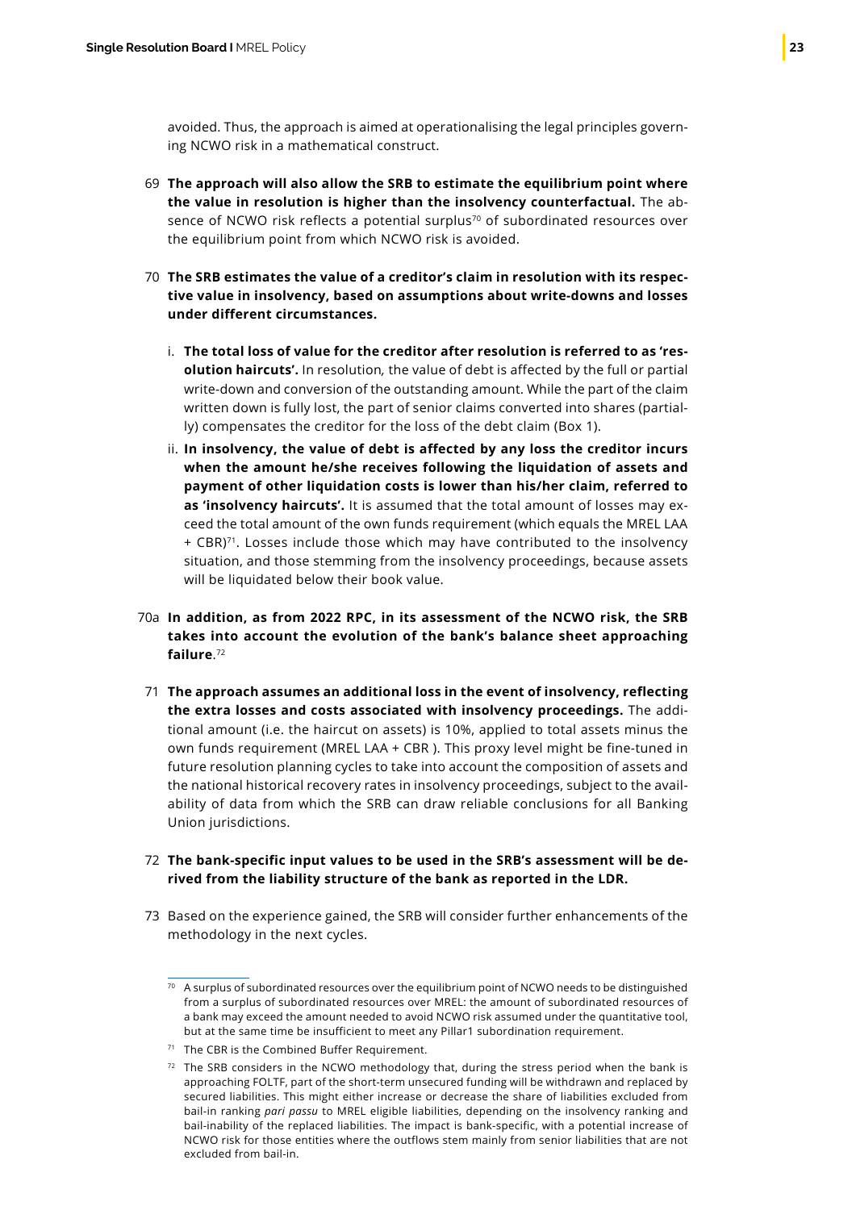avoided. Thus, the approach is aimed at operationalising the legal principles governing NCWO risk in a mathematical construct.

69 **The approach will also allow the SRB to estimate the equilibrium point where the value in resolution is higher than the insolvency counterfactual.** The absence of NCWO risk reflects a potential surplus[70] of subordinated resources over the equilibrium point from which NCWO risk is avoided.

70 **The SRB estimates the value of a creditor's claim in resolution with its respective value in insolvency, based on assumptions about write-downs and losses under different circumstances.**

i. **The total loss of value for the creditor after resolution is referred to as 'resolution haircuts'.** In resolution, the value of debt is affected by the full or partial write-down and conversion of the outstanding amount. While the part of the claim written down is fully lost, the part of senior claims converted into shares (partially) compensates the creditor for the loss of the debt claim (Box 1).

ii. **In insolvency, the value of debt is affected by any loss the creditor incurs when the amount he/she receives following the liquidation of assets and payment of other liquidation costs is lower than his/her claim, referred to as 'insolvency haircuts'.** It is assumed that the total amount of losses may exceed the total amount of the own funds requirement (which equals the MREL LAA + CBR)[71]. Losses include those which may have contributed to the insolvency situation, and those stemming from the insolvency proceedings, because assets will be liquidated below their book value.

70a **In addition, as from 2022 RPC, in its assessment of the NCWO risk, the SRB takes into account the evolution of the bank's balance sheet approaching failure**.[72]

71 **The approach assumes an additional loss in the event of insolvency, reflecting the extra losses and costs associated with insolvency proceedings.** The additional amount (i.e. the haircut on assets) is 10%, applied to total assets minus the own funds requirement (MREL LAA + CBR ). This proxy level might be fine-tuned in future resolution planning cycles to take into account the composition of assets and the national historical recovery rates in insolvency proceedings, subject to the availability of data from which the SRB can draw reliable conclusions for all Banking Union jurisdictions.

72 **The bank-specific input values to be used in the SRB's assessment will be derived from the liability structure of the bank as reported in the LDR.**

73 Based on the experience gained, the SRB will consider further enhancements of the methodology in the next cycles.

---

[70] A surplus of subordinated resources over the equilibrium point of NCWO needs to be distinguished from a surplus of subordinated resources over MREL: the amount of subordinated resources of a bank may exceed the amount needed to avoid NCWO risk assumed under the quantitative tool, but at the same time be insufficient to meet any Pillar1 subordination requirement.

[71] The CBR is the Combined Buffer Requirement.

[72] The SRB considers in the NCWO methodology that, during the stress period when the bank is approaching FOLTF, part of the short-term unsecured funding will be withdrawn and replaced by secured liabilities. This might either increase or decrease the share of liabilities excluded from bail-in ranking *pari passu* to MREL eligible liabilities, depending on the insolvency ranking and bail-inability of the replaced liabilities. The impact is bank-specific, with a potential increase of NCWO risk for those entities where the outflows stem mainly from senior liabilities that are not excluded from bail-in.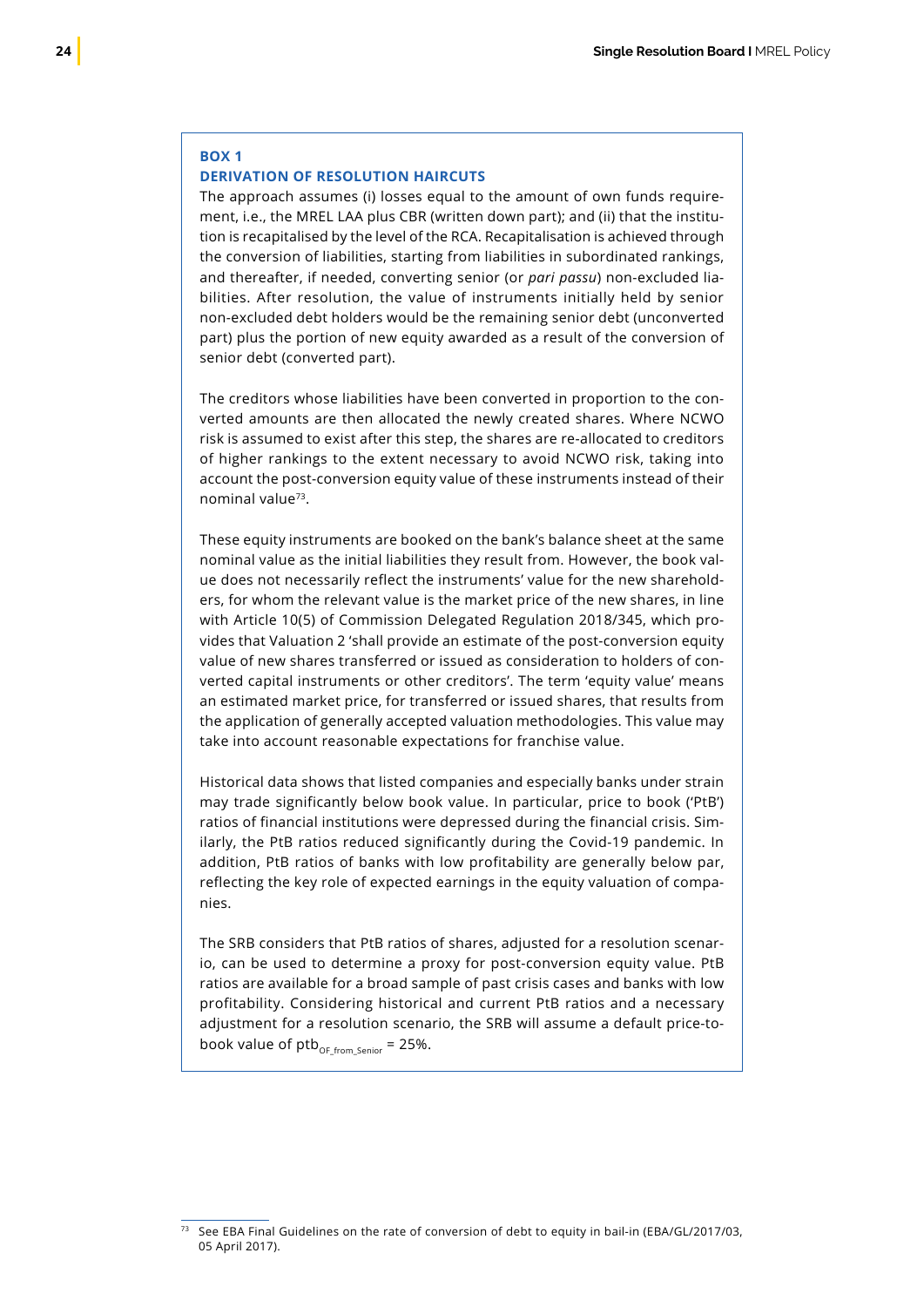**BOX 1**

**DERIVATION OF RESOLUTION HAIRCUTS**

The approach assumes (i) losses equal to the amount of own funds requirement, i.e., the MREL LAA plus CBR (written down part); and (ii) that the institution is recapitalised by the level of the RCA. Recapitalisation is achieved through the conversion of liabilities, starting from liabilities in subordinated rankings, and thereafter, if needed, converting senior (or *pari passu*) non-excluded liabilities. After resolution, the value of instruments initially held by senior non-excluded debt holders would be the remaining senior debt (unconverted part) plus the portion of new equity awarded as a result of the conversion of senior debt (converted part).

The creditors whose liabilities have been converted in proportion to the converted amounts are then allocated the newly created shares. Where NCWO risk is assumed to exist after this step, the shares are re-allocated to creditors of higher rankings to the extent necessary to avoid NCWO risk, taking into account the post-conversion equity value of these instruments instead of their nominal value[73].

These equity instruments are booked on the bank's balance sheet at the same nominal value as the initial liabilities they result from. However, the book value does not necessarily reflect the instruments' value for the new shareholders, for whom the relevant value is the market price of the new shares, in line with Article 10(5) of Commission Delegated Regulation 2018/345, which provides that Valuation 2 'shall provide an estimate of the post-conversion equity value of new shares transferred or issued as consideration to holders of converted capital instruments or other creditors'. The term 'equity value' means an estimated market price, for transferred or issued shares, that results from the application of generally accepted valuation methodologies. This value may take into account reasonable expectations for franchise value.

Historical data shows that listed companies and especially banks under strain may trade significantly below book value. In particular, price to book ('PtB') ratios of financial institutions were depressed during the financial crisis. Similarly, the PtB ratios reduced significantly during the Covid-19 pandemic. In addition, PtB ratios of banks with low profitability are generally below par, reflecting the key role of expected earnings in the equity valuation of companies.

The SRB considers that PtB ratios of shares, adjusted for a resolution scenario, can be used to determine a proxy for post-conversion equity value. PtB ratios are available for a broad sample of past crisis cases and banks with low profitability. Considering historical and current PtB ratios and a necessary adjustment for a resolution scenario, the SRB will assume a default price-to-book value of $ptb_{OF\_from\_Senior} = 25\%$.

---

[73] See EBA Final Guidelines on the rate of conversion of debt to equity in bail-in (EBA/GL/2017/03, 05 April 2017).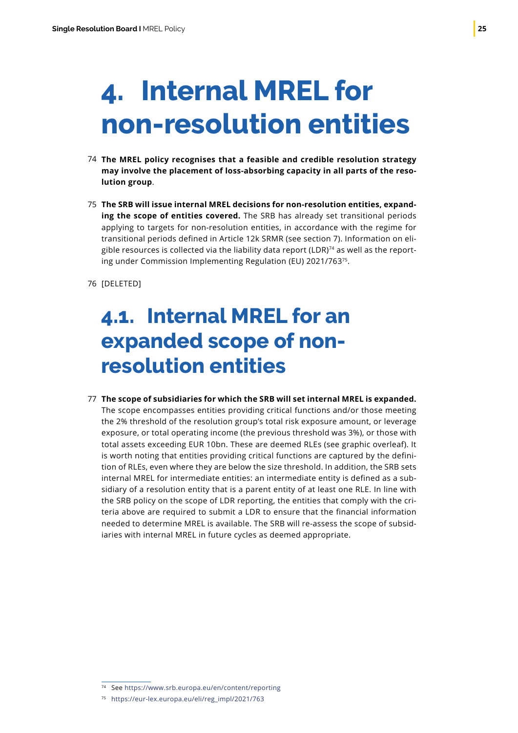# 4. Internal MREL for non-resolution entities

74 **The MREL policy recognises that a feasible and credible resolution strategy may involve the placement of loss-absorbing capacity in all parts of the resolution group**.

75 **The SRB will issue internal MREL decisions for non-resolution entities, expanding the scope of entities covered.** The SRB has already set transitional periods applying to targets for non-resolution entities, in accordance with the regime for transitional periods defined in Article 12k SRMR (see section 7). Information on eligible resources is collected via the liability data report (LDR)[74] as well as the reporting under Commission Implementing Regulation (EU) 2021/763[75].

76 [DELETED]

## 4.1. Internal MREL for an expanded scope of non-resolution entities

77 **The scope of subsidiaries for which the SRB will set internal MREL is expanded.** The scope encompasses entities providing critical functions and/or those meeting the 2% threshold of the resolution group's total risk exposure amount, or leverage exposure, or total operating income (the previous threshold was 3%), or those with total assets exceeding EUR 10bn. These are deemed RLEs (see graphic overleaf). It is worth noting that entities providing critical functions are captured by the definition of RLEs, even where they are below the size threshold. In addition, the SRB sets internal MREL for intermediate entities: an intermediate entity is defined as a subsidiary of a resolution entity that is a parent entity of at least one RLE. In line with the SRB policy on the scope of LDR reporting, the entities that comply with the criteria above are required to submit a LDR to ensure that the financial information needed to determine MREL is available. The SRB will re-assess the scope of subsidiaries with internal MREL in future cycles as deemed appropriate.

---

[74] See https://www.srb.europa.eu/en/content/reporting

[75] https://eur-lex.europa.eu/eli/reg_impl/2021/763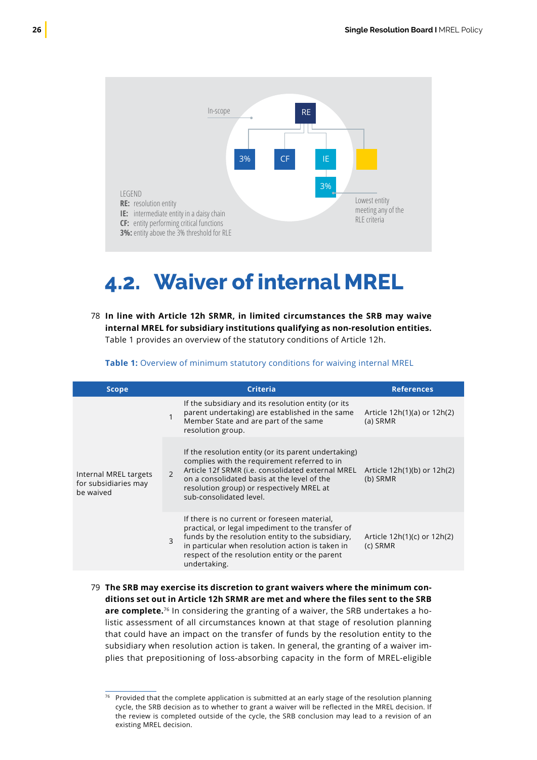In-scope

RE

3% CF IE

3%

Lowest entity meeting any of the RLE criteria

LEGEND
**RE:** resolution entity
**IE:** intermediate entity in a daisy chain
**CF:** entity performing critical functions
**3%:** entity above the 3% threshold for RLE

## 4.2. Waiver of internal MREL

78 **In line with Article 12h SRMR, in limited circumstances the SRB may waive internal MREL for subsidiary institutions qualifying as non-resolution entities.** Table 1 provides an overview of the statutory conditions of Article 12h.

**Table 1:** Overview of minimum statutory conditions for waiving internal MREL

| Scope | | Criteria | References |
|---|---|---|---|
| Internal MREL targets for subsidiaries may be waived | 1 | If the subsidiary and its resolution entity (or its parent undertaking) are established in the same Member State and are part of the same resolution group. | Article 12h(1)(a) or 12h(2)(a) SRMR |
| | 2 | If the resolution entity (or its parent undertaking) complies with the requirement referred to in Article 12f SRMR (i.e. consolidated external MREL on a consolidated basis at the level of the resolution group) or respectively MREL at sub-consolidated level. | Article 12h(1)(b) or 12h(2)(b) SRMR |
| | 3 | If there is no current or foreseen material, practical, or legal impediment to the transfer of funds by the resolution entity to the subsidiary, in particular when resolution action is taken in respect of the resolution entity or the parent undertaking. | Article 12h(1)(c) or 12h(2)(c) SRMR |

79 **The SRB may exercise its discretion to grant waivers where the minimum conditions set out in Article 12h SRMR are met and where the files sent to the SRB are complete.**[76] In considering the granting of a waiver, the SRB undertakes a holistic assessment of all circumstances known at that stage of resolution planning that could have an impact on the transfer of funds by the resolution entity to the subsidiary when resolution action is taken. In general, the granting of a waiver implies that prepositioning of loss-absorbing capacity in the form of MREL-eligible

[76] Provided that the complete application is submitted at an early stage of the resolution planning cycle, the SRB decision as to whether to grant a waiver will be reflected in the MREL decision. If the review is completed outside of the cycle, the SRB conclusion may lead to a revision of an existing MREL decision.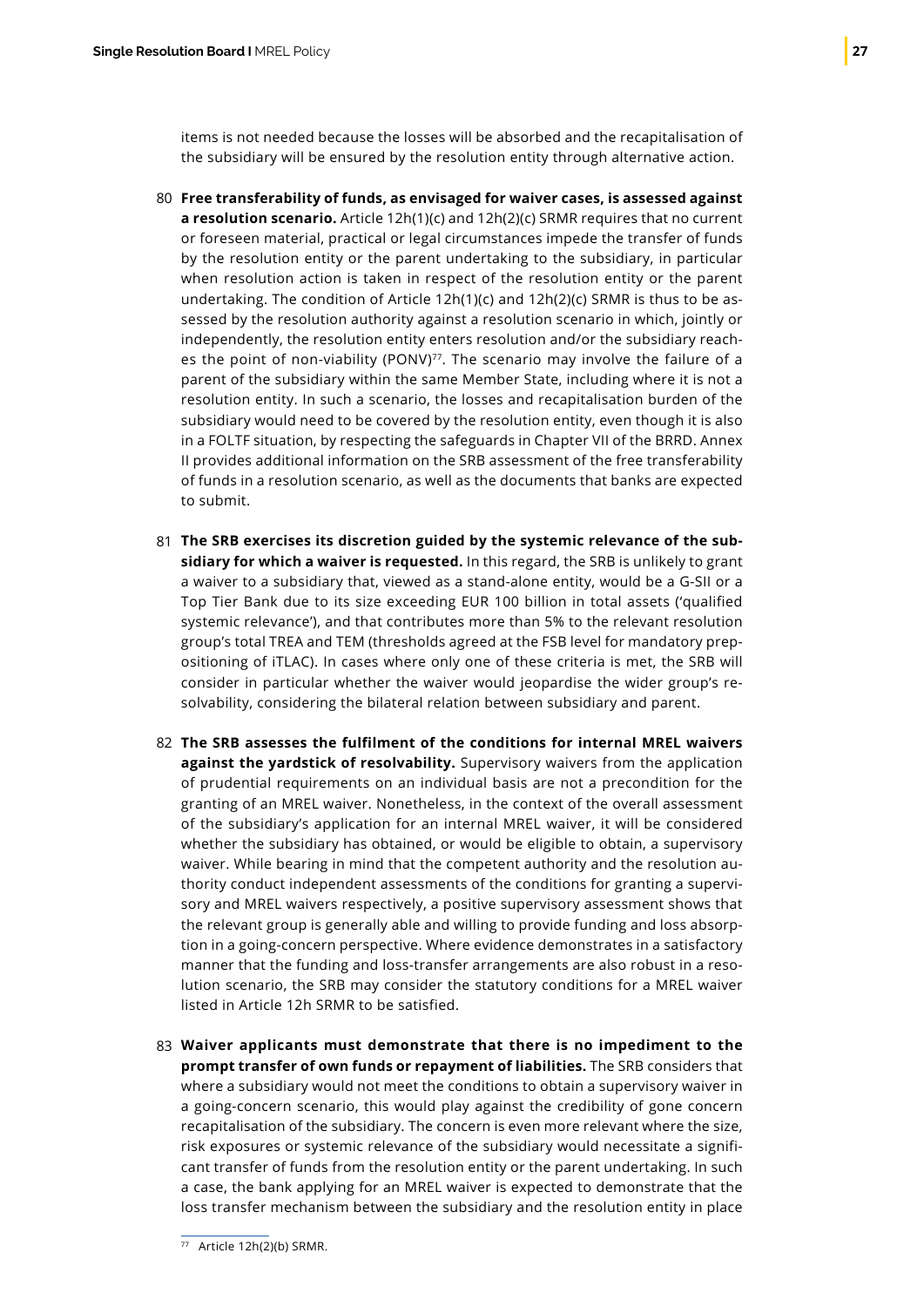items is not needed because the losses will be absorbed and the recapitalisation of the subsidiary will be ensured by the resolution entity through alternative action.

80 **Free transferability of funds, as envisaged for waiver cases, is assessed against a resolution scenario.** Article 12h(1)(c) and 12h(2)(c) SRMR requires that no current or foreseen material, practical or legal circumstances impede the transfer of funds by the resolution entity or the parent undertaking to the subsidiary, in particular when resolution action is taken in respect of the resolution entity or the parent undertaking. The condition of Article 12h(1)(c) and 12h(2)(c) SRMR is thus to be assessed by the resolution authority against a resolution scenario in which, jointly or independently, the resolution entity enters resolution and/or the subsidiary reaches the point of non-viability (PONV)[77]. The scenario may involve the failure of a parent of the subsidiary within the same Member State, including where it is not a resolution entity. In such a scenario, the losses and recapitalisation burden of the subsidiary would need to be covered by the resolution entity, even though it is also in a FOLTF situation, by respecting the safeguards in Chapter VII of the BRRD. Annex II provides additional information on the SRB assessment of the free transferability of funds in a resolution scenario, as well as the documents that banks are expected to submit.

81 **The SRB exercises its discretion guided by the systemic relevance of the subsidiary for which a waiver is requested.** In this regard, the SRB is unlikely to grant a waiver to a subsidiary that, viewed as a stand-alone entity, would be a G-SII or a Top Tier Bank due to its size exceeding EUR 100 billion in total assets ('qualified systemic relevance'), and that contributes more than 5% to the relevant resolution group's total TREA and TEM (thresholds agreed at the FSB level for mandatory prepositioning of iTLAC). In cases where only one of these criteria is met, the SRB will consider in particular whether the waiver would jeopardise the wider group's resolvability, considering the bilateral relation between subsidiary and parent.

82 **The SRB assesses the fulfilment of the conditions for internal MREL waivers against the yardstick of resolvability.** Supervisory waivers from the application of prudential requirements on an individual basis are not a precondition for the granting of an MREL waiver. Nonetheless, in the context of the overall assessment of the subsidiary's application for an internal MREL waiver, it will be considered whether the subsidiary has obtained, or would be eligible to obtain, a supervisory waiver. While bearing in mind that the competent authority and the resolution authority conduct independent assessments of the conditions for granting a supervisory and MREL waivers respectively, a positive supervisory assessment shows that the relevant group is generally able and willing to provide funding and loss absorption in a going-concern perspective. Where evidence demonstrates in a satisfactory manner that the funding and loss-transfer arrangements are also robust in a resolution scenario, the SRB may consider the statutory conditions for a MREL waiver listed in Article 12h SRMR to be satisfied.

83 **Waiver applicants must demonstrate that there is no impediment to the prompt transfer of own funds or repayment of liabilities.** The SRB considers that where a subsidiary would not meet the conditions to obtain a supervisory waiver in a going-concern scenario, this would play against the credibility of gone concern recapitalisation of the subsidiary. The concern is even more relevant where the size, risk exposures or systemic relevance of the subsidiary would necessitate a significant transfer of funds from the resolution entity or the parent undertaking. In such a case, the bank applying for an MREL waiver is expected to demonstrate that the loss transfer mechanism between the subsidiary and the resolution entity in place

---

[77] Article 12h(2)(b) SRMR.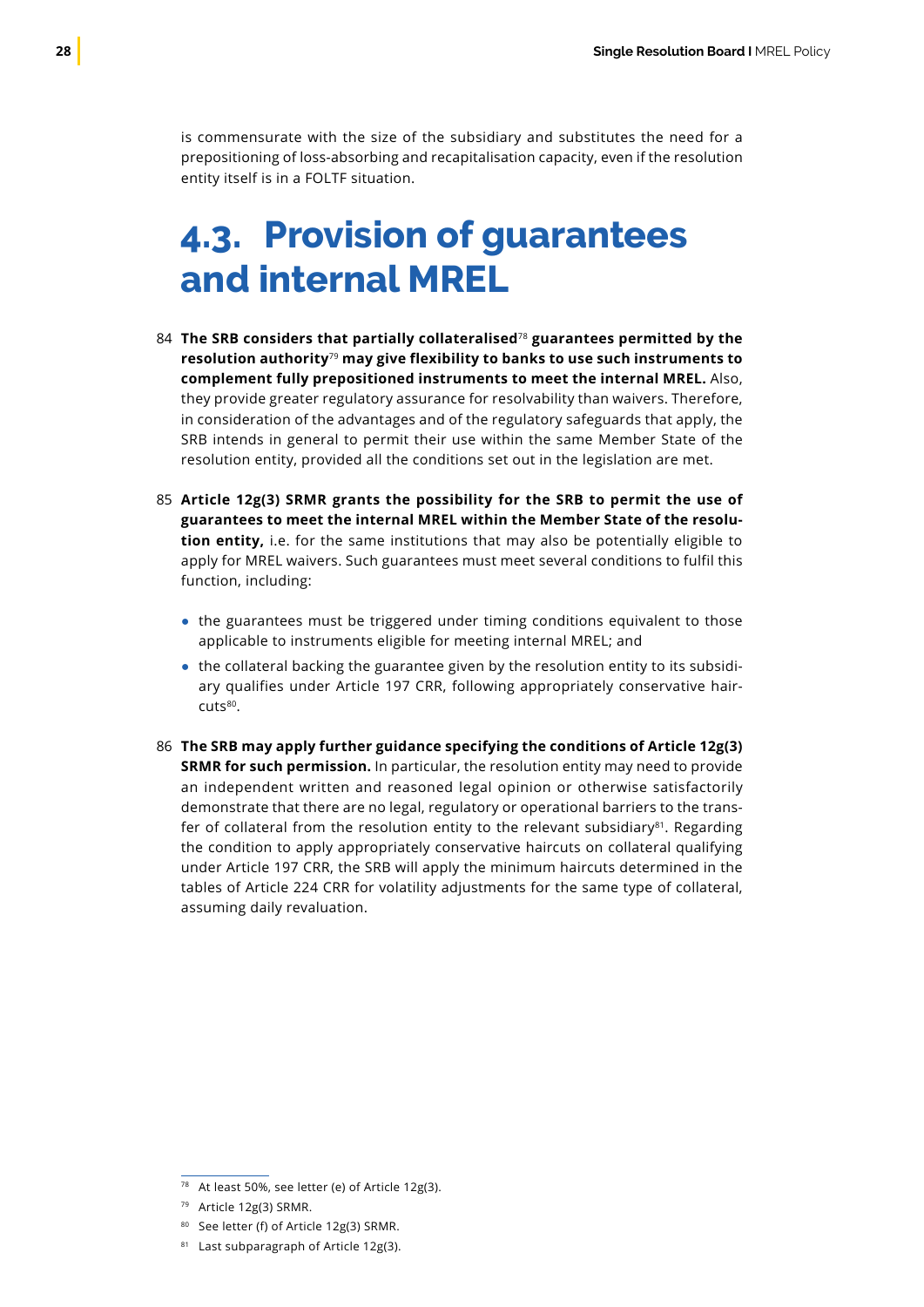is commensurate with the size of the subsidiary and substitutes the need for a prepositioning of loss-absorbing and recapitalisation capacity, even if the resolution entity itself is in a FOLTF situation.

## 4.3. Provision of guarantees and internal MREL

84 **The SRB considers that partially collateralised**[78] **guarantees permitted by the resolution authority**[79] **may give flexibility to banks to use such instruments to complement fully prepositioned instruments to meet the internal MREL.** Also, they provide greater regulatory assurance for resolvability than waivers. Therefore, in consideration of the advantages and of the regulatory safeguards that apply, the SRB intends in general to permit their use within the same Member State of the resolution entity, provided all the conditions set out in the legislation are met.

85 **Article 12g(3) SRMR grants the possibility for the SRB to permit the use of guarantees to meet the internal MREL within the Member State of the resolution entity,** i.e. for the same institutions that may also be potentially eligible to apply for MREL waivers. Such guarantees must meet several conditions to fulfil this function, including:

- the guarantees must be triggered under timing conditions equivalent to those applicable to instruments eligible for meeting internal MREL; and
- the collateral backing the guarantee given by the resolution entity to its subsidiary qualifies under Article 197 CRR, following appropriately conservative haircuts[80].

86 **The SRB may apply further guidance specifying the conditions of Article 12g(3) SRMR for such permission.** In particular, the resolution entity may need to provide an independent written and reasoned legal opinion or otherwise satisfactorily demonstrate that there are no legal, regulatory or operational barriers to the transfer of collateral from the resolution entity to the relevant subsidiary[81]. Regarding the condition to apply appropriately conservative haircuts on collateral qualifying under Article 197 CRR, the SRB will apply the minimum haircuts determined in the tables of Article 224 CRR for volatility adjustments for the same type of collateral, assuming daily revaluation.

---

[78] At least 50%, see letter (e) of Article 12g(3).

[79] Article 12g(3) SRMR.

[80] See letter (f) of Article 12g(3) SRMR.

[81] Last subparagraph of Article 12g(3).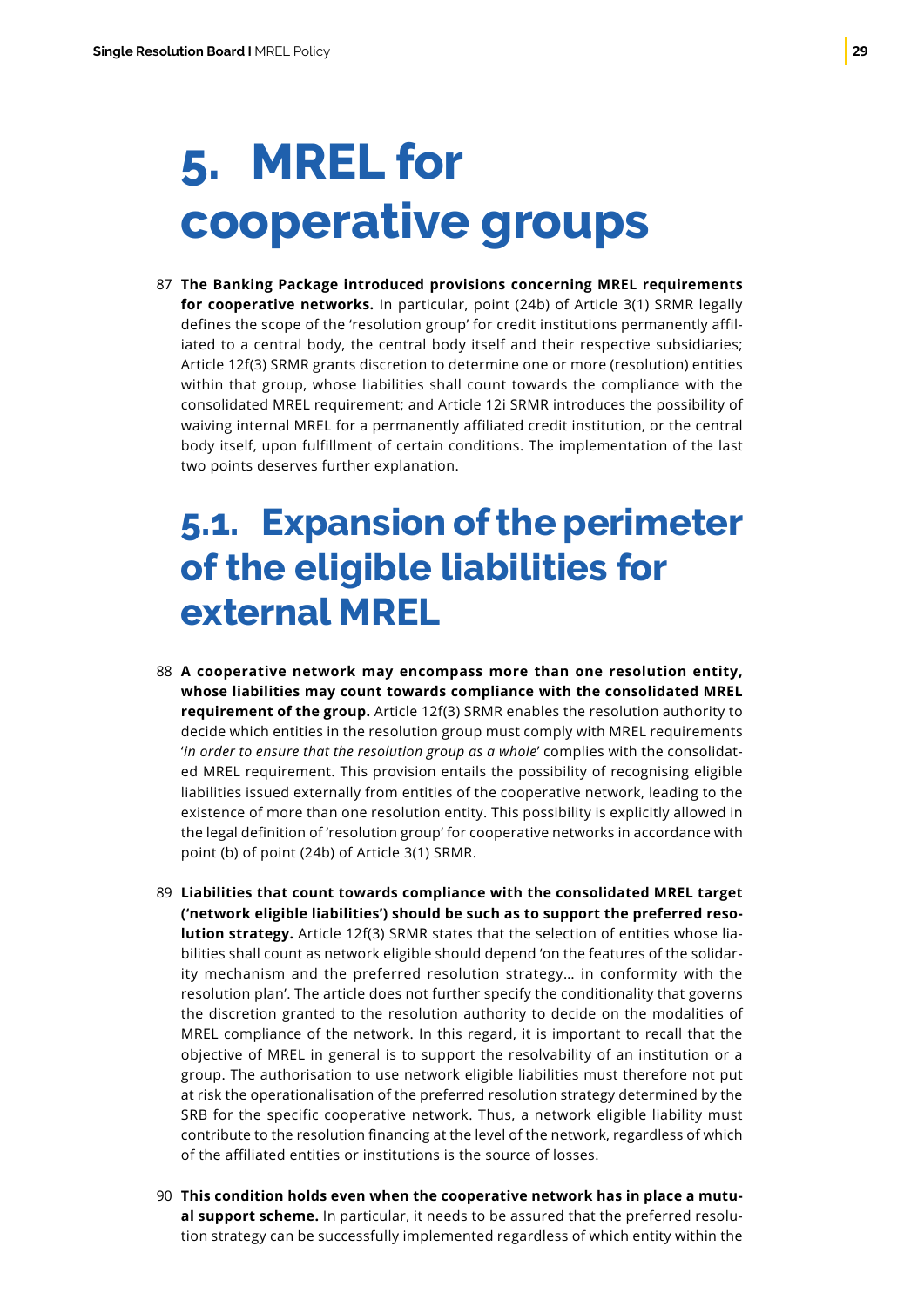# 5. MREL for cooperative groups

87 **The Banking Package introduced provisions concerning MREL requirements for cooperative networks.** In particular, point (24b) of Article 3(1) SRMR legally defines the scope of the 'resolution group' for credit institutions permanently affiliated to a central body, the central body itself and their respective subsidiaries; Article 12f(3) SRMR grants discretion to determine one or more (resolution) entities within that group, whose liabilities shall count towards the compliance with the consolidated MREL requirement; and Article 12i SRMR introduces the possibility of waiving internal MREL for a permanently affiliated credit institution, or the central body itself, upon fulfillment of certain conditions. The implementation of the last two points deserves further explanation.

## 5.1. Expansion of the perimeter of the eligible liabilities for external MREL

88 **A cooperative network may encompass more than one resolution entity, whose liabilities may count towards compliance with the consolidated MREL requirement of the group.** Article 12f(3) SRMR enables the resolution authority to decide which entities in the resolution group must comply with MREL requirements '*in order to ensure that the resolution group as a whole*' complies with the consolidated MREL requirement. This provision entails the possibility of recognising eligible liabilities issued externally from entities of the cooperative network, leading to the existence of more than one resolution entity. This possibility is explicitly allowed in the legal definition of 'resolution group' for cooperative networks in accordance with point (b) of point (24b) of Article 3(1) SRMR.

89 **Liabilities that count towards compliance with the consolidated MREL target ('network eligible liabilities') should be such as to support the preferred resolution strategy.** Article 12f(3) SRMR states that the selection of entities whose liabilities shall count as network eligible should depend 'on the features of the solidarity mechanism and the preferred resolution strategy… in conformity with the resolution plan'. The article does not further specify the conditionality that governs the discretion granted to the resolution authority to decide on the modalities of MREL compliance of the network. In this regard, it is important to recall that the objective of MREL in general is to support the resolvability of an institution or a group. The authorisation to use network eligible liabilities must therefore not put at risk the operationalisation of the preferred resolution strategy determined by the SRB for the specific cooperative network. Thus, a network eligible liability must contribute to the resolution financing at the level of the network, regardless of which of the affiliated entities or institutions is the source of losses.

90 **This condition holds even when the cooperative network has in place a mutual support scheme.** In particular, it needs to be assured that the preferred resolution strategy can be successfully implemented regardless of which entity within the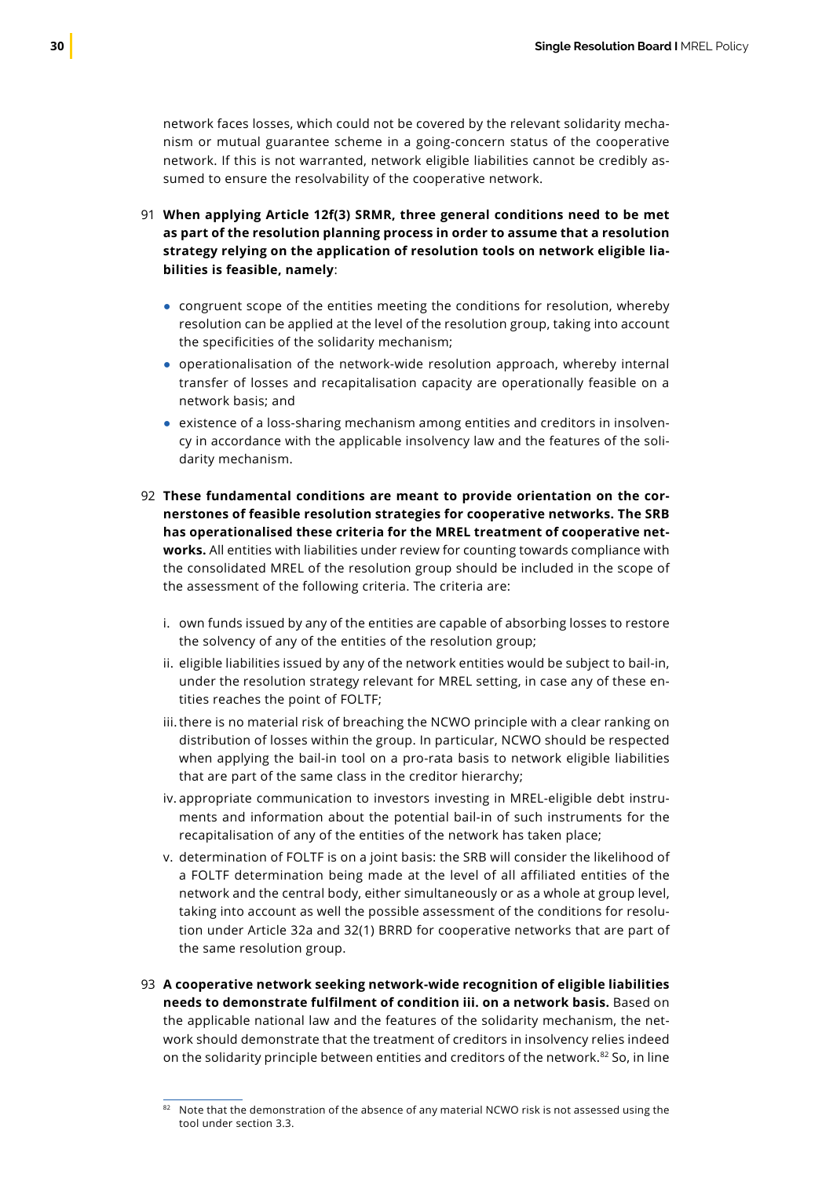network faces losses, which could not be covered by the relevant solidarity mechanism or mutual guarantee scheme in a going-concern status of the cooperative network. If this is not warranted, network eligible liabilities cannot be credibly assumed to ensure the resolvability of the cooperative network.

91 **When applying Article 12f(3) SRMR, three general conditions need to be met as part of the resolution planning process in order to assume that a resolution strategy relying on the application of resolution tools on network eligible liabilities is feasible, namely**:

- congruent scope of the entities meeting the conditions for resolution, whereby resolution can be applied at the level of the resolution group, taking into account the specificities of the solidarity mechanism;
- operationalisation of the network-wide resolution approach, whereby internal transfer of losses and recapitalisation capacity are operationally feasible on a network basis; and
- existence of a loss-sharing mechanism among entities and creditors in insolvency in accordance with the applicable insolvency law and the features of the solidarity mechanism.

92 **These fundamental conditions are meant to provide orientation on the cornerstones of feasible resolution strategies for cooperative networks. The SRB has operationalised these criteria for the MREL treatment of cooperative networks.** All entities with liabilities under review for counting towards compliance with the consolidated MREL of the resolution group should be included in the scope of the assessment of the following criteria. The criteria are:

i. own funds issued by any of the entities are capable of absorbing losses to restore the solvency of any of the entities of the resolution group;

ii. eligible liabilities issued by any of the network entities would be subject to bail-in, under the resolution strategy relevant for MREL setting, in case any of these entities reaches the point of FOLTF;

iii. there is no material risk of breaching the NCWO principle with a clear ranking on distribution of losses within the group. In particular, NCWO should be respected when applying the bail-in tool on a pro-rata basis to network eligible liabilities that are part of the same class in the creditor hierarchy;

iv. appropriate communication to investors investing in MREL-eligible debt instruments and information about the potential bail-in of such instruments for the recapitalisation of any of the entities of the network has taken place;

v. determination of FOLTF is on a joint basis: the SRB will consider the likelihood of a FOLTF determination being made at the level of all affiliated entities of the network and the central body, either simultaneously or as a whole at group level, taking into account as well the possible assessment of the conditions for resolution under Article 32a and 32(1) BRRD for cooperative networks that are part of the same resolution group.

93 **A cooperative network seeking network-wide recognition of eligible liabilities needs to demonstrate fulfilment of condition iii. on a network basis.** Based on the applicable national law and the features of the solidarity mechanism, the network should demonstrate that the treatment of creditors in insolvency relies indeed on the solidarity principle between entities and creditors of the network.[82] So, in line

[82] Note that the demonstration of the absence of any material NCWO risk is not assessed using the tool under section 3.3.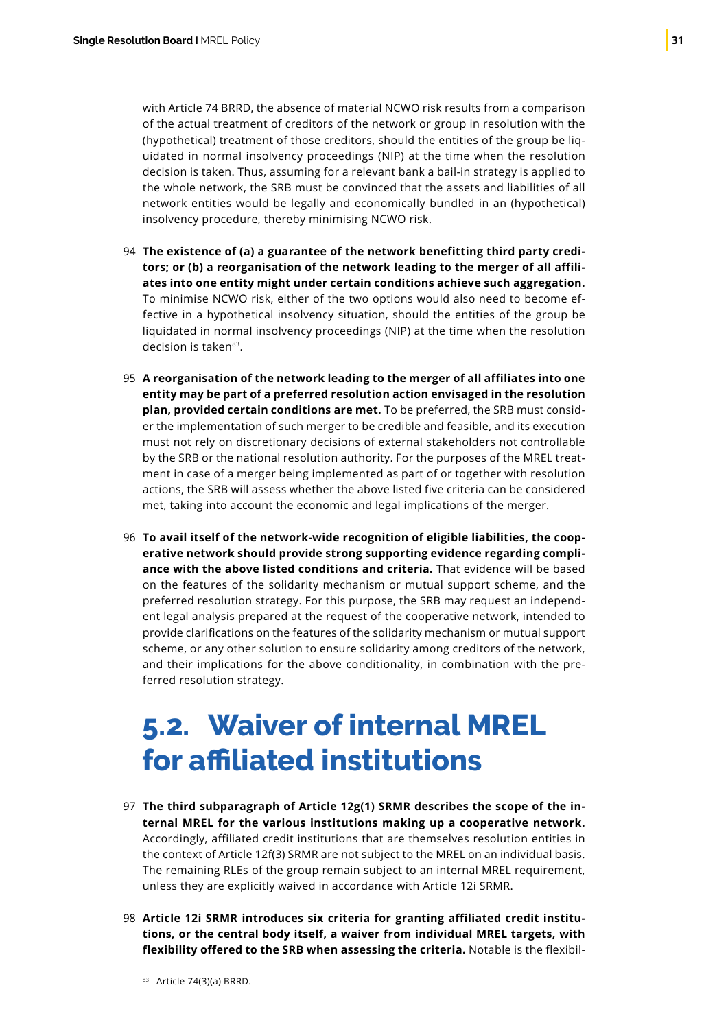with Article 74 BRRD, the absence of material NCWO risk results from a comparison of the actual treatment of creditors of the network or group in resolution with the (hypothetical) treatment of those creditors, should the entities of the group be liquidated in normal insolvency proceedings (NIP) at the time when the resolution decision is taken. Thus, assuming for a relevant bank a bail-in strategy is applied to the whole network, the SRB must be convinced that the assets and liabilities of all network entities would be legally and economically bundled in an (hypothetical) insolvency procedure, thereby minimising NCWO risk.

94 **The existence of (a) a guarantee of the network benefitting third party creditors; or (b) a reorganisation of the network leading to the merger of all affiliates into one entity might under certain conditions achieve such aggregation.** To minimise NCWO risk, either of the two options would also need to become effective in a hypothetical insolvency situation, should the entities of the group be liquidated in normal insolvency proceedings (NIP) at the time when the resolution decision is taken[83].

95 **A reorganisation of the network leading to the merger of all affiliates into one entity may be part of a preferred resolution action envisaged in the resolution plan, provided certain conditions are met.** To be preferred, the SRB must consider the implementation of such merger to be credible and feasible, and its execution must not rely on discretionary decisions of external stakeholders not controllable by the SRB or the national resolution authority. For the purposes of the MREL treatment in case of a merger being implemented as part of or together with resolution actions, the SRB will assess whether the above listed five criteria can be considered met, taking into account the economic and legal implications of the merger.

96 **To avail itself of the network-wide recognition of eligible liabilities, the cooperative network should provide strong supporting evidence regarding compliance with the above listed conditions and criteria.** That evidence will be based on the features of the solidarity mechanism or mutual support scheme, and the preferred resolution strategy. For this purpose, the SRB may request an independent legal analysis prepared at the request of the cooperative network, intended to provide clarifications on the features of the solidarity mechanism or mutual support scheme, or any other solution to ensure solidarity among creditors of the network, and their implications for the above conditionality, in combination with the preferred resolution strategy.

## 5.2. Waiver of internal MREL for affiliated institutions

97 **The third subparagraph of Article 12g(1) SRMR describes the scope of the internal MREL for the various institutions making up a cooperative network.** Accordingly, affiliated credit institutions that are themselves resolution entities in the context of Article 12f(3) SRMR are not subject to the MREL on an individual basis. The remaining RLEs of the group remain subject to an internal MREL requirement, unless they are explicitly waived in accordance with Article 12i SRMR.

98 **Article 12i SRMR introduces six criteria for granting affiliated credit institutions, or the central body itself, a waiver from individual MREL targets, with flexibility offered to the SRB when assessing the criteria.** Notable is the flexibil-

[83] Article 74(3)(a) BRRD.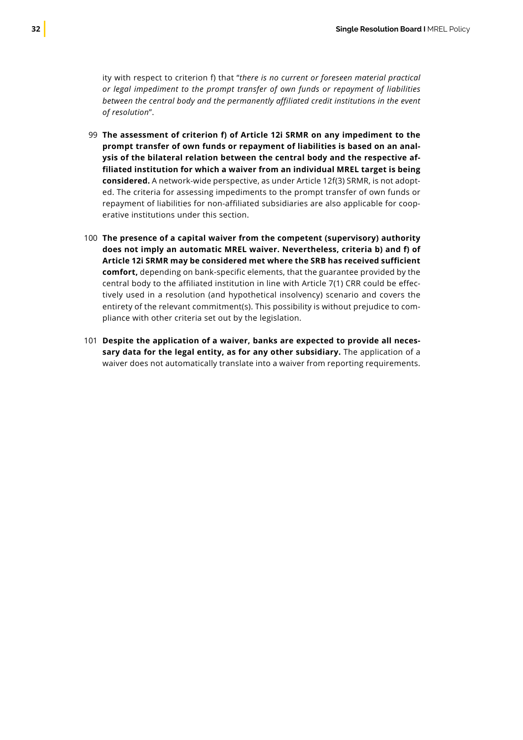ity with respect to criterion f) that "*there is no current or foreseen material practical or legal impediment to the prompt transfer of own funds or repayment of liabilities between the central body and the permanently affiliated credit institutions in the event of resolution*".

99 **The assessment of criterion f) of Article 12i SRMR on any impediment to the prompt transfer of own funds or repayment of liabilities is based on an analysis of the bilateral relation between the central body and the respective affiliated institution for which a waiver from an individual MREL target is being considered.** A network-wide perspective, as under Article 12f(3) SRMR, is not adopted. The criteria for assessing impediments to the prompt transfer of own funds or repayment of liabilities for non-affiliated subsidiaries are also applicable for cooperative institutions under this section.

100 **The presence of a capital waiver from the competent (supervisory) authority does not imply an automatic MREL waiver. Nevertheless, criteria b) and f) of Article 12i SRMR may be considered met where the SRB has received sufficient comfort,** depending on bank-specific elements, that the guarantee provided by the central body to the affiliated institution in line with Article 7(1) CRR could be effectively used in a resolution (and hypothetical insolvency) scenario and covers the entirety of the relevant commitment(s). This possibility is without prejudice to compliance with other criteria set out by the legislation.

101 **Despite the application of a waiver, banks are expected to provide all necessary data for the legal entity, as for any other subsidiary.** The application of a waiver does not automatically translate into a waiver from reporting requirements.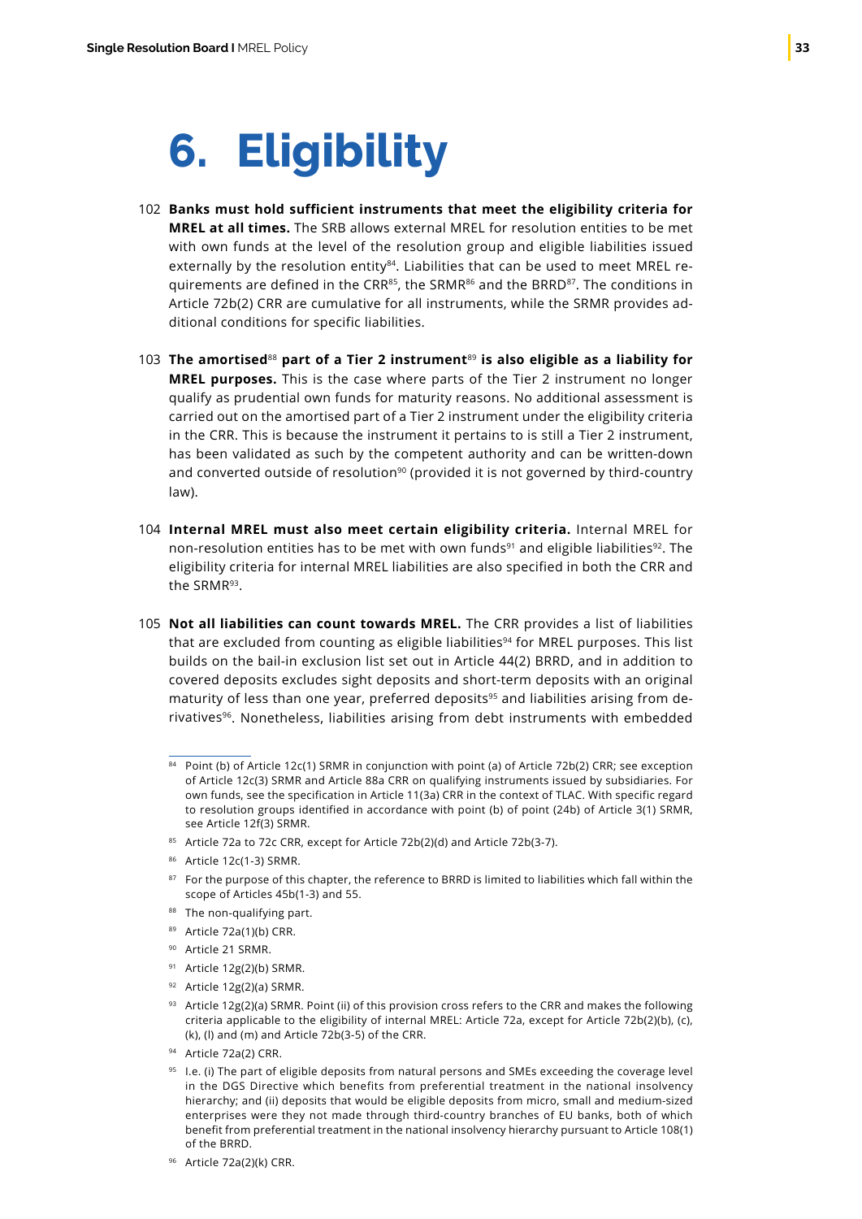# 6. Eligibility

102 **Banks must hold sufficient instruments that meet the eligibility criteria for MREL at all times.** The SRB allows external MREL for resolution entities to be met with own funds at the level of the resolution group and eligible liabilities issued externally by the resolution entity[84]. Liabilities that can be used to meet MREL requirements are defined in the CRR[85], the SRMR[86] and the BRRD[87]. The conditions in Article 72b(2) CRR are cumulative for all instruments, while the SRMR provides additional conditions for specific liabilities.

103 **The amortised[88] part of a Tier 2 instrument[89] is also eligible as a liability for MREL purposes.** This is the case where parts of the Tier 2 instrument no longer qualify as prudential own funds for maturity reasons. No additional assessment is carried out on the amortised part of a Tier 2 instrument under the eligibility criteria in the CRR. This is because the instrument it pertains to is still a Tier 2 instrument, has been validated as such by the competent authority and can be written-down and converted outside of resolution[90] (provided it is not governed by third-country law).

104 **Internal MREL must also meet certain eligibility criteria.** Internal MREL for non-resolution entities has to be met with own funds[91] and eligible liabilities[92]. The eligibility criteria for internal MREL liabilities are also specified in both the CRR and the SRMR[93].

105 **Not all liabilities can count towards MREL.** The CRR provides a list of liabilities that are excluded from counting as eligible liabilities[94] for MREL purposes. This list builds on the bail-in exclusion list set out in Article 44(2) BRRD, and in addition to covered deposits excludes sight deposits and short-term deposits with an original maturity of less than one year, preferred deposits[95] and liabilities arising from derivatives[96]. Nonetheless, liabilities arising from debt instruments with embedded

---

[84] Point (b) of Article 12c(1) SRMR in conjunction with point (a) of Article 72b(2) CRR; see exception of Article 12c(3) SRMR and Article 88a CRR on qualifying instruments issued by subsidiaries. For own funds, see the specification in Article 11(3a) CRR in the context of TLAC. With specific regard to resolution groups identified in accordance with point (b) of point (24b) of Article 3(1) SRMR, see Article 12f(3) SRMR.

[85] Article 72a to 72c CRR, except for Article 72b(2)(d) and Article 72b(3-7).

[86] Article 12c(1-3) SRMR.

[87] For the purpose of this chapter, the reference to BRRD is limited to liabilities which fall within the scope of Articles 45b(1-3) and 55.

[88] The non-qualifying part.

[89] Article 72a(1)(b) CRR.

[90] Article 21 SRMR.

[91] Article 12g(2)(b) SRMR.

[92] Article 12g(2)(a) SRMR.

[93] Article 12g(2)(a) SRMR. Point (ii) of this provision cross refers to the CRR and makes the following criteria applicable to the eligibility of internal MREL: Article 72a, except for Article 72b(2)(b), (c), (k), (l) and (m) and Article 72b(3-5) of the CRR.

[94] Article 72a(2) CRR.

[95] I.e. (i) The part of eligible deposits from natural persons and SMEs exceeding the coverage level in the DGS Directive which benefits from preferential treatment in the national insolvency hierarchy; and (ii) deposits that would be eligible deposits from micro, small and medium-sized enterprises were they not made through third-country branches of EU banks, both of which benefit from preferential treatment in the national insolvency hierarchy pursuant to Article 108(1) of the BRRD.

[96] Article 72a(2)(k) CRR.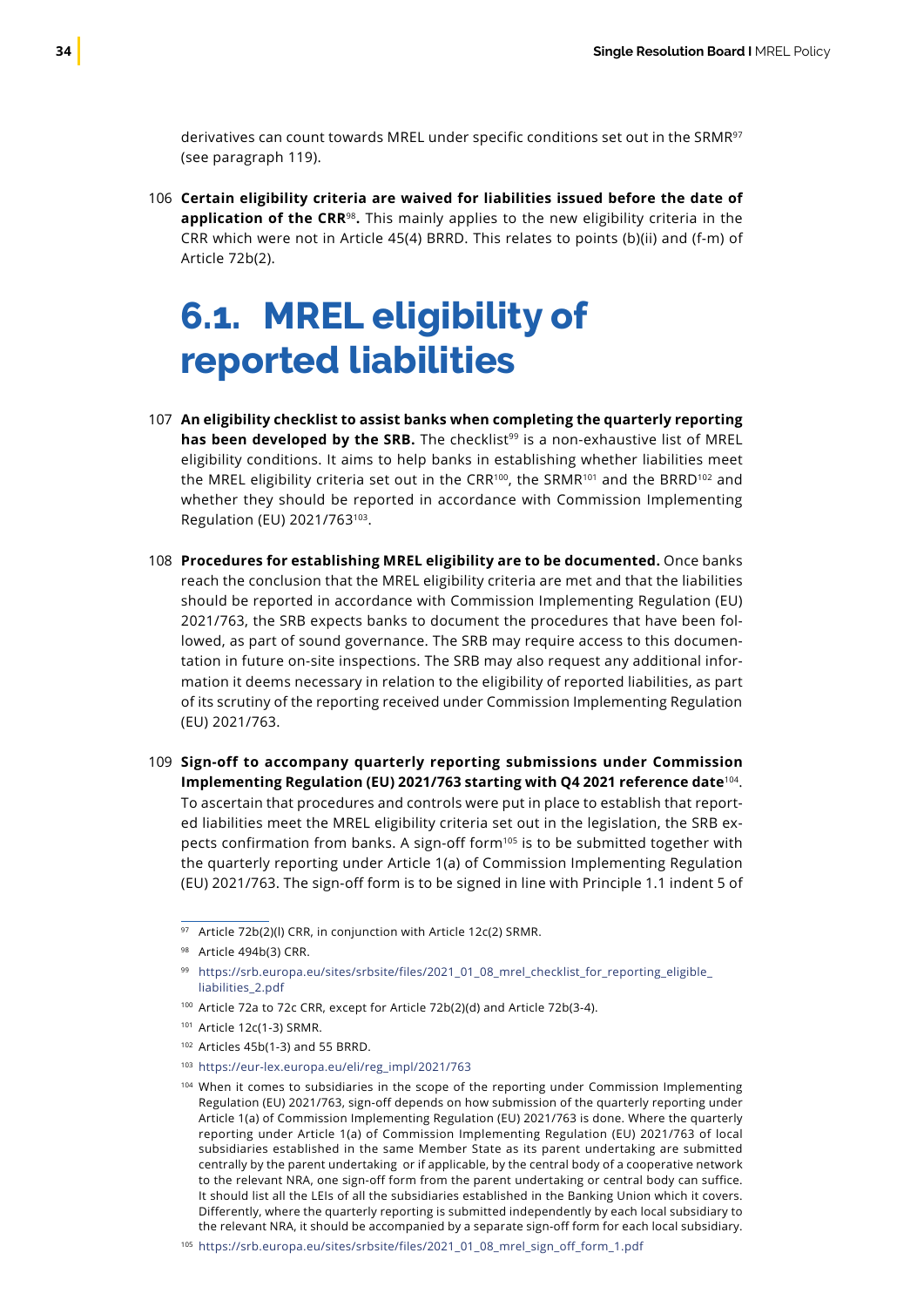derivatives can count towards MREL under specific conditions set out in the SRMR[97] (see paragraph 119).

106 **Certain eligibility criteria are waived for liabilities issued before the date of application of the CRR**[98]**.** This mainly applies to the new eligibility criteria in the CRR which were not in Article 45(4) BRRD. This relates to points (b)(ii) and (f-m) of Article 72b(2).

# 6.1. MREL eligibility of reported liabilities

107 **An eligibility checklist to assist banks when completing the quarterly reporting has been developed by the SRB.** The checklist[99] is a non-exhaustive list of MREL eligibility conditions. It aims to help banks in establishing whether liabilities meet the MREL eligibility criteria set out in the CRR[100], the SRMR[101] and the BRRD[102] and whether they should be reported in accordance with Commission Implementing Regulation (EU) 2021/763[103].

108 **Procedures for establishing MREL eligibility are to be documented.** Once banks reach the conclusion that the MREL eligibility criteria are met and that the liabilities should be reported in accordance with Commission Implementing Regulation (EU) 2021/763, the SRB expects banks to document the procedures that have been followed, as part of sound governance. The SRB may require access to this documentation in future on-site inspections. The SRB may also request any additional information it deems necessary in relation to the eligibility of reported liabilities, as part of its scrutiny of the reporting received under Commission Implementing Regulation (EU) 2021/763.

109 **Sign-off to accompany quarterly reporting submissions under Commission Implementing Regulation (EU) 2021/763 starting with Q4 2021 reference date**[104]. To ascertain that procedures and controls were put in place to establish that reported liabilities meet the MREL eligibility criteria set out in the legislation, the SRB expects confirmation from banks. A sign-off form[105] is to be submitted together with the quarterly reporting under Article 1(a) of Commission Implementing Regulation (EU) 2021/763. The sign-off form is to be signed in line with Principle 1.1 indent 5 of

---

[97] Article 72b(2)(l) CRR, in conjunction with Article 12c(2) SRMR.

[98] Article 494b(3) CRR.

[99] https://srb.europa.eu/sites/srbsite/files/2021_01_08_mrel_checklist_for_reporting_eligible_liabilities_2.pdf

[100] Article 72a to 72c CRR, except for Article 72b(2)(d) and Article 72b(3-4).

[101] Article 12c(1-3) SRMR.

[102] Articles 45b(1-3) and 55 BRRD.

[103] https://eur-lex.europa.eu/eli/reg_impl/2021/763

[104] When it comes to subsidiaries in the scope of the reporting under Commission Implementing Regulation (EU) 2021/763, sign-off depends on how submission of the quarterly reporting under Article 1(a) of Commission Implementing Regulation (EU) 2021/763 is done. Where the quarterly reporting under Article 1(a) of Commission Implementing Regulation (EU) 2021/763 of local subsidiaries established in the same Member State as its parent undertaking are submitted centrally by the parent undertaking or if applicable, by the central body of a cooperative network to the relevant NRA, one sign-off form from the parent undertaking or central body can suffice. It should list all the LEIs of all the subsidiaries established in the Banking Union which it covers. Differently, where the quarterly reporting is submitted independently by each local subsidiary to the relevant NRA, it should be accompanied by a separate sign-off form for each local subsidiary.

[105] https://srb.europa.eu/sites/srbsite/files/2021_01_08_mrel_sign_off_form_1.pdf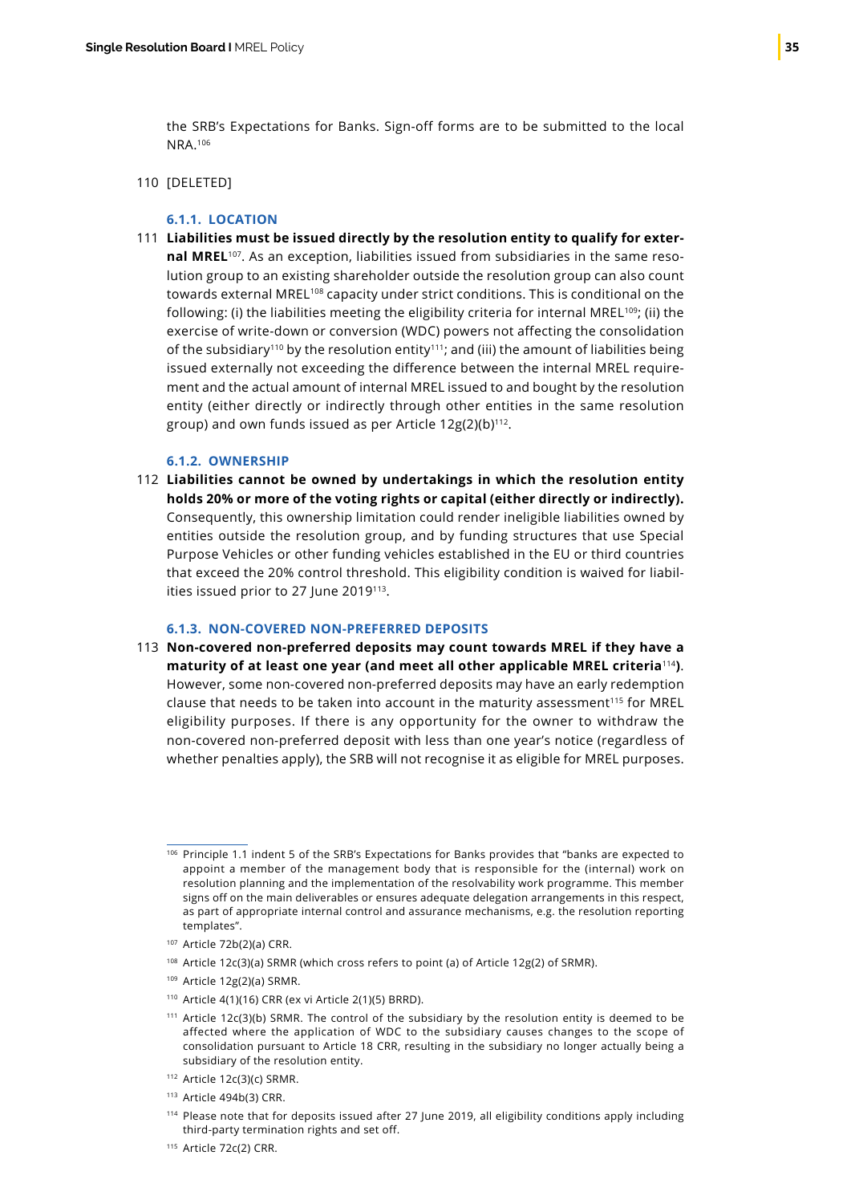the SRB's Expectations for Banks. Sign-off forms are to be submitted to the local NRA.[106]

110 [DELETED]

#### 6.1.1. LOCATION

111 **Liabilities must be issued directly by the resolution entity to qualify for external MREL**[107]. As an exception, liabilities issued from subsidiaries in the same resolution group to an existing shareholder outside the resolution group can also count towards external MREL[108] capacity under strict conditions. This is conditional on the following: (i) the liabilities meeting the eligibility criteria for internal MREL[109]; (ii) the exercise of write-down or conversion (WDC) powers not affecting the consolidation of the subsidiary[110] by the resolution entity[111]; and (iii) the amount of liabilities being issued externally not exceeding the difference between the internal MREL requirement and the actual amount of internal MREL issued to and bought by the resolution entity (either directly or indirectly through other entities in the same resolution group) and own funds issued as per Article 12g(2)(b)[112].

#### 6.1.2. OWNERSHIP

112 **Liabilities cannot be owned by undertakings in which the resolution entity holds 20% or more of the voting rights or capital (either directly or indirectly).** Consequently, this ownership limitation could render ineligible liabilities owned by entities outside the resolution group, and by funding structures that use Special Purpose Vehicles or other funding vehicles established in the EU or third countries that exceed the 20% control threshold. This eligibility condition is waived for liabilities issued prior to 27 June 2019[113].

#### 6.1.3. NON-COVERED NON-PREFERRED DEPOSITS

113 **Non-covered non-preferred deposits may count towards MREL if they have a maturity of at least one year (and meet all other applicable MREL criteria**[114]**)**. However, some non-covered non-preferred deposits may have an early redemption clause that needs to be taken into account in the maturity assessment[115] for MREL eligibility purposes. If there is any opportunity for the owner to withdraw the non-covered non-preferred deposit with less than one year's notice (regardless of whether penalties apply), the SRB will not recognise it as eligible for MREL purposes.

---

[106] Principle 1.1 indent 5 of the SRB's Expectations for Banks provides that "banks are expected to appoint a member of the management body that is responsible for the (internal) work on resolution planning and the implementation of the resolvability work programme. This member signs off on the main deliverables or ensures adequate delegation arrangements in this respect, as part of appropriate internal control and assurance mechanisms, e.g. the resolution reporting templates".

[107] Article 72b(2)(a) CRR.

[108] Article 12c(3)(a) SRMR (which cross refers to point (a) of Article 12g(2) of SRMR).

[109] Article 12g(2)(a) SRMR.

[110] Article 4(1)(16) CRR (ex vi Article 2(1)(5) BRRD).

[111] Article 12c(3)(b) SRMR. The control of the subsidiary by the resolution entity is deemed to be affected where the application of WDC to the subsidiary causes changes to the scope of consolidation pursuant to Article 18 CRR, resulting in the subsidiary no longer actually being a subsidiary of the resolution entity.

[112] Article 12c(3)(c) SRMR.

[113] Article 494b(3) CRR.

[114] Please note that for deposits issued after 27 June 2019, all eligibility conditions apply including third-party termination rights and set off.

[115] Article 72c(2) CRR.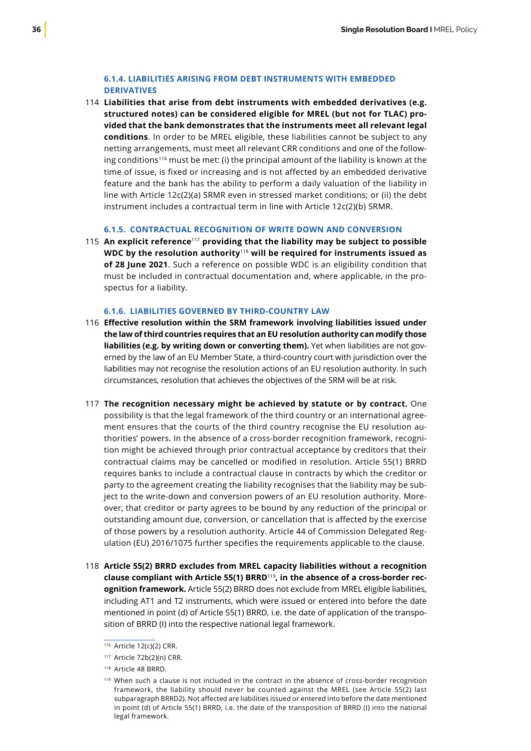#### 6.1.4. LIABILITIES ARISING FROM DEBT INSTRUMENTS WITH EMBEDDED DERIVATIVES

114 **Liabilities that arise from debt instruments with embedded derivatives (e.g. structured notes) can be considered eligible for MREL (but not for TLAC) provided that the bank demonstrates that the instruments meet all relevant legal conditions**. In order to be MREL eligible, these liabilities cannot be subject to any netting arrangements, must meet all relevant CRR conditions and one of the following conditions[116] must be met: (i) the principal amount of the liability is known at the time of issue, is fixed or increasing and is not affected by an embedded derivative feature and the bank has the ability to perform a daily valuation of the liability in line with Article 12c(2)(a) SRMR even in stressed market conditions; or (ii) the debt instrument includes a contractual term in line with Article 12c(2)(b) SRMR.

#### 6.1.5. CONTRACTUAL RECOGNITION OF WRITE DOWN AND CONVERSION

115 **An explicit reference**[117] **providing that the liability may be subject to possible WDC by the resolution authority**[118] **will be required for instruments issued as of 28 June 2021**. Such a reference on possible WDC is an eligibility condition that must be included in contractual documentation and, where applicable, in the prospectus for a liability.

#### 6.1.6. LIABILITIES GOVERNED BY THIRD-COUNTRY LAW

116 **Effective resolution within the SRM framework involving liabilities issued under the law of third countries requires that an EU resolution authority can modify those liabilities (e.g. by writing down or converting them).** Yet when liabilities are not governed by the law of an EU Member State, a third-country court with jurisdiction over the liabilities may not recognise the resolution actions of an EU resolution authority. In such circumstances, resolution that achieves the objectives of the SRM will be at risk.

117 **The recognition necessary might be achieved by statute or by contract.** One possibility is that the legal framework of the third country or an international agreement ensures that the courts of the third country recognise the EU resolution authorities' powers. In the absence of a cross-border recognition framework, recognition might be achieved through prior contractual acceptance by creditors that their contractual claims may be cancelled or modified in resolution. Article 55(1) BRRD requires banks to include a contractual clause in contracts by which the creditor or party to the agreement creating the liability recognises that the liability may be subject to the write-down and conversion powers of an EU resolution authority. Moreover, that creditor or party agrees to be bound by any reduction of the principal or outstanding amount due, conversion, or cancellation that is affected by the exercise of those powers by a resolution authority. Article 44 of Commission Delegated Regulation (EU) 2016/1075 further specifies the requirements applicable to the clause.

118 **Article 55(2) BRRD excludes from MREL capacity liabilities without a recognition clause compliant with Article 55(1) BRRD**[119]**, in the absence of a cross-border recognition framework.** Article 55(2) BRRD does not exclude from MREL eligible liabilities, including AT1 and T2 instruments, which were issued or entered into before the date mentioned in point (d) of Article 55(1) BRRD, i.e. the date of application of the transposition of BRRD (I) into the respective national legal framework.

---

[116] Article 12(c)(2) CRR.

[117] Article 72b(2)(n) CRR.

[118] Article 48 BRRD.

[119] When such a clause is not included in the contract in the absence of cross-border recognition framework, the liability should never be counted against the MREL (see Article 55(2) last subparagraph BRRD2). Not affected are liabilities issued or entered into before the date mentioned in point (d) of Article 55(1) BRRD, i.e. the date of the transposition of BRRD (I) into the national legal framework.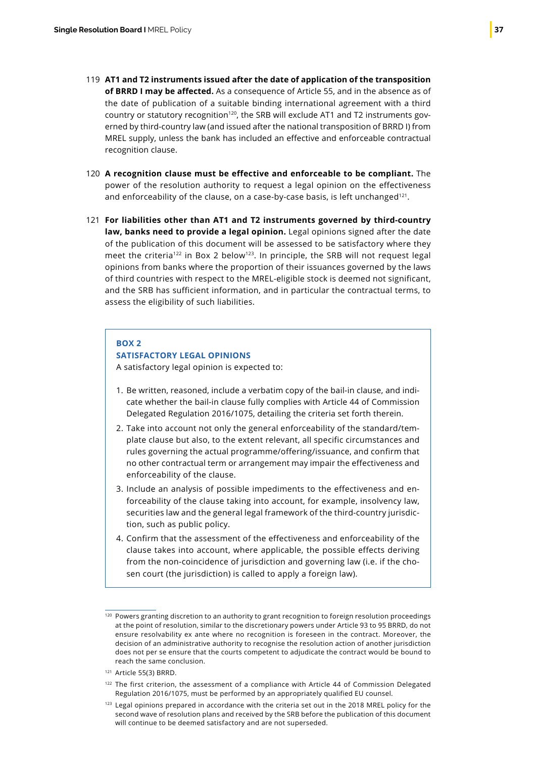119 **AT1 and T2 instruments issued after the date of application of the transposition of BRRD I may be affected.** As a consequence of Article 55, and in the absence as of the date of publication of a suitable binding international agreement with a third country or statutory recognition[120], the SRB will exclude AT1 and T2 instruments governed by third-country law (and issued after the national transposition of BRRD I) from MREL supply, unless the bank has included an effective and enforceable contractual recognition clause.

120 **A recognition clause must be effective and enforceable to be compliant.** The power of the resolution authority to request a legal opinion on the effectiveness and enforceability of the clause, on a case-by-case basis, is left unchanged[121].

121 **For liabilities other than AT1 and T2 instruments governed by third-country law, banks need to provide a legal opinion.** Legal opinions signed after the date of the publication of this document will be assessed to be satisfactory where they meet the criteria[122] in Box 2 below[123]. In principle, the SRB will not request legal opinions from banks where the proportion of their issuances governed by the laws of third countries with respect to the MREL-eligible stock is deemed not significant, and the SRB has sufficient information, and in particular the contractual terms, to assess the eligibility of such liabilities.

> **BOX 2**
> **SATISFACTORY LEGAL OPINIONS**
>
> A satisfactory legal opinion is expected to:
>
> 1. Be written, reasoned, include a verbatim copy of the bail-in clause, and indicate whether the bail-in clause fully complies with Article 44 of Commission Delegated Regulation 2016/1075, detailing the criteria set forth therein.
> 2. Take into account not only the general enforceability of the standard/template clause but also, to the extent relevant, all specific circumstances and rules governing the actual programme/offering/issuance, and confirm that no other contractual term or arrangement may impair the effectiveness and enforceability of the clause.
> 3. Include an analysis of possible impediments to the effectiveness and enforceability of the clause taking into account, for example, insolvency law, securities law and the general legal framework of the third-country jurisdiction, such as public policy.
> 4. Confirm that the assessment of the effectiveness and enforceability of the clause takes into account, where applicable, the possible effects deriving from the non-coincidence of jurisdiction and governing law (i.e. if the chosen court (the jurisdiction) is called to apply a foreign law).

---

[120] Powers granting discretion to an authority to grant recognition to foreign resolution proceedings at the point of resolution, similar to the discretionary powers under Article 93 to 95 BRRD, do not ensure resolvability ex ante where no recognition is foreseen in the contract. Moreover, the decision of an administrative authority to recognise the resolution action of another jurisdiction does not per se ensure that the courts competent to adjudicate the contract would be bound to reach the same conclusion.

[121] Article 55(3) BRRD.

[122] The first criterion, the assessment of a compliance with Article 44 of Commission Delegated Regulation 2016/1075, must be performed by an appropriately qualified EU counsel.

[123] Legal opinions prepared in accordance with the criteria set out in the 2018 MREL policy for the second wave of resolution plans and received by the SRB before the publication of this document will continue to be deemed satisfactory and are not superseded.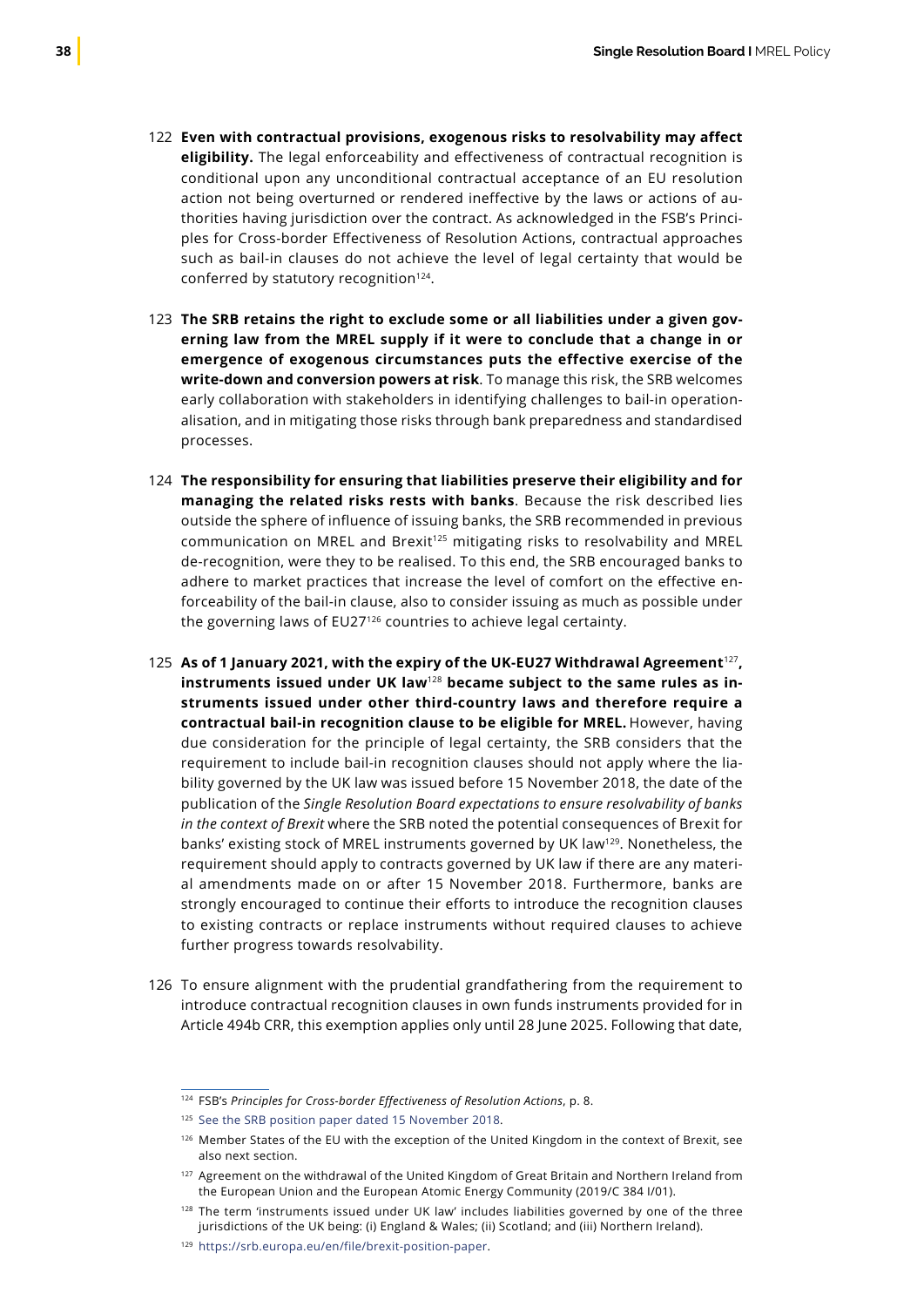122 **Even with contractual provisions, exogenous risks to resolvability may affect eligibility.** The legal enforceability and effectiveness of contractual recognition is conditional upon any unconditional contractual acceptance of an EU resolution action not being overturned or rendered ineffective by the laws or actions of authorities having jurisdiction over the contract. As acknowledged in the FSB's Principles for Cross-border Effectiveness of Resolution Actions, contractual approaches such as bail-in clauses do not achieve the level of legal certainty that would be conferred by statutory recognition[124].

123 **The SRB retains the right to exclude some or all liabilities under a given governing law from the MREL supply if it were to conclude that a change in or emergence of exogenous circumstances puts the effective exercise of the write-down and conversion powers at risk**. To manage this risk, the SRB welcomes early collaboration with stakeholders in identifying challenges to bail-in operationalisation, and in mitigating those risks through bank preparedness and standardised processes.

124 **The responsibility for ensuring that liabilities preserve their eligibility and for managing the related risks rests with banks**. Because the risk described lies outside the sphere of influence of issuing banks, the SRB recommended in previous communication on MREL and Brexit[125] mitigating risks to resolvability and MREL de-recognition, were they to be realised. To this end, the SRB encouraged banks to adhere to market practices that increase the level of comfort on the effective enforceability of the bail-in clause, also to consider issuing as much as possible under the governing laws of EU27[126] countries to achieve legal certainty.

125 **As of 1 January 2021, with the expiry of the UK-EU27 Withdrawal Agreement**[127]**, instruments issued under UK law**[128] **became subject to the same rules as instruments issued under other third-country laws and therefore require a contractual bail-in recognition clause to be eligible for MREL.** However, having due consideration for the principle of legal certainty, the SRB considers that the requirement to include bail-in recognition clauses should not apply where the liability governed by the UK law was issued before 15 November 2018, the date of the publication of the *Single Resolution Board expectations to ensure resolvability of banks in the context of Brexit* where the SRB noted the potential consequences of Brexit for banks' existing stock of MREL instruments governed by UK law[129]. Nonetheless, the requirement should apply to contracts governed by UK law if there are any material amendments made on or after 15 November 2018. Furthermore, banks are strongly encouraged to continue their efforts to introduce the recognition clauses to existing contracts or replace instruments without required clauses to achieve further progress towards resolvability.

126 To ensure alignment with the prudential grandfathering from the requirement to introduce contractual recognition clauses in own funds instruments provided for in Article 494b CRR, this exemption applies only until 28 June 2025. Following that date,

---

[124] FSB's *Principles for Cross-border Effectiveness of Resolution Actions*, p. 8.

[125] See the SRB position paper dated 15 November 2018.

[126] Member States of the EU with the exception of the United Kingdom in the context of Brexit, see also next section.

[127] Agreement on the withdrawal of the United Kingdom of Great Britain and Northern Ireland from the European Union and the European Atomic Energy Community (2019/C 384 I/01).

[128] The term 'instruments issued under UK law' includes liabilities governed by one of the three jurisdictions of the UK being: (i) England & Wales; (ii) Scotland; and (iii) Northern Ireland.

[129] https://srb.europa.eu/en/file/brexit-position-paper.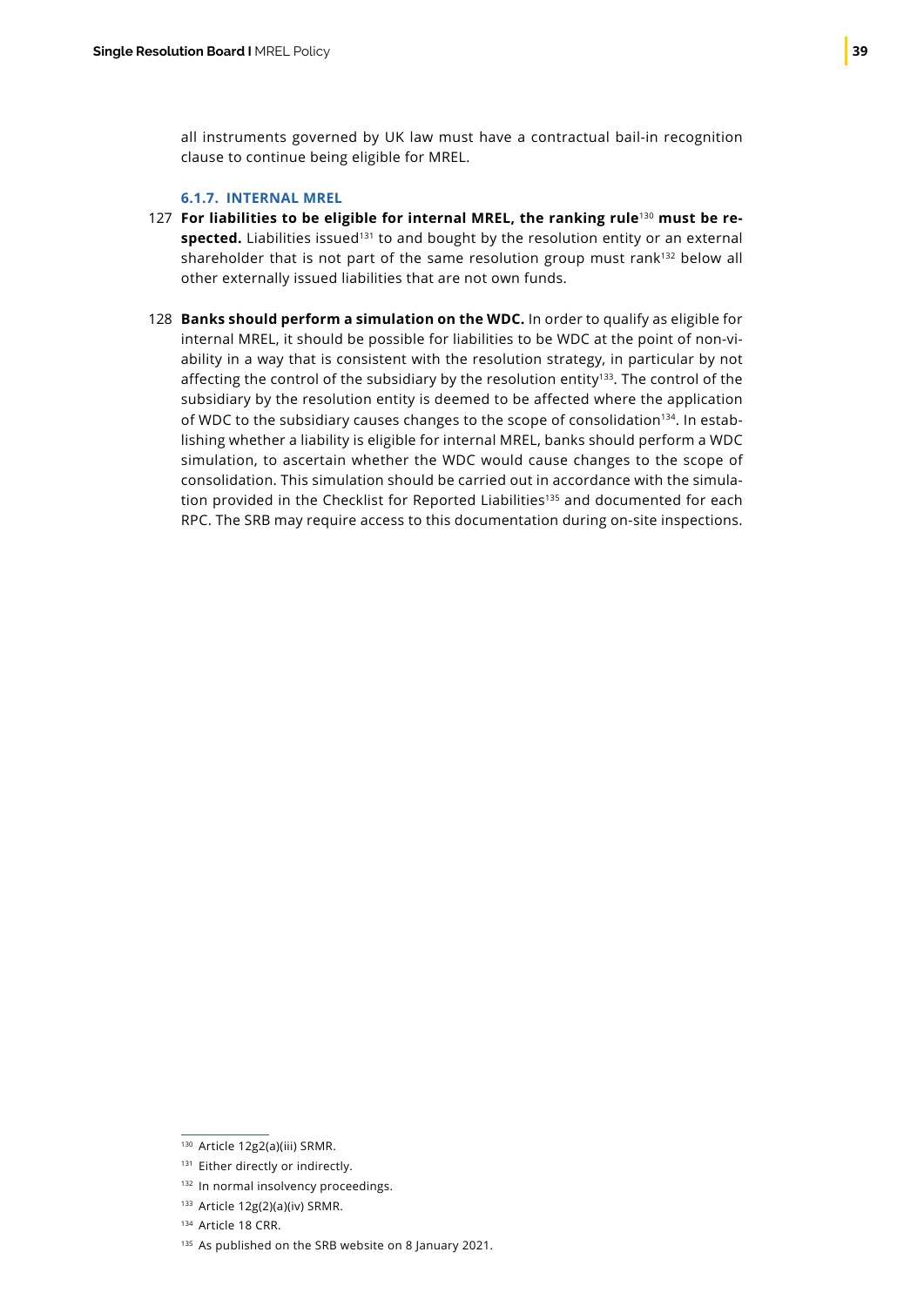all instruments governed by UK law must have a contractual bail-in recognition clause to continue being eligible for MREL.

### 6.1.7. INTERNAL MREL

127 **For liabilities to be eligible for internal MREL, the ranking rule**[130] **must be respected.** Liabilities issued[131] to and bought by the resolution entity or an external shareholder that is not part of the same resolution group must rank[132] below all other externally issued liabilities that are not own funds.

128 **Banks should perform a simulation on the WDC.** In order to qualify as eligible for internal MREL, it should be possible for liabilities to be WDC at the point of non-viability in a way that is consistent with the resolution strategy, in particular by not affecting the control of the subsidiary by the resolution entity[133]. The control of the subsidiary by the resolution entity is deemed to be affected where the application of WDC to the subsidiary causes changes to the scope of consolidation[134]. In establishing whether a liability is eligible for internal MREL, banks should perform a WDC simulation, to ascertain whether the WDC would cause changes to the scope of consolidation. This simulation should be carried out in accordance with the simulation provided in the Checklist for Reported Liabilities[135] and documented for each RPC. The SRB may require access to this documentation during on-site inspections.

---

[130] Article 12g2(a)(iii) SRMR.

[131] Either directly or indirectly.

[132] In normal insolvency proceedings.

[133] Article 12g(2)(a)(iv) SRMR.

[134] Article 18 CRR.

[135] As published on the SRB website on 8 January 2021.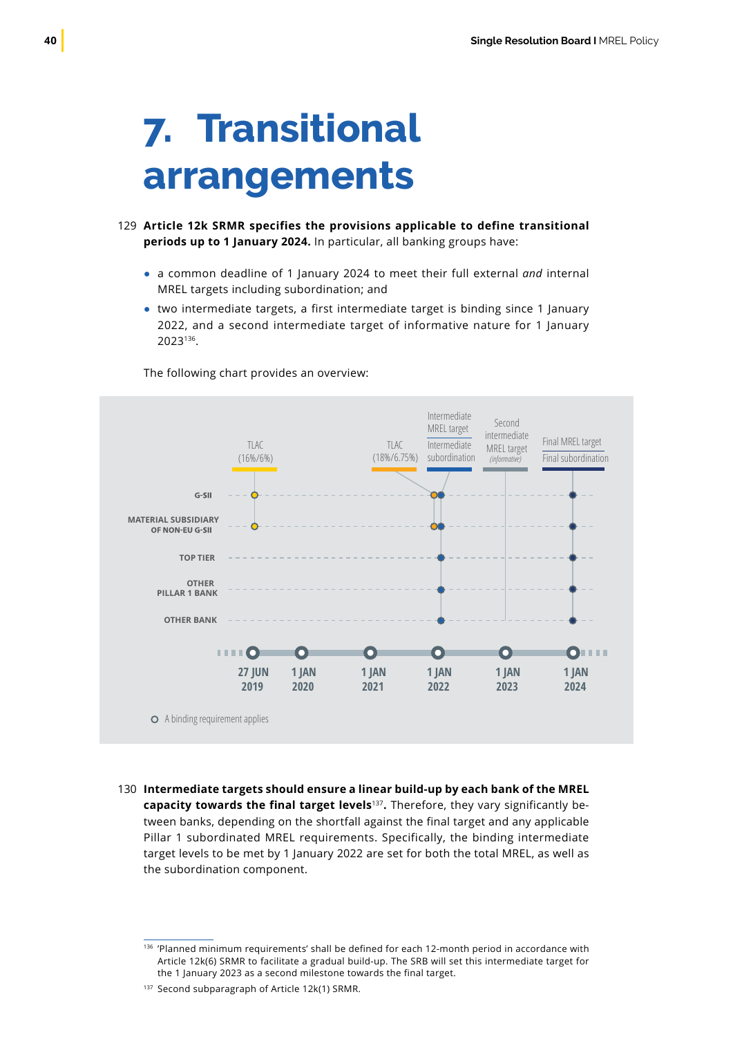# 7. Transitional arrangements

129 **Article 12k SRMR specifies the provisions applicable to define transitional periods up to 1 January 2024.** In particular, all banking groups have:

- a common deadline of 1 January 2024 to meet their full external *and* internal MREL targets including subordination; and
- two intermediate targets, a first intermediate target is binding since 1 January 2022, and a second intermediate target of informative nature for 1 January 2023[136].

The following chart provides an overview:

TLAC (16%/6%) | TLAC (18%/6.75%) | Intermediate MREL target / Intermediate subordination | Second intermediate MREL target (informative) | Final MREL target / Final subordination

G-SII | MATERIAL SUBSIDIARY OF NON-EU G-SII | TOP TIER | OTHER PILLAR 1 BANK | OTHER BANK

27 JUN 2019 | 1 JAN 2020 | 1 JAN 2021 | 1 JAN 2022 | 1 JAN 2023 | 1 JAN 2024

A binding requirement applies

130 **Intermediate targets should ensure a linear build-up by each bank of the MREL capacity towards the final target levels**[137]**.** Therefore, they vary significantly between banks, depending on the shortfall against the final target and any applicable Pillar 1 subordinated MREL requirements. Specifically, the binding intermediate target levels to be met by 1 January 2022 are set for both the total MREL, as well as the subordination component.

[136] 'Planned minimum requirements' shall be defined for each 12-month period in accordance with Article 12k(6) SRMR to facilitate a gradual build-up. The SRB will set this intermediate target for the 1 January 2023 as a second milestone towards the final target.

[137] Second subparagraph of Article 12k(1) SRMR.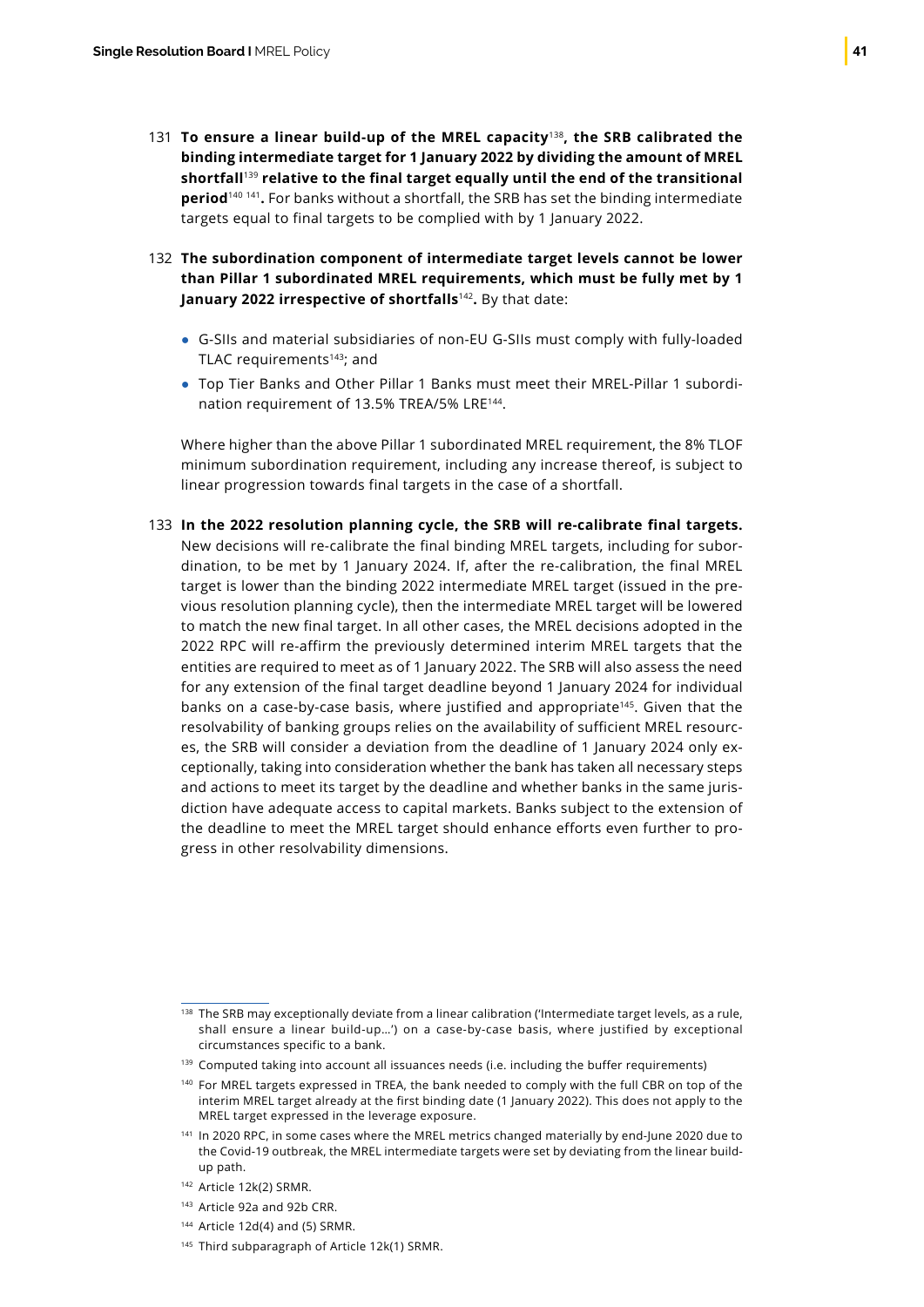131 **To ensure a linear build-up of the MREL capacity[138], the SRB calibrated the binding intermediate target for 1 January 2022 by dividing the amount of MREL shortfall[139] relative to the final target equally until the end of the transitional period[140] [141].** For banks without a shortfall, the SRB has set the binding intermediate targets equal to final targets to be complied with by 1 January 2022.

132 **The subordination component of intermediate target levels cannot be lower than Pillar 1 subordinated MREL requirements, which must be fully met by 1 January 2022 irrespective of shortfalls[142].** By that date:

- G-SIIs and material subsidiaries of non-EU G-SIIs must comply with fully-loaded TLAC requirements[143]; and
- Top Tier Banks and Other Pillar 1 Banks must meet their MREL-Pillar 1 subordination requirement of 13.5% TREA/5% LRE[144].

Where higher than the above Pillar 1 subordinated MREL requirement, the 8% TLOF minimum subordination requirement, including any increase thereof, is subject to linear progression towards final targets in the case of a shortfall.

133 **In the 2022 resolution planning cycle, the SRB will re-calibrate final targets.** New decisions will re-calibrate the final binding MREL targets, including for subordination, to be met by 1 January 2024. If, after the re-calibration, the final MREL target is lower than the binding 2022 intermediate MREL target (issued in the previous resolution planning cycle), then the intermediate MREL target will be lowered to match the new final target. In all other cases, the MREL decisions adopted in the 2022 RPC will re-affirm the previously determined interim MREL targets that the entities are required to meet as of 1 January 2022. The SRB will also assess the need for any extension of the final target deadline beyond 1 January 2024 for individual banks on a case-by-case basis, where justified and appropriate[145]. Given that the resolvability of banking groups relies on the availability of sufficient MREL resources, the SRB will consider a deviation from the deadline of 1 January 2024 only exceptionally, taking into consideration whether the bank has taken all necessary steps and actions to meet its target by the deadline and whether banks in the same jurisdiction have adequate access to capital markets. Banks subject to the extension of the deadline to meet the MREL target should enhance efforts even further to progress in other resolvability dimensions.

---

[138] The SRB may exceptionally deviate from a linear calibration ('Intermediate target levels, as a rule, shall ensure a linear build-up…') on a case-by-case basis, where justified by exceptional circumstances specific to a bank.

[139] Computed taking into account all issuances needs (i.e. including the buffer requirements)

[140] For MREL targets expressed in TREA, the bank needed to comply with the full CBR on top of the interim MREL target already at the first binding date (1 January 2022). This does not apply to the MREL target expressed in the leverage exposure.

[141] In 2020 RPC, in some cases where the MREL metrics changed materially by end-June 2020 due to the Covid-19 outbreak, the MREL intermediate targets were set by deviating from the linear build-up path.

[142] Article 12k(2) SRMR.

[143] Article 92a and 92b CRR.

[144] Article 12d(4) and (5) SRMR.

[145] Third subparagraph of Article 12k(1) SRMR.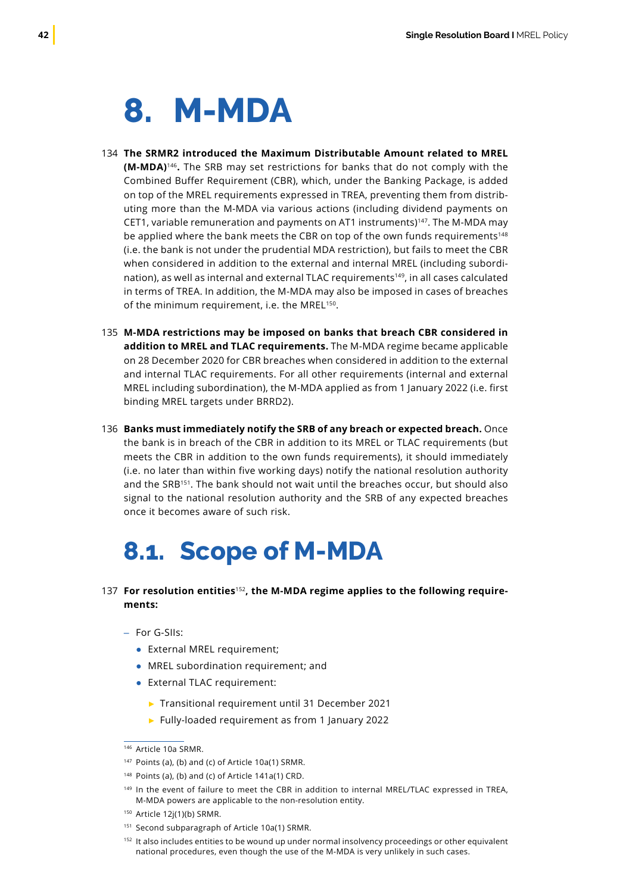# 8. M-MDA

134 **The SRMR2 introduced the Maximum Distributable Amount related to MREL (M-MDA)**[146]**.** The SRB may set restrictions for banks that do not comply with the Combined Buffer Requirement (CBR), which, under the Banking Package, is added on top of the MREL requirements expressed in TREA, preventing them from distributing more than the M-MDA via various actions (including dividend payments on CET1, variable remuneration and payments on AT1 instruments)[147]. The M-MDA may be applied where the bank meets the CBR on top of the own funds requirements[148] (i.e. the bank is not under the prudential MDA restriction), but fails to meet the CBR when considered in addition to the external and internal MREL (including subordination), as well as internal and external TLAC requirements[149], in all cases calculated in terms of TREA. In addition, the M-MDA may also be imposed in cases of breaches of the minimum requirement, i.e. the MREL[150].

135 **M-MDA restrictions may be imposed on banks that breach CBR considered in addition to MREL and TLAC requirements.** The M-MDA regime became applicable on 28 December 2020 for CBR breaches when considered in addition to the external and internal TLAC requirements. For all other requirements (internal and external MREL including subordination), the M-MDA applied as from 1 January 2022 (i.e. first binding MREL targets under BRRD2).

136 **Banks must immediately notify the SRB of any breach or expected breach.** Once the bank is in breach of the CBR in addition to its MREL or TLAC requirements (but meets the CBR in addition to the own funds requirements), it should immediately (i.e. no later than within five working days) notify the national resolution authority and the SRB[151]. The bank should not wait until the breaches occur, but should also signal to the national resolution authority and the SRB of any expected breaches once it becomes aware of such risk.

## 8.1. Scope of M-MDA

137 **For resolution entities**[152]**, the M-MDA regime applies to the following requirements:**

- For G-SIIs:
  - External MREL requirement;
  - MREL subordination requirement; and
  - External TLAC requirement:
    - Transitional requirement until 31 December 2021
    - Fully-loaded requirement as from 1 January 2022

---

[146] Article 10a SRMR.

[147] Points (a), (b) and (c) of Article 10a(1) SRMR.

[148] Points (a), (b) and (c) of Article 141a(1) CRD.

[149] In the event of failure to meet the CBR in addition to internal MREL/TLAC expressed in TREA, M-MDA powers are applicable to the non-resolution entity.

[150] Article 12j(1)(b) SRMR.

[151] Second subparagraph of Article 10a(1) SRMR.

[152] It also includes entities to be wound up under normal insolvency proceedings or other equivalent national procedures, even though the use of the M-MDA is very unlikely in such cases.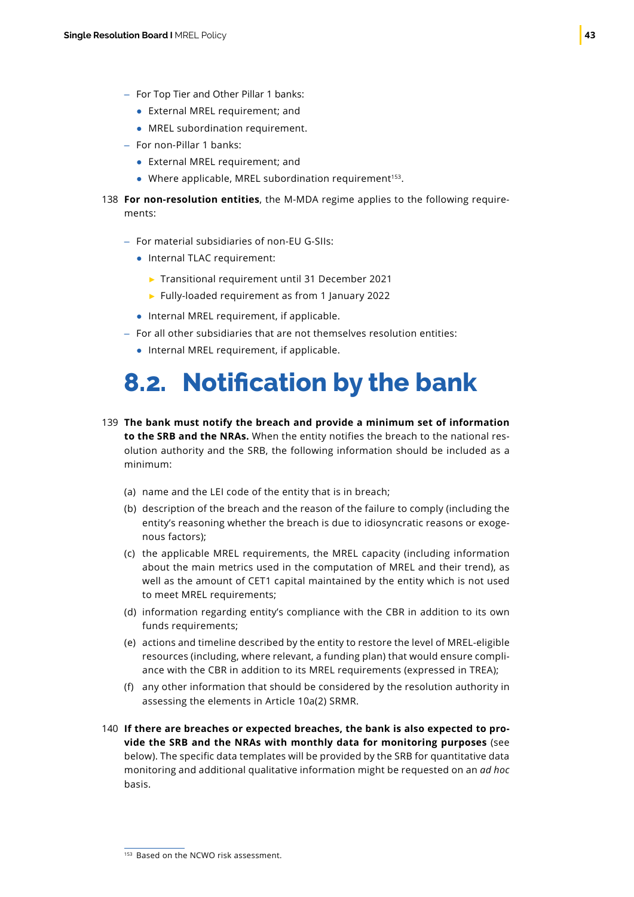- For Top Tier and Other Pillar 1 banks:
  - External MREL requirement; and
  - MREL subordination requirement.
- For non-Pillar 1 banks:
  - External MREL requirement; and
  - Where applicable, MREL subordination requirement[153].

138 **For non-resolution entities**, the M-MDA regime applies to the following requirements:

- For material subsidiaries of non-EU G-SIIs:
  - Internal TLAC requirement:
    - Transitional requirement until 31 December 2021
    - Fully-loaded requirement as from 1 January 2022
  - Internal MREL requirement, if applicable.
- For all other subsidiaries that are not themselves resolution entities:
  - Internal MREL requirement, if applicable.

## 8.2. Notification by the bank

139 **The bank must notify the breach and provide a minimum set of information to the SRB and the NRAs.** When the entity notifies the breach to the national resolution authority and the SRB, the following information should be included as a minimum:

(a) name and the LEI code of the entity that is in breach;

(b) description of the breach and the reason of the failure to comply (including the entity's reasoning whether the breach is due to idiosyncratic reasons or exogenous factors);

(c) the applicable MREL requirements, the MREL capacity (including information about the main metrics used in the computation of MREL and their trend), as well as the amount of CET1 capital maintained by the entity which is not used to meet MREL requirements;

(d) information regarding entity's compliance with the CBR in addition to its own funds requirements;

(e) actions and timeline described by the entity to restore the level of MREL-eligible resources (including, where relevant, a funding plan) that would ensure compliance with the CBR in addition to its MREL requirements (expressed in TREA);

(f) any other information that should be considered by the resolution authority in assessing the elements in Article 10a(2) SRMR.

140 **If there are breaches or expected breaches, the bank is also expected to provide the SRB and the NRAs with monthly data for monitoring purposes** (see below). The specific data templates will be provided by the SRB for quantitative data monitoring and additional qualitative information might be requested on an *ad hoc* basis.

[153] Based on the NCWO risk assessment.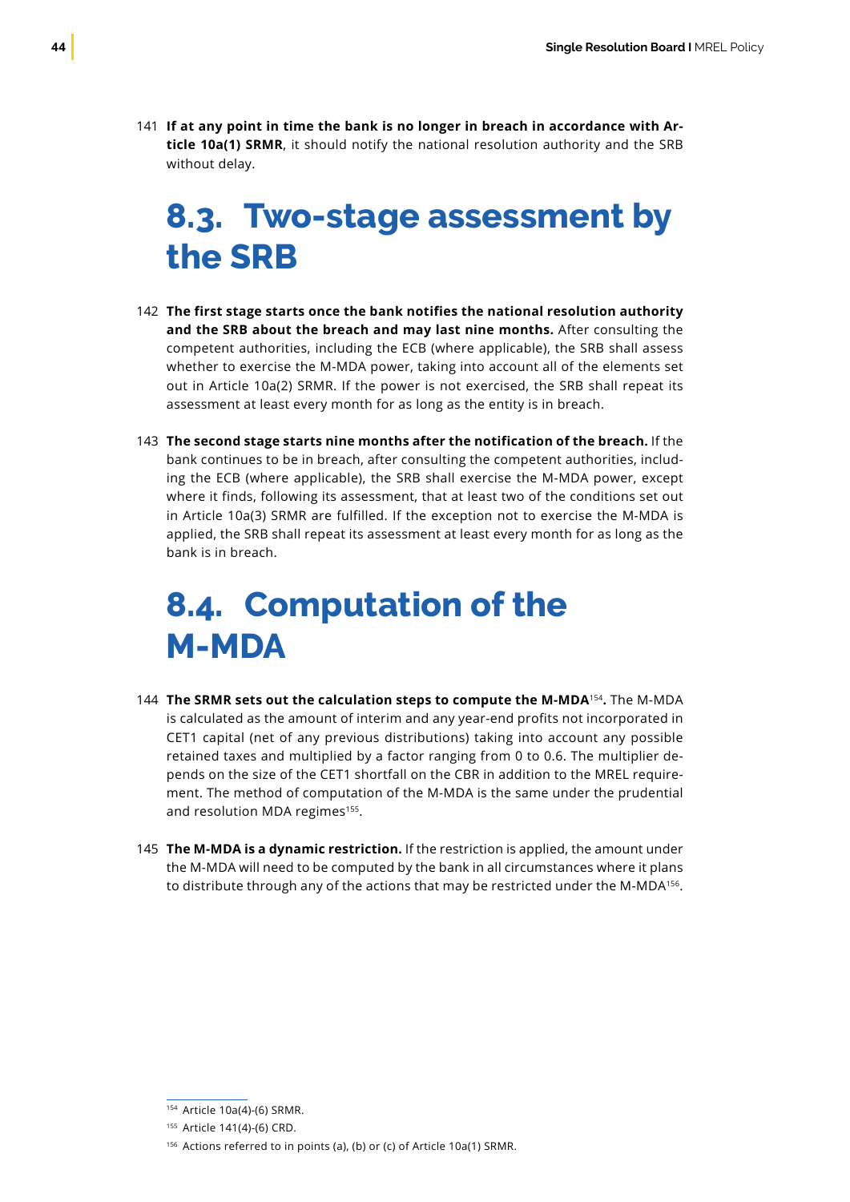141 **If at any point in time the bank is no longer in breach in accordance with Article 10a(1) SRMR**, it should notify the national resolution authority and the SRB without delay.

## 8.3. Two-stage assessment by the SRB

142 **The first stage starts once the bank notifies the national resolution authority and the SRB about the breach and may last nine months.** After consulting the competent authorities, including the ECB (where applicable), the SRB shall assess whether to exercise the M-MDA power, taking into account all of the elements set out in Article 10a(2) SRMR. If the power is not exercised, the SRB shall repeat its assessment at least every month for as long as the entity is in breach.

143 **The second stage starts nine months after the notification of the breach.** If the bank continues to be in breach, after consulting the competent authorities, including the ECB (where applicable), the SRB shall exercise the M-MDA power, except where it finds, following its assessment, that at least two of the conditions set out in Article 10a(3) SRMR are fulfilled. If the exception not to exercise the M-MDA is applied, the SRB shall repeat its assessment at least every month for as long as the bank is in breach.

## 8.4. Computation of the M-MDA

144 **The SRMR sets out the calculation steps to compute the M-MDA**[154]**.** The M-MDA is calculated as the amount of interim and any year-end profits not incorporated in CET1 capital (net of any previous distributions) taking into account any possible retained taxes and multiplied by a factor ranging from 0 to 0.6. The multiplier depends on the size of the CET1 shortfall on the CBR in addition to the MREL requirement. The method of computation of the M-MDA is the same under the prudential and resolution MDA regimes[155].

145 **The M-MDA is a dynamic restriction.** If the restriction is applied, the amount under the M-MDA will need to be computed by the bank in all circumstances where it plans to distribute through any of the actions that may be restricted under the M-MDA[156].

---

[154] Article 10a(4)-(6) SRMR.

[155] Article 141(4)-(6) CRD.

[156] Actions referred to in points (a), (b) or (c) of Article 10a(1) SRMR.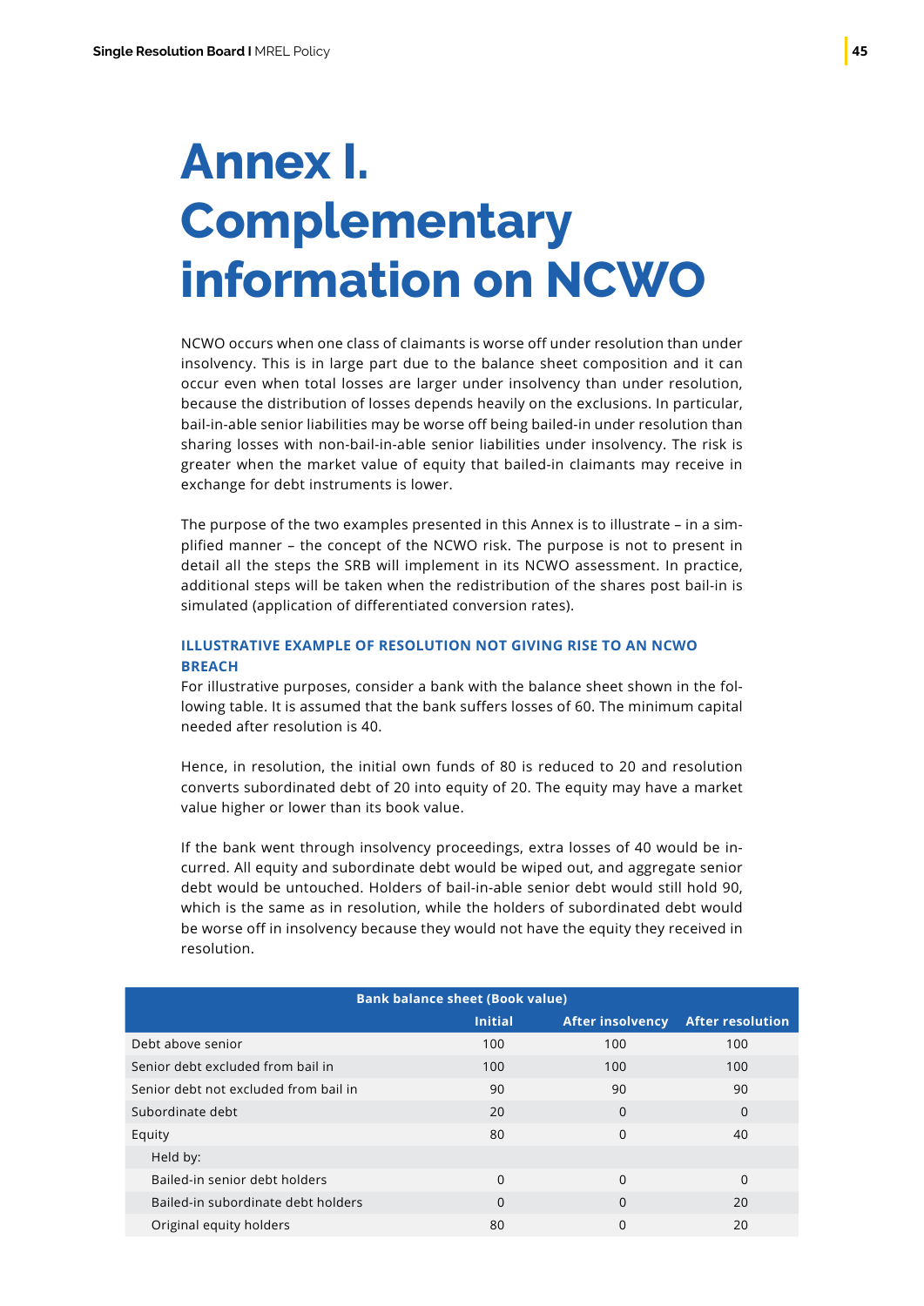# Annex I. Complementary information on NCWO

NCWO occurs when one class of claimants is worse off under resolution than under insolvency. This is in large part due to the balance sheet composition and it can occur even when total losses are larger under insolvency than under resolution, because the distribution of losses depends heavily on the exclusions. In particular, bail-in-able senior liabilities may be worse off being bailed-in under resolution than sharing losses with non-bail-in-able senior liabilities under insolvency. The risk is greater when the market value of equity that bailed-in claimants may receive in exchange for debt instruments is lower.

The purpose of the two examples presented in this Annex is to illustrate – in a simplified manner – the concept of the NCWO risk. The purpose is not to present in detail all the steps the SRB will implement in its NCWO assessment. In practice, additional steps will be taken when the redistribution of the shares post bail-in is simulated (application of differentiated conversion rates).

### ILLUSTRATIVE EXAMPLE OF RESOLUTION NOT GIVING RISE TO AN NCWO BREACH

For illustrative purposes, consider a bank with the balance sheet shown in the following table. It is assumed that the bank suffers losses of 60. The minimum capital needed after resolution is 40.

Hence, in resolution, the initial own funds of 80 is reduced to 20 and resolution converts subordinated debt of 20 into equity of 20. The equity may have a market value higher or lower than its book value.

If the bank went through insolvency proceedings, extra losses of 40 would be incurred. All equity and subordinate debt would be wiped out, and aggregate senior debt would be untouched. Holders of bail-in-able senior debt would still hold 90, which is the same as in resolution, while the holders of subordinated debt would be worse off in insolvency because they would not have the equity they received in resolution.

| Bank balance sheet (Book value) | | | |
|---|---|---|---|
| | Initial | After insolvency | After resolution |
| Debt above senior | 100 | 100 | 100 |
| Senior debt excluded from bail in | 100 | 100 | 100 |
| Senior debt not excluded from bail in | 90 | 90 | 90 |
| Subordinate debt | 20 | 0 | 0 |
| Equity | 80 | 0 | 40 |
| Held by: | | | |
| Bailed-in senior debt holders | 0 | 0 | 0 |
| Bailed-in subordinate debt holders | 0 | 0 | 20 |
| Original equity holders | 80 | 0 | 20 |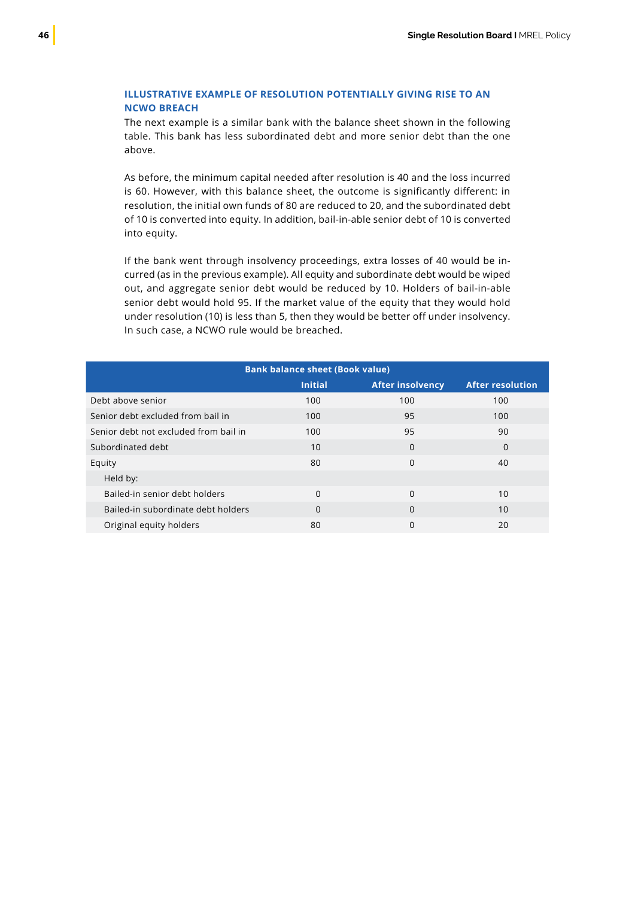### ILLUSTRATIVE EXAMPLE OF RESOLUTION POTENTIALLY GIVING RISE TO AN NCWO BREACH

The next example is a similar bank with the balance sheet shown in the following table. This bank has less subordinated debt and more senior debt than the one above.

As before, the minimum capital needed after resolution is 40 and the loss incurred is 60. However, with this balance sheet, the outcome is significantly different: in resolution, the initial own funds of 80 are reduced to 20, and the subordinated debt of 10 is converted into equity. In addition, bail-in-able senior debt of 10 is converted into equity.

If the bank went through insolvency proceedings, extra losses of 40 would be incurred (as in the previous example). All equity and subordinate debt would be wiped out, and aggregate senior debt would be reduced by 10. Holders of bail-in-able senior debt would hold 95. If the market value of the equity that they would hold under resolution (10) is less than 5, then they would be better off under insolvency. In such case, a NCWO rule would be breached.

| Bank balance sheet (Book value) | | | |
|---|---|---|---|
| | Initial | After insolvency | After resolution |
| Debt above senior | 100 | 100 | 100 |
| Senior debt excluded from bail in | 100 | 95 | 100 |
| Senior debt not excluded from bail in | 100 | 95 | 90 |
| Subordinated debt | 10 | 0 | 0 |
| Equity | 80 | 0 | 40 |
| Held by: | | | |
| Bailed-in senior debt holders | 0 | 0 | 10 |
| Bailed-in subordinate debt holders | 0 | 0 | 10 |
| Original equity holders | 80 | 0 | 20 |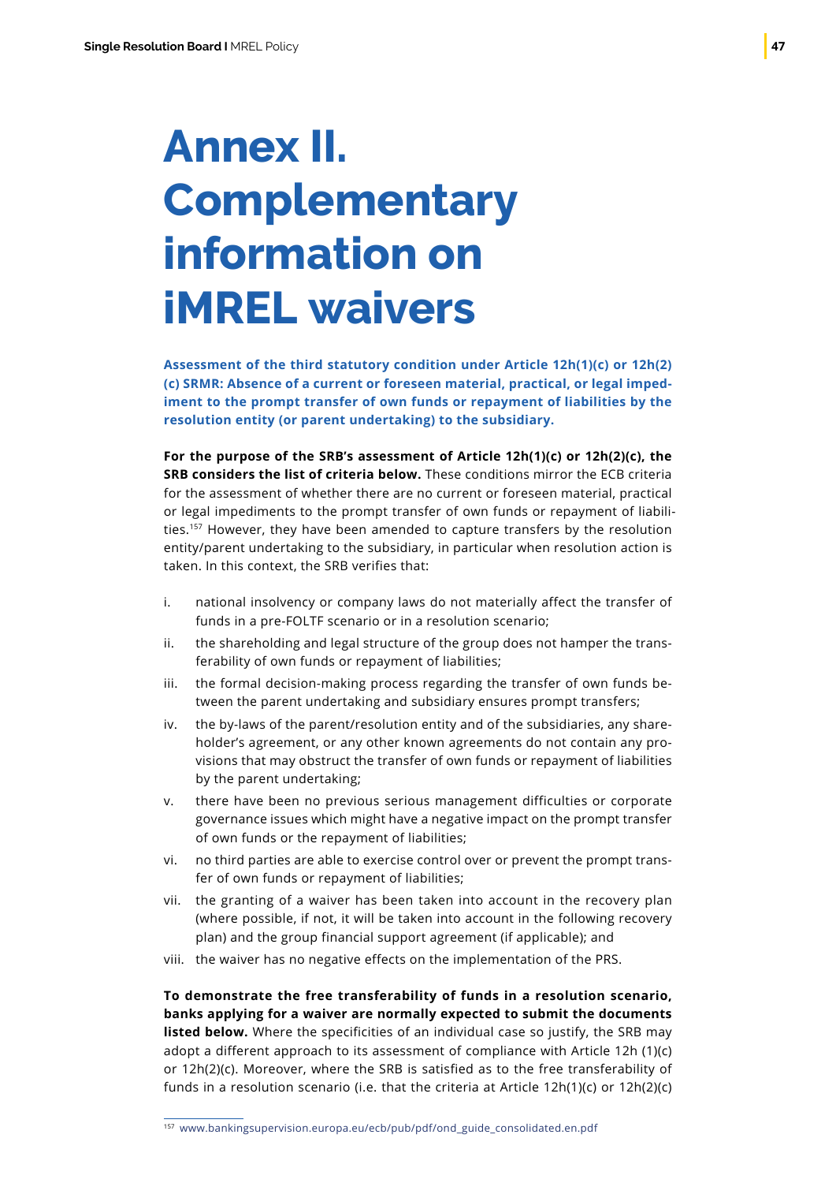# Annex II. Complementary information on iMREL waivers

**Assessment of the third statutory condition under Article 12h(1)(c) or 12h(2)(c) SRMR: Absence of a current or foreseen material, practical, or legal impediment to the prompt transfer of own funds or repayment of liabilities by the resolution entity (or parent undertaking) to the subsidiary.**

**For the purpose of the SRB's assessment of Article 12h(1)(c) or 12h(2)(c), the SRB considers the list of criteria below.** These conditions mirror the ECB criteria for the assessment of whether there are no current or foreseen material, practical or legal impediments to the prompt transfer of own funds or repayment of liabilities.[157] However, they have been amended to capture transfers by the resolution entity/parent undertaking to the subsidiary, in particular when resolution action is taken. In this context, the SRB verifies that:

i. national insolvency or company laws do not materially affect the transfer of funds in a pre-FOLTF scenario or in a resolution scenario;
ii. the shareholding and legal structure of the group does not hamper the transferability of own funds or repayment of liabilities;
iii. the formal decision-making process regarding the transfer of own funds between the parent undertaking and subsidiary ensures prompt transfers;
iv. the by-laws of the parent/resolution entity and of the subsidiaries, any shareholder's agreement, or any other known agreements do not contain any provisions that may obstruct the transfer of own funds or repayment of liabilities by the parent undertaking;
v. there have been no previous serious management difficulties or corporate governance issues which might have a negative impact on the prompt transfer of own funds or the repayment of liabilities;
vi. no third parties are able to exercise control over or prevent the prompt transfer of own funds or repayment of liabilities;
vii. the granting of a waiver has been taken into account in the recovery plan (where possible, if not, it will be taken into account in the following recovery plan) and the group financial support agreement (if applicable); and
viii. the waiver has no negative effects on the implementation of the PRS.

**To demonstrate the free transferability of funds in a resolution scenario, banks applying for a waiver are normally expected to submit the documents listed below.** Where the specificities of an individual case so justify, the SRB may adopt a different approach to its assessment of compliance with Article 12h (1)(c) or 12h(2)(c). Moreover, where the SRB is satisfied as to the free transferability of funds in a resolution scenario (i.e. that the criteria at Article 12h(1)(c) or 12h(2)(c)

[157] www.bankingsupervision.europa.eu/ecb/pub/pdf/ond_guide_consolidated.en.pdf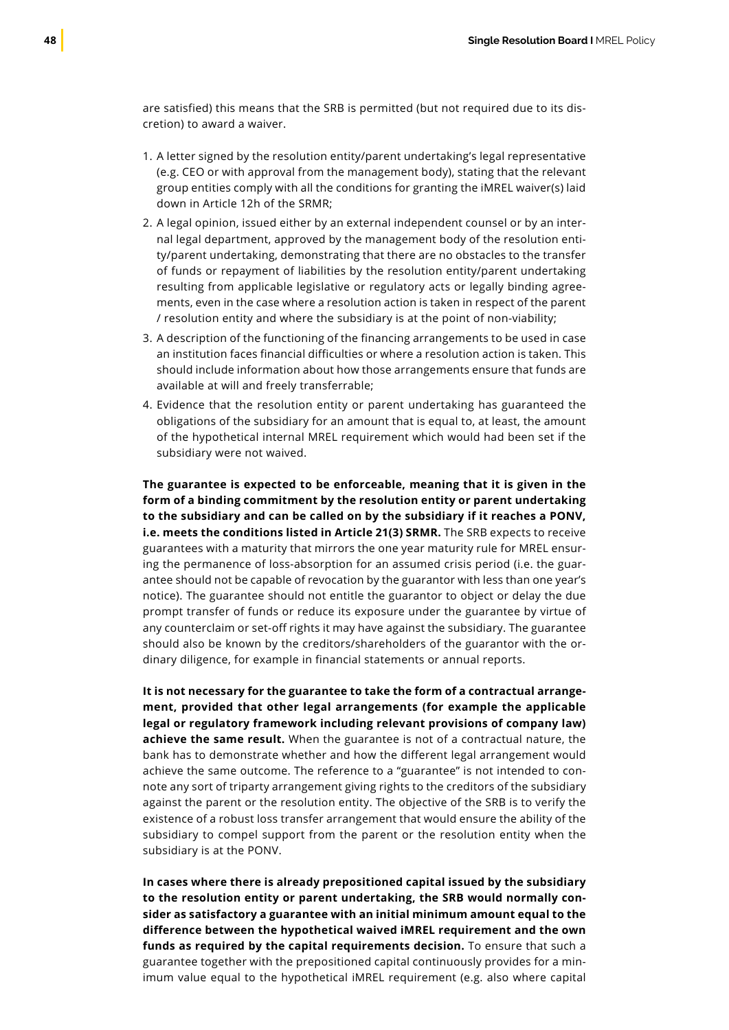are satisfied) this means that the SRB is permitted (but not required due to its discretion) to award a waiver.

1. A letter signed by the resolution entity/parent undertaking's legal representative (e.g. CEO or with approval from the management body), stating that the relevant group entities comply with all the conditions for granting the iMREL waiver(s) laid down in Article 12h of the SRMR;
2. A legal opinion, issued either by an external independent counsel or by an internal legal department, approved by the management body of the resolution entity/parent undertaking, demonstrating that there are no obstacles to the transfer of funds or repayment of liabilities by the resolution entity/parent undertaking resulting from applicable legislative or regulatory acts or legally binding agreements, even in the case where a resolution action is taken in respect of the parent / resolution entity and where the subsidiary is at the point of non-viability;
3. A description of the functioning of the financing arrangements to be used in case an institution faces financial difficulties or where a resolution action is taken. This should include information about how those arrangements ensure that funds are available at will and freely transferrable;
4. Evidence that the resolution entity or parent undertaking has guaranteed the obligations of the subsidiary for an amount that is equal to, at least, the amount of the hypothetical internal MREL requirement which would had been set if the subsidiary were not waived.

**The guarantee is expected to be enforceable, meaning that it is given in the form of a binding commitment by the resolution entity or parent undertaking to the subsidiary and can be called on by the subsidiary if it reaches a PONV, i.e. meets the conditions listed in Article 21(3) SRMR.** The SRB expects to receive guarantees with a maturity that mirrors the one year maturity rule for MREL ensuring the permanence of loss-absorption for an assumed crisis period (i.e. the guarantee should not be capable of revocation by the guarantor with less than one year's notice). The guarantee should not entitle the guarantor to object or delay the due prompt transfer of funds or reduce its exposure under the guarantee by virtue of any counterclaim or set-off rights it may have against the subsidiary. The guarantee should also be known by the creditors/shareholders of the guarantor with the ordinary diligence, for example in financial statements or annual reports.

**It is not necessary for the guarantee to take the form of a contractual arrangement, provided that other legal arrangements (for example the applicable legal or regulatory framework including relevant provisions of company law) achieve the same result.** When the guarantee is not of a contractual nature, the bank has to demonstrate whether and how the different legal arrangement would achieve the same outcome. The reference to a "guarantee" is not intended to connote any sort of triparty arrangement giving rights to the creditors of the subsidiary against the parent or the resolution entity. The objective of the SRB is to verify the existence of a robust loss transfer arrangement that would ensure the ability of the subsidiary to compel support from the parent or the resolution entity when the subsidiary is at the PONV.

**In cases where there is already prepositioned capital issued by the subsidiary to the resolution entity or parent undertaking, the SRB would normally consider as satisfactory a guarantee with an initial minimum amount equal to the difference between the hypothetical waived iMREL requirement and the own funds as required by the capital requirements decision.** To ensure that such a guarantee together with the prepositioned capital continuously provides for a minimum value equal to the hypothetical iMREL requirement (e.g. also where capital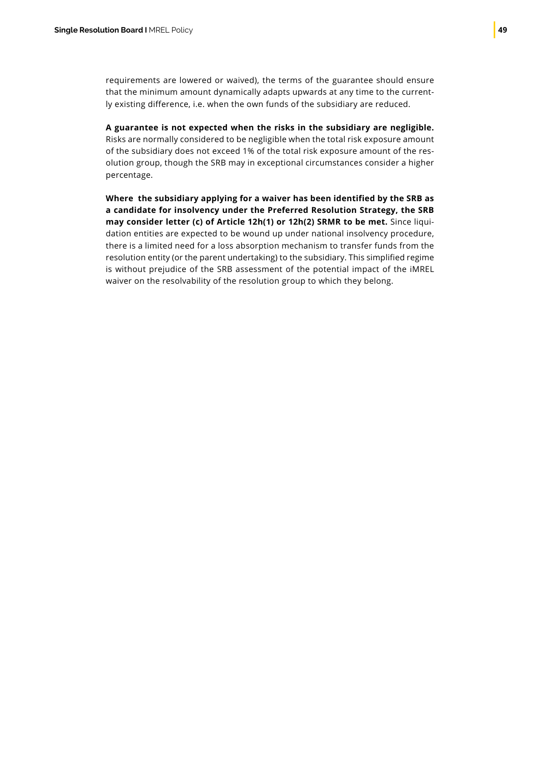requirements are lowered or waived), the terms of the guarantee should ensure that the minimum amount dynamically adapts upwards at any time to the currently existing difference, i.e. when the own funds of the subsidiary are reduced.

**A guarantee is not expected when the risks in the subsidiary are negligible.** Risks are normally considered to be negligible when the total risk exposure amount of the subsidiary does not exceed 1% of the total risk exposure amount of the resolution group, though the SRB may in exceptional circumstances consider a higher percentage.

**Where the subsidiary applying for a waiver has been identified by the SRB as a candidate for insolvency under the Preferred Resolution Strategy, the SRB may consider letter (c) of Article 12h(1) or 12h(2) SRMR to be met.** Since liquidation entities are expected to be wound up under national insolvency procedure, there is a limited need for a loss absorption mechanism to transfer funds from the resolution entity (or the parent undertaking) to the subsidiary. This simplified regime is without prejudice of the SRB assessment of the potential impact of the iMREL waiver on the resolvability of the resolution group to which they belong.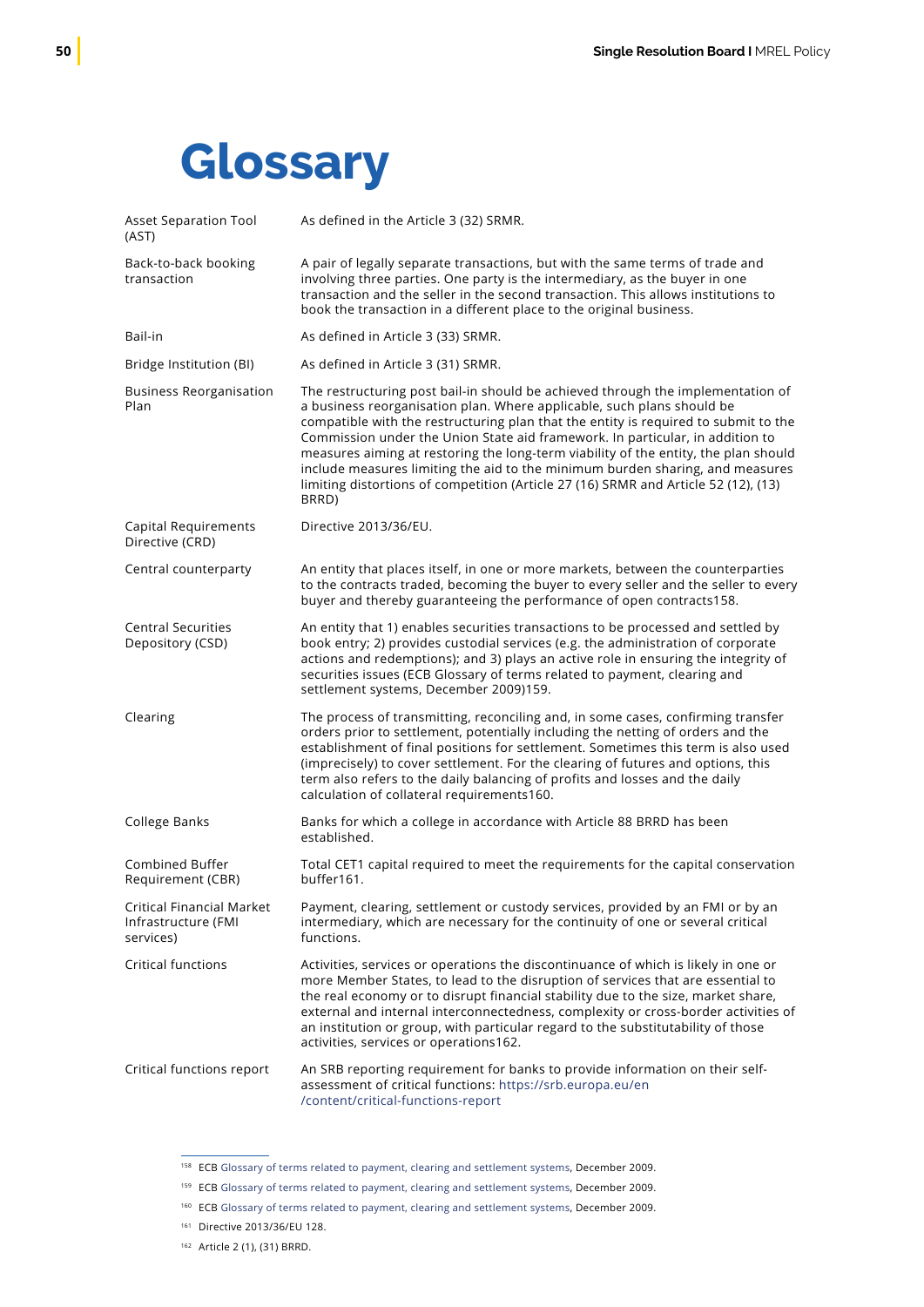# Glossary

| | |
|---|---|
| Asset Separation Tool (AST) | As defined in the Article 3 (32) SRMR. |
| Back-to-back booking transaction | A pair of legally separate transactions, but with the same terms of trade and involving three parties. One party is the intermediary, as the buyer in one transaction and the seller in the second transaction. This allows institutions to book the transaction in a different place to the original business. |
| Bail-in | As defined in Article 3 (33) SRMR. |
| Bridge Institution (BI) | As defined in Article 3 (31) SRMR. |
| Business Reorganisation Plan | The restructuring post bail-in should be achieved through the implementation of a business reorganisation plan. Where applicable, such plans should be compatible with the restructuring plan that the entity is required to submit to the Commission under the Union State aid framework. In particular, in addition to measures aiming at restoring the long-term viability of the entity, the plan should include measures limiting the aid to the minimum burden sharing, and measures limiting distortions of competition (Article 27 (16) SRMR and Article 52 (12), (13) BRRD) |
| Capital Requirements Directive (CRD) | Directive 2013/36/EU. |
| Central counterparty | An entity that places itself, in one or more markets, between the counterparties to the contracts traded, becoming the buyer to every seller and the seller to every buyer and thereby guaranteeing the performance of open contracts[158]. |
| Central Securities Depository (CSD) | An entity that 1) enables securities transactions to be processed and settled by book entry; 2) provides custodial services (e.g. the administration of corporate actions and redemptions); and 3) plays an active role in ensuring the integrity of securities issues (ECB Glossary of terms related to payment, clearing and settlement systems, December 2009)[159]. |
| Clearing | The process of transmitting, reconciling and, in some cases, confirming transfer orders prior to settlement, potentially including the netting of orders and the establishment of final positions for settlement. Sometimes this term is also used (imprecisely) to cover settlement. For the clearing of futures and options, this term also refers to the daily balancing of profits and losses and the daily calculation of collateral requirements[160]. |
| College Banks | Banks for which a college in accordance with Article 88 BRRD has been established. |
| Combined Buffer Requirement (CBR) | Total CET1 capital required to meet the requirements for the capital conservation buffer[161]. |
| Critical Financial Market Infrastructure (FMI services) | Payment, clearing, settlement or custody services, provided by an FMI or by an intermediary, which are necessary for the continuity of one or several critical functions. |
| Critical functions | Activities, services or operations the discontinuance of which is likely in one or more Member States, to lead to the disruption of services that are essential to the real economy or to disrupt financial stability due to the size, market share, external and internal interconnectedness, complexity or cross-border activities of an institution or group, with particular regard to the substitutability of those activities, services or operations[162]. |
| Critical functions report | An SRB reporting requirement for banks to provide information on their self-assessment of critical functions: https://srb.europa.eu/en/content/critical-functions-report |

[158] ECB Glossary of terms related to payment, clearing and settlement systems, December 2009.

[159] ECB Glossary of terms related to payment, clearing and settlement systems, December 2009.

[160] ECB Glossary of terms related to payment, clearing and settlement systems, December 2009.

[161] Directive 2013/36/EU 128.

[162] Article 2 (1), (31) BRRD.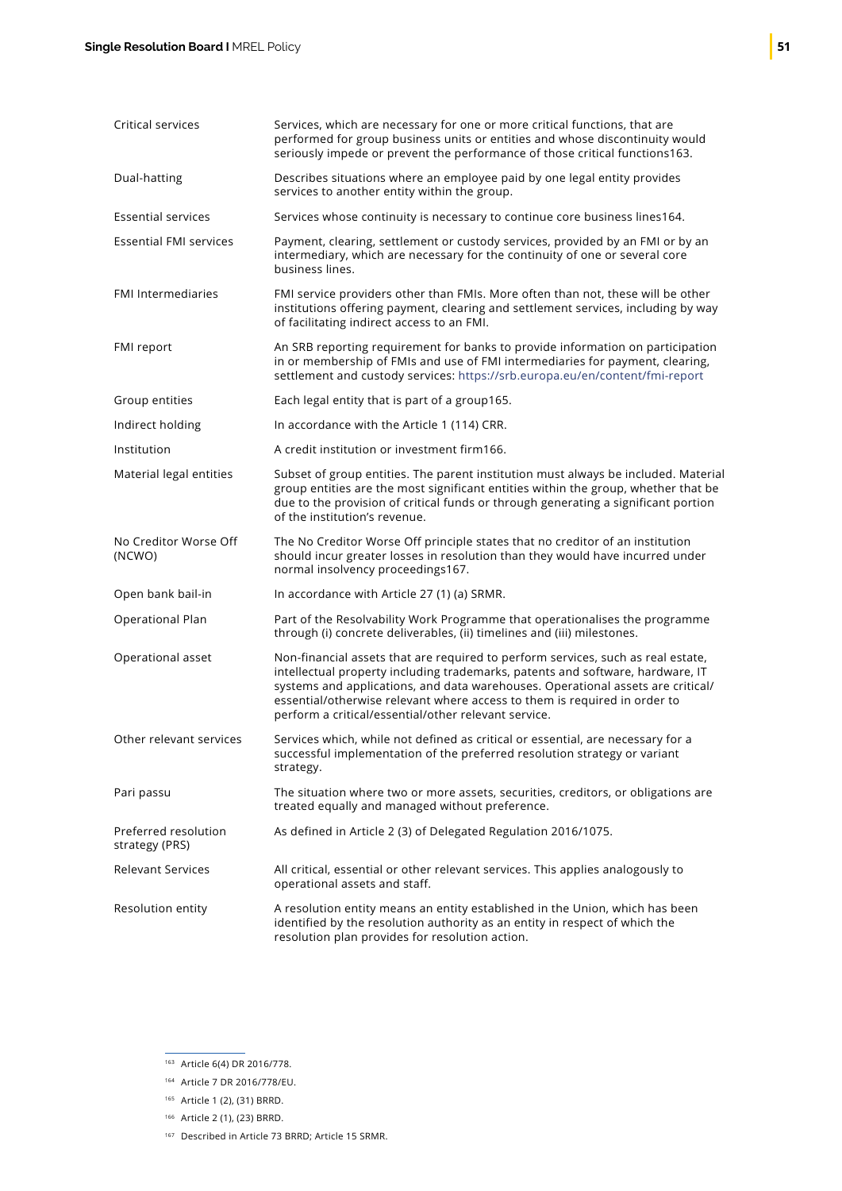| | |
|---|---|
| Critical services | Services, which are necessary for one or more critical functions, that are performed for group business units or entities and whose discontinuity would seriously impede or prevent the performance of those critical functions[163]. |
| Dual-hatting | Describes situations where an employee paid by one legal entity provides services to another entity within the group. |
| Essential services | Services whose continuity is necessary to continue core business lines[164]. |
| Essential FMI services | Payment, clearing, settlement or custody services, provided by an FMI or by an intermediary, which are necessary for the continuity of one or several core business lines. |
| FMI Intermediaries | FMI service providers other than FMIs. More often than not, these will be other institutions offering payment, clearing and settlement services, including by way of facilitating indirect access to an FMI. |
| FMI report | An SRB reporting requirement for banks to provide information on participation in or membership of FMIs and use of FMI intermediaries for payment, clearing, settlement and custody services: https://srb.europa.eu/en/content/fmi-report |
| Group entities | Each legal entity that is part of a group[165]. |
| Indirect holding | In accordance with the Article 1 (114) CRR. |
| Institution | A credit institution or investment firm[166]. |
| Material legal entities | Subset of group entities. The parent institution must always be included. Material group entities are the most significant entities within the group, whether that be due to the provision of critical funds or through generating a significant portion of the institution's revenue. |
| No Creditor Worse Off (NCWO) | The No Creditor Worse Off principle states that no creditor of an institution should incur greater losses in resolution than they would have incurred under normal insolvency proceedings[167]. |
| Open bank bail-in | In accordance with Article 27 (1) (a) SRMR. |
| Operational Plan | Part of the Resolvability Work Programme that operationalises the programme through (i) concrete deliverables, (ii) timelines and (iii) milestones. |
| Operational asset | Non-financial assets that are required to perform services, such as real estate, intellectual property including trademarks, patents and software, hardware, IT systems and applications, and data warehouses. Operational assets are critical/essential/otherwise relevant where access to them is required in order to perform a critical/essential/other relevant service. |
| Other relevant services | Services which, while not defined as critical or essential, are necessary for a successful implementation of the preferred resolution strategy or variant strategy. |
| Pari passu | The situation where two or more assets, securities, creditors, or obligations are treated equally and managed without preference. |
| Preferred resolution strategy (PRS) | As defined in Article 2 (3) of Delegated Regulation 2016/1075. |
| Relevant Services | All critical, essential or other relevant services. This applies analogously to operational assets and staff. |
| Resolution entity | A resolution entity means an entity established in the Union, which has been identified by the resolution authority as an entity in respect of which the resolution plan provides for resolution action. |

[163] Article 6(4) DR 2016/778.

[164] Article 7 DR 2016/778/EU.

[165] Article 1 (2), (31) BRRD.

[166] Article 2 (1), (23) BRRD.

[167] Described in Article 73 BRRD; Article 15 SRMR.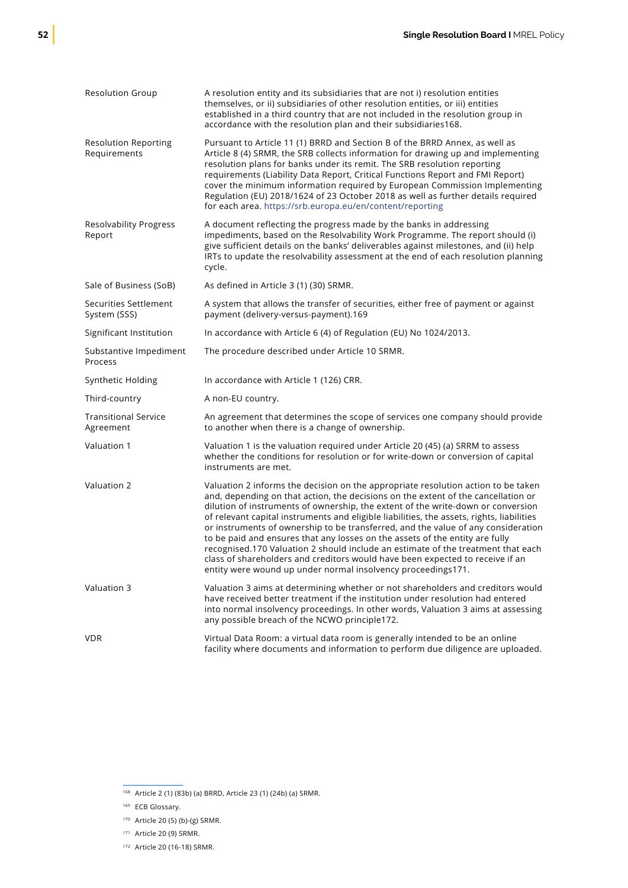| | |
|---|---|
| Resolution Group | A resolution entity and its subsidiaries that are not i) resolution entities themselves, or ii) subsidiaries of other resolution entities, or iii) entities established in a third country that are not included in the resolution group in accordance with the resolution plan and their subsidiaries[168]. |
| Resolution Reporting Requirements | Pursuant to Article 11 (1) BRRD and Section B of the BRRD Annex, as well as Article 8 (4) SRMR, the SRB collects information for drawing up and implementing resolution plans for banks under its remit. The SRB resolution reporting requirements (Liability Data Report, Critical Functions Report and FMI Report) cover the minimum information required by European Commission Implementing Regulation (EU) 2018/1624 of 23 October 2018 as well as further details required for each area. https://srb.europa.eu/en/content/reporting |
| Resolvability Progress Report | A document reflecting the progress made by the banks in addressing impediments, based on the Resolvability Work Programme. The report should (i) give sufficient details on the banks' deliverables against milestones, and (ii) help IRTs to update the resolvability assessment at the end of each resolution planning cycle. |
| Sale of Business (SoB) | As defined in Article 3 (1) (30) SRMR. |
| Securities Settlement System (SSS) | A system that allows the transfer of securities, either free of payment or against payment (delivery-versus-payment).[169] |
| Significant Institution | In accordance with Article 6 (4) of Regulation (EU) No 1024/2013. |
| Substantive Impediment Process | The procedure described under Article 10 SRMR. |
| Synthetic Holding | In accordance with Article 1 (126) CRR. |
| Third-country | A non-EU country. |
| Transitional Service Agreement | An agreement that determines the scope of services one company should provide to another when there is a change of ownership. |
| Valuation 1 | Valuation 1 is the valuation required under Article 20 (45) (a) SRRM to assess whether the conditions for resolution or for write-down or conversion of capital instruments are met. |
| Valuation 2 | Valuation 2 informs the decision on the appropriate resolution action to be taken and, depending on that action, the decisions on the extent of the cancellation or dilution of instruments of ownership, the extent of the write-down or conversion of relevant capital instruments and eligible liabilities, the assets, rights, liabilities or instruments of ownership to be transferred, and the value of any consideration to be paid and ensures that any losses on the assets of the entity are fully recognised.[170] Valuation 2 should include an estimate of the treatment that each class of shareholders and creditors would have been expected to receive if an entity were wound up under normal insolvency proceedings[171]. |
| Valuation 3 | Valuation 3 aims at determining whether or not shareholders and creditors would have received better treatment if the institution under resolution had entered into normal insolvency proceedings. In other words, Valuation 3 aims at assessing any possible breach of the NCWO principle[172]. |
| VDR | Virtual Data Room: a virtual data room is generally intended to be an online facility where documents and information to perform due diligence are uploaded. |

[168] Article 2 (1) (83b) (a) BRRD, Article 23 (1) (24b) (a) SRMR.

[169] ECB Glossary.

[170] Article 20 (5) (b)-(g) SRMR.

[171] Article 20 (9) SRMR.

[172] Article 20 (16-18) SRMR.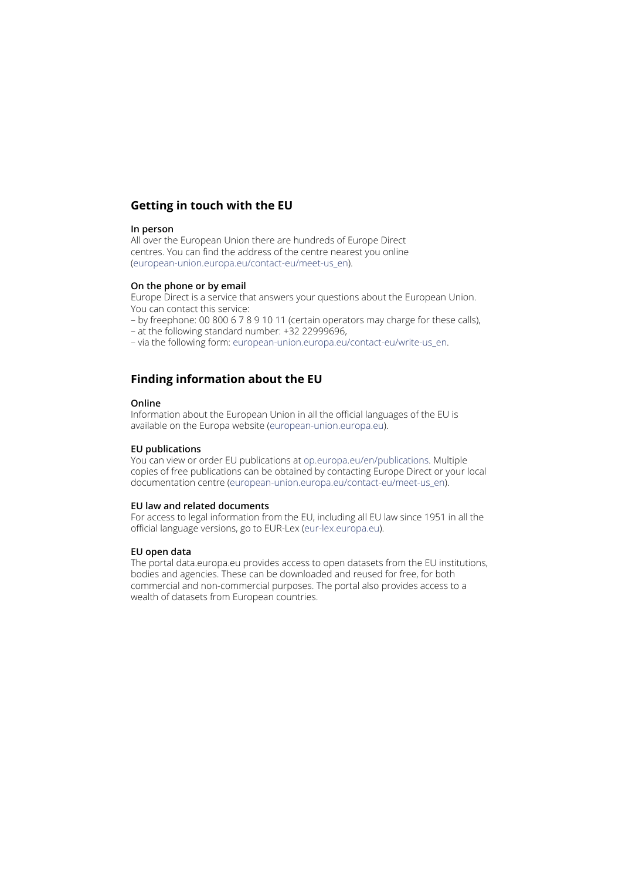## Getting in touch with the EU

**In person**

All over the European Union there are hundreds of Europe Direct centres. You can find the address of the centre nearest you online (european-union.europa.eu/contact-eu/meet-us_en).

**On the phone or by email**

Europe Direct is a service that answers your questions about the European Union. You can contact this service:

– by freephone: 00 800 6 7 8 9 10 11 (certain operators may charge for these calls),
– at the following standard number: +32 22999696,
– via the following form: european-union.europa.eu/contact-eu/write-us_en.

## Finding information about the EU

**Online**

Information about the European Union in all the official languages of the EU is available on the Europa website (european-union.europa.eu).

**EU publications**

You can view or order EU publications at op.europa.eu/en/publications. Multiple copies of free publications can be obtained by contacting Europe Direct or your local documentation centre (european-union.europa.eu/contact-eu/meet-us_en).

**EU law and related documents**

For access to legal information from the EU, including all EU law since 1951 in all the official language versions, go to EUR-Lex (eur-lex.europa.eu).

**EU open data**

The portal data.europa.eu provides access to open datasets from the EU institutions, bodies and agencies. These can be downloaded and reused for free, for both commercial and non-commercial purposes. The portal also provides access to a wealth of datasets from European countries.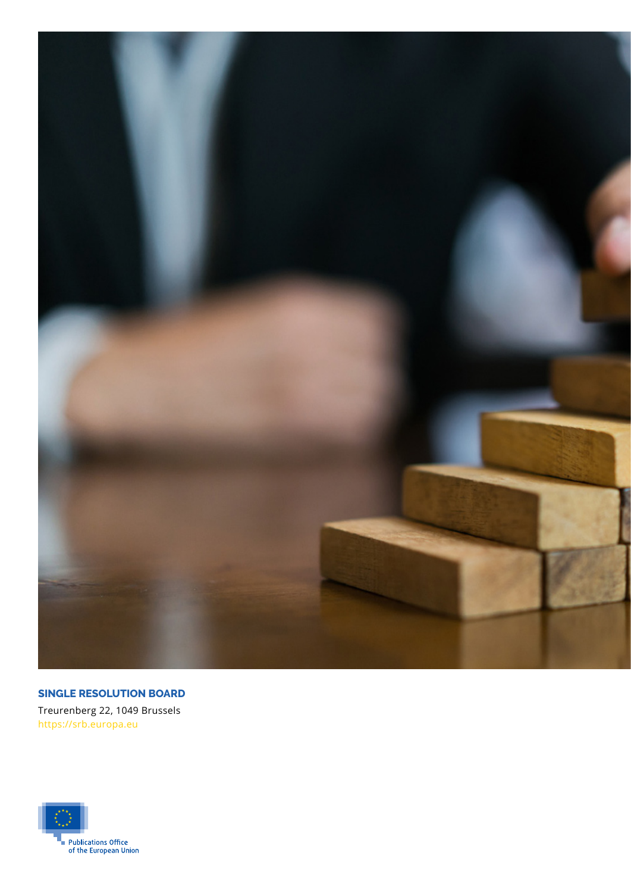**SINGLE RESOLUTION BOARD**

Treurenberg 22, 1049 Brussels

https://srb.europa.eu

Publications Office
of the European Union